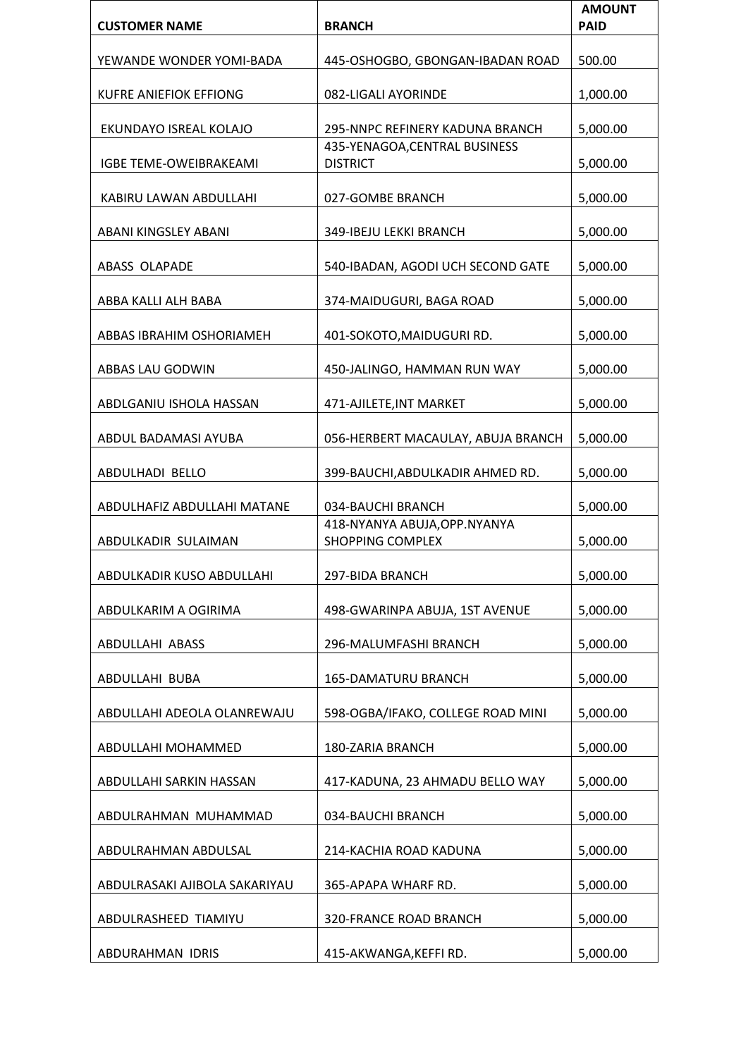| CUSTOMER NAME | BRANCH | AMOUNT PAID |
|---|---|---|
| YEWANDE WONDER YOMI-BADA | 445-OSHOGBO, GBONGAN-IBADAN ROAD | 500.00 |
| KUFRE ANIEFIOK EFFIONG | 082-LIGALI AYORINDE | 1,000.00 |
| EKUNDAYO ISREAL KOLAJO | 295-NNPC REFINERY KADUNA BRANCH | 5,000.00 |
| IGBE TEME-OWEIBRAKEAMI | 435-YENAGOA,CENTRAL BUSINESS DISTRICT | 5,000.00 |
| KABIRU LAWAN ABDULLAHI | 027-GOMBE BRANCH | 5,000.00 |
| ABANI KINGSLEY ABANI | 349-IBEJU LEKKI BRANCH | 5,000.00 |
| ABASS OLAPADE | 540-IBADAN, AGODI UCH SECOND GATE | 5,000.00 |
| ABBA KALLI ALH BABA | 374-MAIDUGURI, BAGA ROAD | 5,000.00 |
| ABBAS IBRAHIM OSHORIAMEH | 401-SOKOTO,MAIDUGURI RD. | 5,000.00 |
| ABBAS LAU GODWIN | 450-JALINGO, HAMMAN RUN WAY | 5,000.00 |
| ABDLGANIU ISHOLA HASSAN | 471-AJILETE,INT MARKET | 5,000.00 |
| ABDUL BADAMASI AYUBA | 056-HERBERT MACAULAY, ABUJA BRANCH | 5,000.00 |
| ABDULHADI BELLO | 399-BAUCHI,ABDULKADIR AHMED RD. | 5,000.00 |
| ABDULHAFIZ ABDULLAHI MATANE | 034-BAUCHI BRANCH | 5,000.00 |
| ABDULKADIR SULAIMAN | 418-NYANYA ABUJA,OPP.NYANYA SHOPPING COMPLEX | 5,000.00 |
| ABDULKADIR KUSO ABDULLAHI | 297-BIDA BRANCH | 5,000.00 |
| ABDULKARIM A OGIRIMA | 498-GWARINPA ABUJA, 1ST AVENUE | 5,000.00 |
| ABDULLAHI ABASS | 296-MALUMFASHI BRANCH | 5,000.00 |
| ABDULLAHI BUBA | 165-DAMATURU BRANCH | 5,000.00 |
| ABDULLAHI ADEOLA OLANREWAJU | 598-OGBA/IFAKO, COLLEGE ROAD MINI | 5,000.00 |
| ABDULLAHI MOHAMMED | 180-ZARIA BRANCH | 5,000.00 |
| ABDULLAHI SARKIN HASSAN | 417-KADUNA, 23 AHMADU BELLO WAY | 5,000.00 |
| ABDULRAHMAN MUHAMMAD | 034-BAUCHI BRANCH | 5,000.00 |
| ABDULRAHMAN ABDULSAL | 214-KACHIA ROAD KADUNA | 5,000.00 |
| ABDULRASAKI AJIBOLA SAKARIYAU | 365-APAPA WHARF RD. | 5,000.00 |
| ABDULRASHEED TIAMIYU | 320-FRANCE ROAD BRANCH | 5,000.00 |
| ABDURAHMAN IDRIS | 415-AKWANGA,KEFFI RD. | 5,000.00 |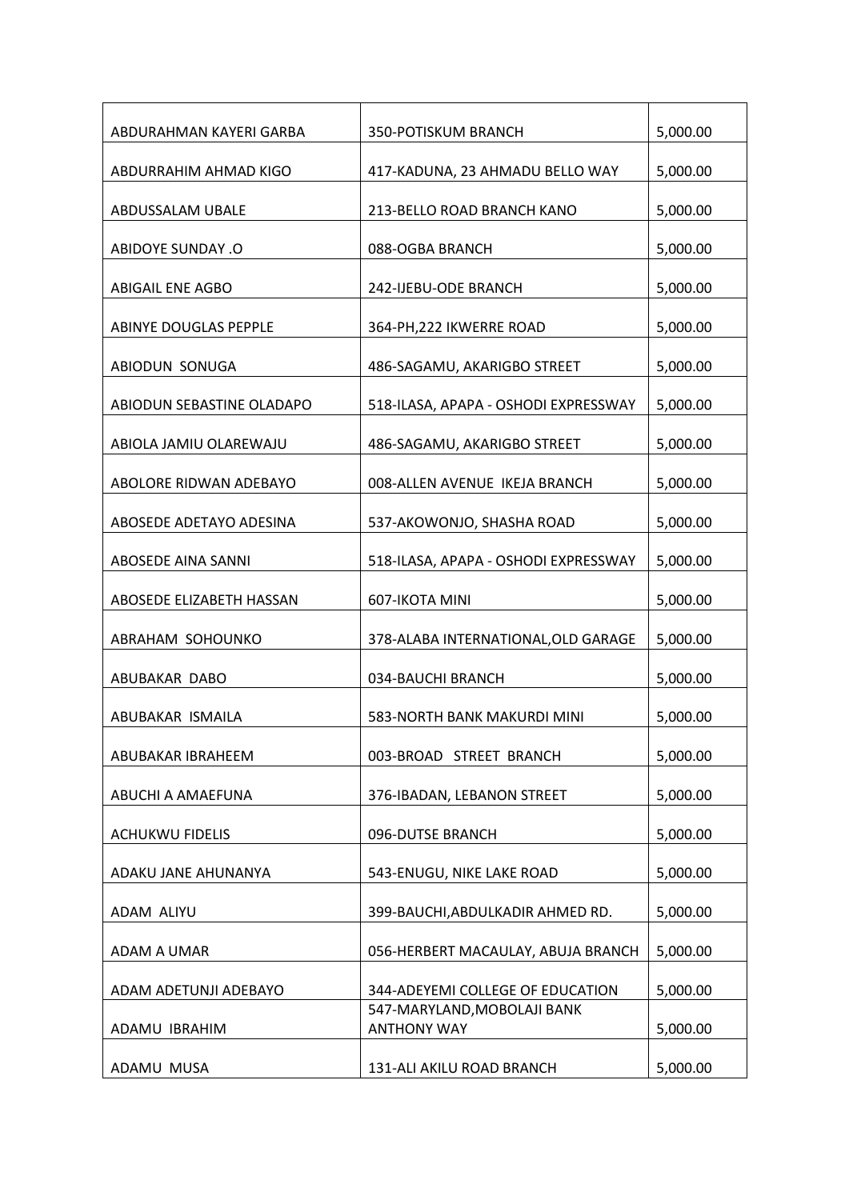| ABDURAHMAN KAYERI GARBA | 350-POTISKUM BRANCH | 5,000.00 |
|---|---|---|
| ABDURRAHIM AHMAD KIGO | 417-KADUNA, 23 AHMADU BELLO WAY | 5,000.00 |
| ABDUSSALAM UBALE | 213-BELLO ROAD BRANCH KANO | 5,000.00 |
| ABIDOYE SUNDAY .O | 088-OGBA BRANCH | 5,000.00 |
| ABIGAIL ENE AGBO | 242-IJEBU-ODE BRANCH | 5,000.00 |
| ABINYE DOUGLAS PEPPLE | 364-PH,222 IKWERRE ROAD | 5,000.00 |
| ABIODUN SONUGA | 486-SAGAMU, AKARIGBO STREET | 5,000.00 |
| ABIODUN SEBASTINE OLADAPO | 518-ILASA, APAPA - OSHODI EXPRESSWAY | 5,000.00 |
| ABIOLA JAMIU OLAREWAJU | 486-SAGAMU, AKARIGBO STREET | 5,000.00 |
| ABOLORE RIDWAN ADEBAYO | 008-ALLEN AVENUE IKEJA BRANCH | 5,000.00 |
| ABOSEDE ADETAYO ADESINA | 537-AKOWONJO, SHASHA ROAD | 5,000.00 |
| ABOSEDE AINA SANNI | 518-ILASA, APAPA - OSHODI EXPRESSWAY | 5,000.00 |
| ABOSEDE ELIZABETH HASSAN | 607-IKOTA MINI | 5,000.00 |
| ABRAHAM SOHOUNKO | 378-ALABA INTERNATIONAL,OLD GARAGE | 5,000.00 |
| ABUBAKAR DABO | 034-BAUCHI BRANCH | 5,000.00 |
| ABUBAKAR ISMAILA | 583-NORTH BANK MAKURDI MINI | 5,000.00 |
| ABUBAKAR IBRAHEEM | 003-BROAD STREET BRANCH | 5,000.00 |
| ABUCHI A AMAEFUNA | 376-IBADAN, LEBANON STREET | 5,000.00 |
| ACHUKWU FIDELIS | 096-DUTSE BRANCH | 5,000.00 |
| ADAKU JANE AHUNANYA | 543-ENUGU, NIKE LAKE ROAD | 5,000.00 |
| ADAM ALIYU | 399-BAUCHI,ABDULKADIR AHMED RD. | 5,000.00 |
| ADAM A UMAR | 056-HERBERT MACAULAY, ABUJA BRANCH | 5,000.00 |
| ADAM ADETUNJI ADEBAYO | 344-ADEYEMI COLLEGE OF EDUCATION | 5,000.00 |
| ADAMU IBRAHIM | 547-MARYLAND,MOBOLAJI BANK ANTHONY WAY | 5,000.00 |
| ADAMU MUSA | 131-ALI AKILU ROAD BRANCH | 5,000.00 |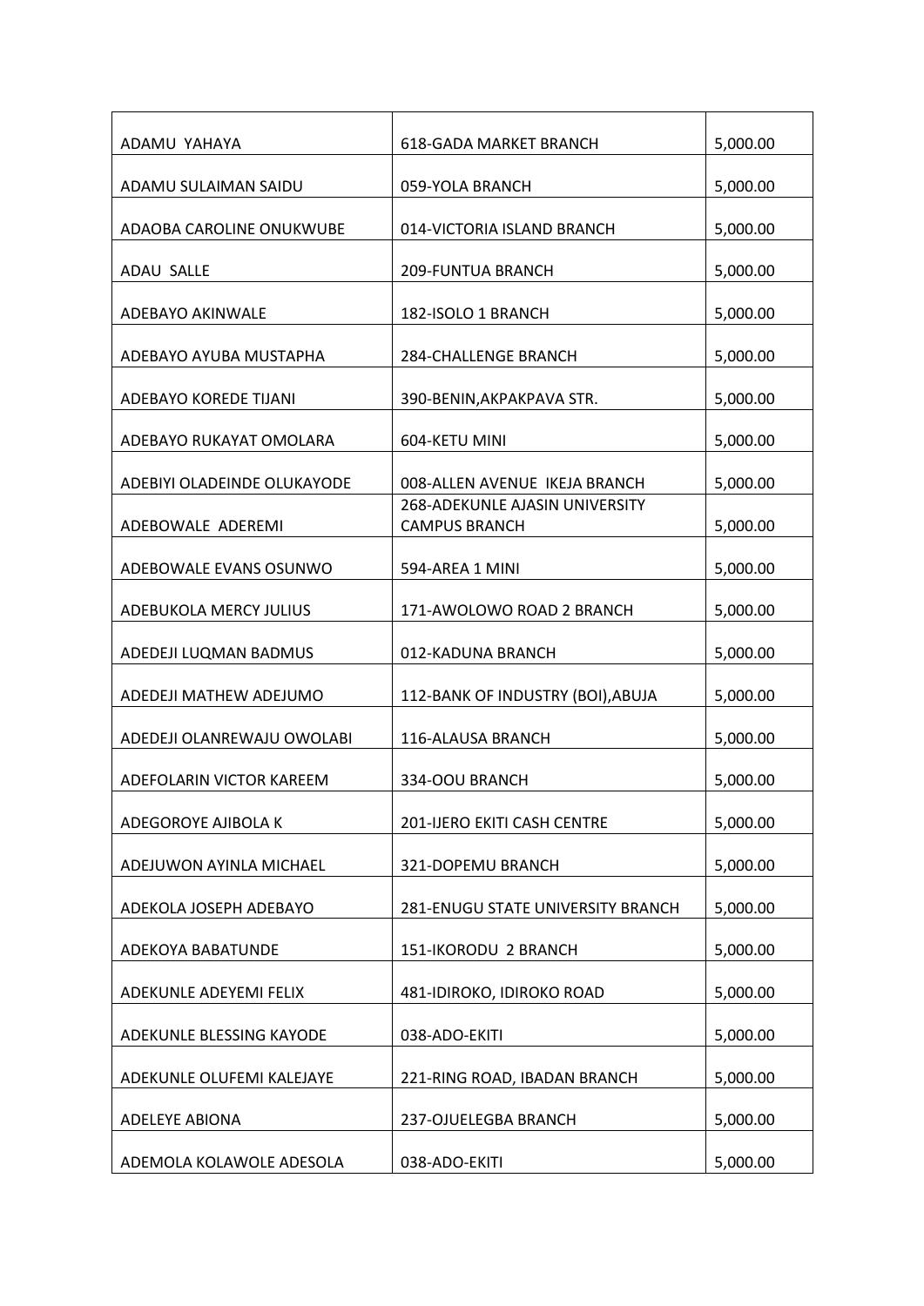| | | |
|---|---|---|
| ADAMU YAHAYA | 618-GADA MARKET BRANCH | 5,000.00 |
| ADAMU SULAIMAN SAIDU | 059-YOLA BRANCH | 5,000.00 |
| ADAOBA CAROLINE ONUKWUBE | 014-VICTORIA ISLAND BRANCH | 5,000.00 |
| ADAU SALLE | 209-FUNTUA BRANCH | 5,000.00 |
| ADEBAYO AKINWALE | 182-ISOLO 1 BRANCH | 5,000.00 |
| ADEBAYO AYUBA MUSTAPHA | 284-CHALLENGE BRANCH | 5,000.00 |
| ADEBAYO KOREDE TIJANI | 390-BENIN,AKPAKPAVA STR. | 5,000.00 |
| ADEBAYO RUKAYAT OMOLARA | 604-KETU MINI | 5,000.00 |
| ADEBIYI OLADEINDE OLUKAYODE | 008-ALLEN AVENUE IKEJA BRANCH | 5,000.00 |
| ADEBOWALE ADEREMI | 268-ADEKUNLE AJASIN UNIVERSITY CAMPUS BRANCH | 5,000.00 |
| ADEBOWALE EVANS OSUNWO | 594-AREA 1 MINI | 5,000.00 |
| ADEBUKOLA MERCY JULIUS | 171-AWOLOWO ROAD 2 BRANCH | 5,000.00 |
| ADEDEJI LUQMAN BADMUS | 012-KADUNA BRANCH | 5,000.00 |
| ADEDEJI MATHEW ADEJUMO | 112-BANK OF INDUSTRY (BOI),ABUJA | 5,000.00 |
| ADEDEJI OLANREWAJU OWOLABI | 116-ALAUSA BRANCH | 5,000.00 |
| ADEFOLARIN VICTOR KAREEM | 334-OOU BRANCH | 5,000.00 |
| ADEGOROYE AJIBOLA K | 201-IJERO EKITI CASH CENTRE | 5,000.00 |
| ADEJUWON AYINLA MICHAEL | 321-DOPEMU BRANCH | 5,000.00 |
| ADEKOLA JOSEPH ADEBAYO | 281-ENUGU STATE UNIVERSITY BRANCH | 5,000.00 |
| ADEKOYA BABATUNDE | 151-IKORODU 2 BRANCH | 5,000.00 |
| ADEKUNLE ADEYEMI FELIX | 481-IDIROKO, IDIROKO ROAD | 5,000.00 |
| ADEKUNLE BLESSING KAYODE | 038-ADO-EKITI | 5,000.00 |
| ADEKUNLE OLUFEMI KALEJAYE | 221-RING ROAD, IBADAN BRANCH | 5,000.00 |
| ADELEYE ABIONA | 237-OJUELEGBA BRANCH | 5,000.00 |
| ADEMOLA KOLAWOLE ADESOLA | 038-ADO-EKITI | 5,000.00 |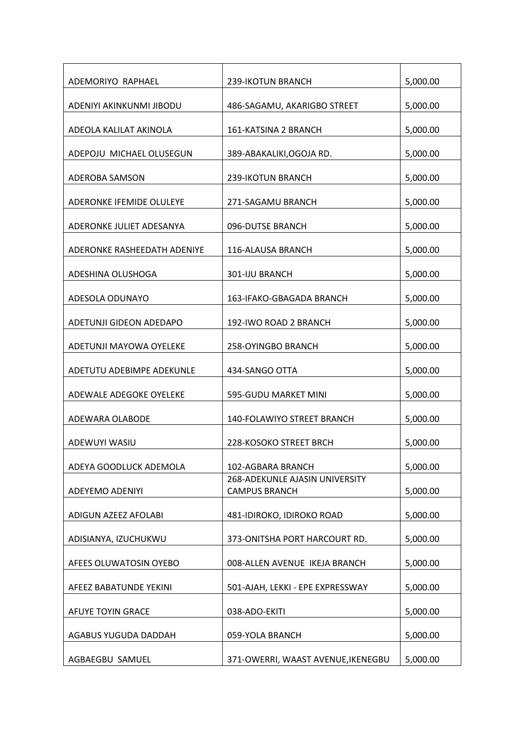| | | |
|---|---|---|
| ADEMORIYO RAPHAEL | 239-IKOTUN BRANCH | 5,000.00 |
| ADENIYI AKINKUNMI JIBODU | 486-SAGAMU, AKARIGBO STREET | 5,000.00 |
| ADEOLA KALILAT AKINOLA | 161-KATSINA 2 BRANCH | 5,000.00 |
| ADEPOJU MICHAEL OLUSEGUN | 389-ABAKALIKI,OGOJA RD. | 5,000.00 |
| ADEROBA SAMSON | 239-IKOTUN BRANCH | 5,000.00 |
| ADERONKE IFEMIDE OLULEYE | 271-SAGAMU BRANCH | 5,000.00 |
| ADERONKE JULIET ADESANYA | 096-DUTSE BRANCH | 5,000.00 |
| ADERONKE RASHEEDATH ADENIYE | 116-ALAUSA BRANCH | 5,000.00 |
| ADESHINA OLUSHOGA | 301-IJU BRANCH | 5,000.00 |
| ADESOLA ODUNAYO | 163-IFAKO-GBAGADA BRANCH | 5,000.00 |
| ADETUNJI GIDEON ADEDAPO | 192-IWO ROAD 2 BRANCH | 5,000.00 |
| ADETUNJI MAYOWA OYELEKE | 258-OYINGBO BRANCH | 5,000.00 |
| ADETUTU ADEBIMPE ADEKUNLE | 434-SANGO OTTA | 5,000.00 |
| ADEWALE ADEGOKE OYELEKE | 595-GUDU MARKET MINI | 5,000.00 |
| ADEWARA OLABODE | 140-FOLAWIYO STREET BRANCH | 5,000.00 |
| ADEWUYI WASIU | 228-KOSOKO STREET BRCH | 5,000.00 |
| ADEYA GOODLUCK ADEMOLA | 102-AGBARA BRANCH | 5,000.00 |
| ADEYEMO ADENIYI | 268-ADEKUNLE AJASIN UNIVERSITY CAMPUS BRANCH | 5,000.00 |
| ADIGUN AZEEZ AFOLABI | 481-IDIROKO, IDIROKO ROAD | 5,000.00 |
| ADISIANYA, IZUCHUKWU | 373-ONITSHA PORT HARCOURT RD. | 5,000.00 |
| AFEES OLUWATOSIN OYEBO | 008-ALLEN AVENUE IKEJA BRANCH | 5,000.00 |
| AFEEZ BABATUNDE YEKINI | 501-AJAH, LEKKI - EPE EXPRESSWAY | 5,000.00 |
| AFUYE TOYIN GRACE | 038-ADO-EKITI | 5,000.00 |
| AGABUS YUGUDA DADDAH | 059-YOLA BRANCH | 5,000.00 |
| AGBAEGBU SAMUEL | 371-OWERRI, WAAST AVENUE,IKENEGBU | 5,000.00 |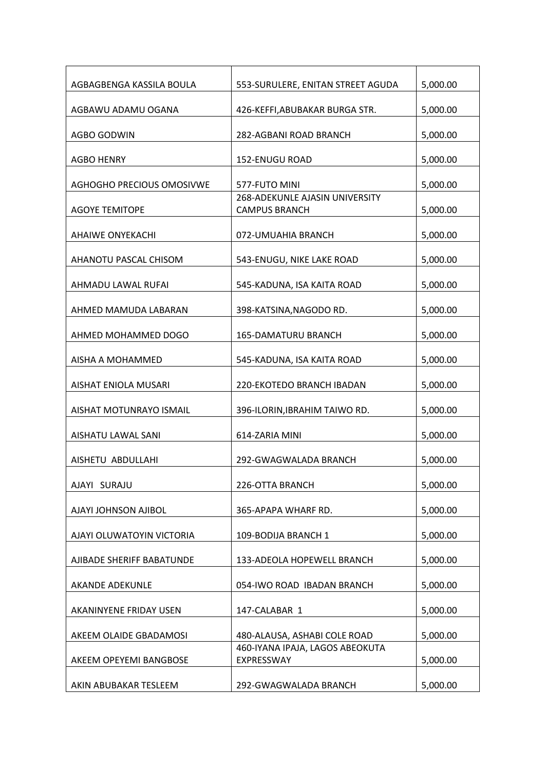| | | |
|---|---|---|
| AGBAGBENGA KASSILA BOULA | 553-SURULERE, ENITAN STREET AGUDA | 5,000.00 |
| AGBAWU ADAMU OGANA | 426-KEFFI,ABUBAKAR BURGA STR. | 5,000.00 |
| AGBO GODWIN | 282-AGBANI ROAD BRANCH | 5,000.00 |
| AGBO HENRY | 152-ENUGU ROAD | 5,000.00 |
| AGHOGHO PRECIOUS OMOSIVWE | 577-FUTO MINI | 5,000.00 |
| AGOYE TEMITOPE | 268-ADEKUNLE AJASIN UNIVERSITY CAMPUS BRANCH | 5,000.00 |
| AHAIWE ONYEKACHI | 072-UMUAHIA BRANCH | 5,000.00 |
| AHANOTU PASCAL CHISOM | 543-ENUGU, NIKE LAKE ROAD | 5,000.00 |
| AHMADU LAWAL RUFAI | 545-KADUNA, ISA KAITA ROAD | 5,000.00 |
| AHMED MAMUDA LABARAN | 398-KATSINA,NAGODO RD. | 5,000.00 |
| AHMED MOHAMMED DOGO | 165-DAMATURU BRANCH | 5,000.00 |
| AISHA A MOHAMMED | 545-KADUNA, ISA KAITA ROAD | 5,000.00 |
| AISHAT ENIOLA MUSARI | 220-EKOTEDO BRANCH IBADAN | 5,000.00 |
| AISHAT MOTUNRAYO ISMAIL | 396-ILORIN,IBRAHIM TAIWO RD. | 5,000.00 |
| AISHATU LAWAL SANI | 614-ZARIA MINI | 5,000.00 |
| AISHETU ABDULLAHI | 292-GWAGWALADA BRANCH | 5,000.00 |
| AJAYI SURAJU | 226-OTTA BRANCH | 5,000.00 |
| AJAYI JOHNSON AJIBOL | 365-APAPA WHARF RD. | 5,000.00 |
| AJAYI OLUWATOYIN VICTORIA | 109-BODIJA BRANCH 1 | 5,000.00 |
| AJIBADE SHERIFF BABATUNDE | 133-ADEOLA HOPEWELL BRANCH | 5,000.00 |
| AKANDE ADEKUNLE | 054-IWO ROAD IBADAN BRANCH | 5,000.00 |
| AKANINYENE FRIDAY USEN | 147-CALABAR 1 | 5,000.00 |
| AKEEM OLAIDE GBADAMOSI | 480-ALAUSA, ASHABI COLE ROAD | 5,000.00 |
| AKEEM OPEYEMI BANGBOSE | 460-IYANA IPAJA, LAGOS ABEOKUTA EXPRESSWAY | 5,000.00 |
| AKIN ABUBAKAR TESLEEM | 292-GWAGWALADA BRANCH | 5,000.00 |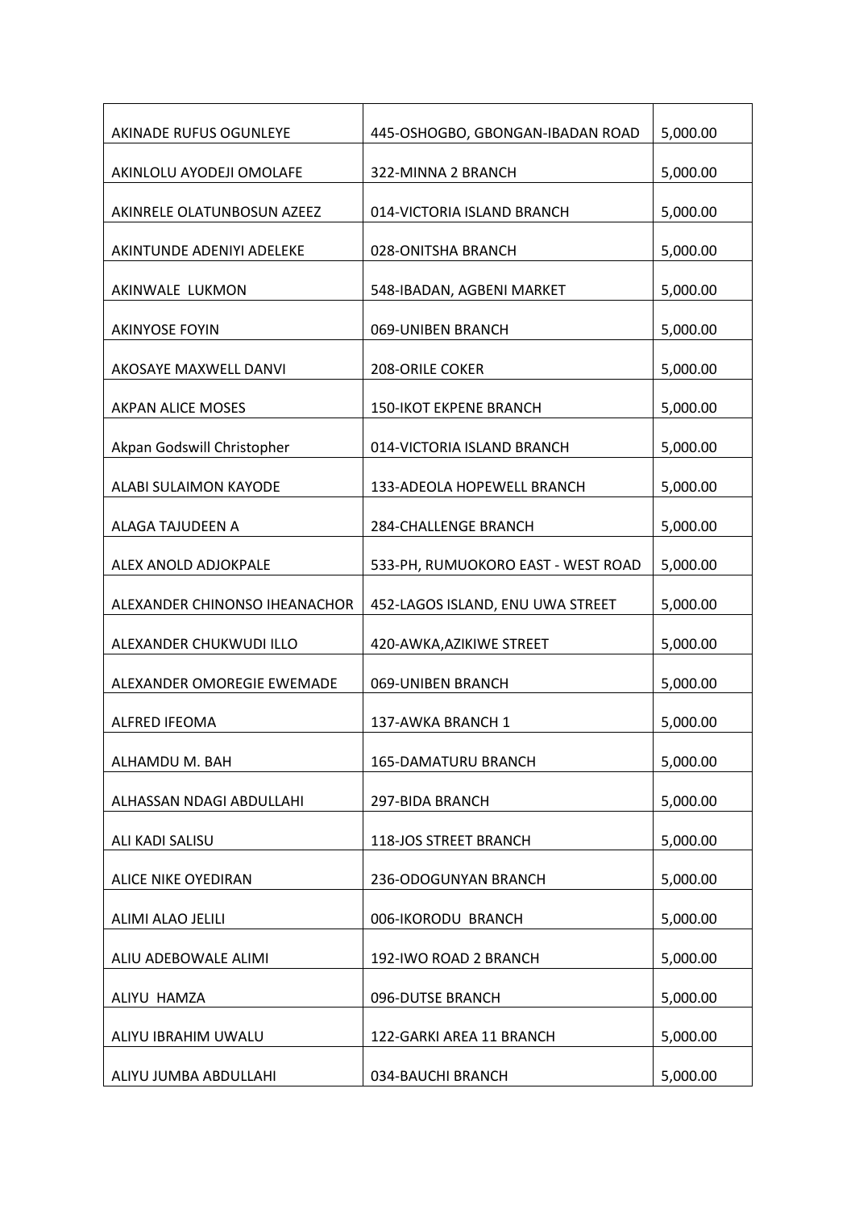| | | |
|---|---|---|
| AKINADE RUFUS OGUNLEYE | 445-OSHOGBO, GBONGAN-IBADAN ROAD | 5,000.00 |
| AKINLOLU AYODEJI OMOLAFE | 322-MINNA 2 BRANCH | 5,000.00 |
| AKINRELE OLATUNBOSUN AZEEZ | 014-VICTORIA ISLAND BRANCH | 5,000.00 |
| AKINTUNDE ADENIYI ADELEKE | 028-ONITSHA BRANCH | 5,000.00 |
| AKINWALE LUKMON | 548-IBADAN, AGBENI MARKET | 5,000.00 |
| AKINYOSE FOYIN | 069-UNIBEN BRANCH | 5,000.00 |
| AKOSAYE MAXWELL DANVI | 208-ORILE COKER | 5,000.00 |
| AKPAN ALICE MOSES | 150-IKOT EKPENE BRANCH | 5,000.00 |
| Akpan Godswill Christopher | 014-VICTORIA ISLAND BRANCH | 5,000.00 |
| ALABI SULAIMON KAYODE | 133-ADEOLA HOPEWELL BRANCH | 5,000.00 |
| ALAGA TAJUDEEN A | 284-CHALLENGE BRANCH | 5,000.00 |
| ALEX ANOLD ADJOKPALE | 533-PH, RUMUOKORO EAST - WEST ROAD | 5,000.00 |
| ALEXANDER CHINONSO IHEANACHOR | 452-LAGOS ISLAND, ENU UWA STREET | 5,000.00 |
| ALEXANDER CHUKWUDI ILLO | 420-AWKA,AZIKIWE STREET | 5,000.00 |
| ALEXANDER OMOREGIE EWEMADE | 069-UNIBEN BRANCH | 5,000.00 |
| ALFRED IFEOMA | 137-AWKA BRANCH 1 | 5,000.00 |
| ALHAMDU M. BAH | 165-DAMATURU BRANCH | 5,000.00 |
| ALHASSAN NDAGI ABDULLAHI | 297-BIDA BRANCH | 5,000.00 |
| ALI KADI SALISU | 118-JOS STREET BRANCH | 5,000.00 |
| ALICE NIKE OYEDIRAN | 236-ODOGUNYAN BRANCH | 5,000.00 |
| ALIMI ALAO JELILI | 006-IKORODU BRANCH | 5,000.00 |
| ALIU ADEBOWALE ALIMI | 192-IWO ROAD 2 BRANCH | 5,000.00 |
| ALIYU HAMZA | 096-DUTSE BRANCH | 5,000.00 |
| ALIYU IBRAHIM UWALU | 122-GARKI AREA 11 BRANCH | 5,000.00 |
| ALIYU JUMBA ABDULLAHI | 034-BAUCHI BRANCH | 5,000.00 |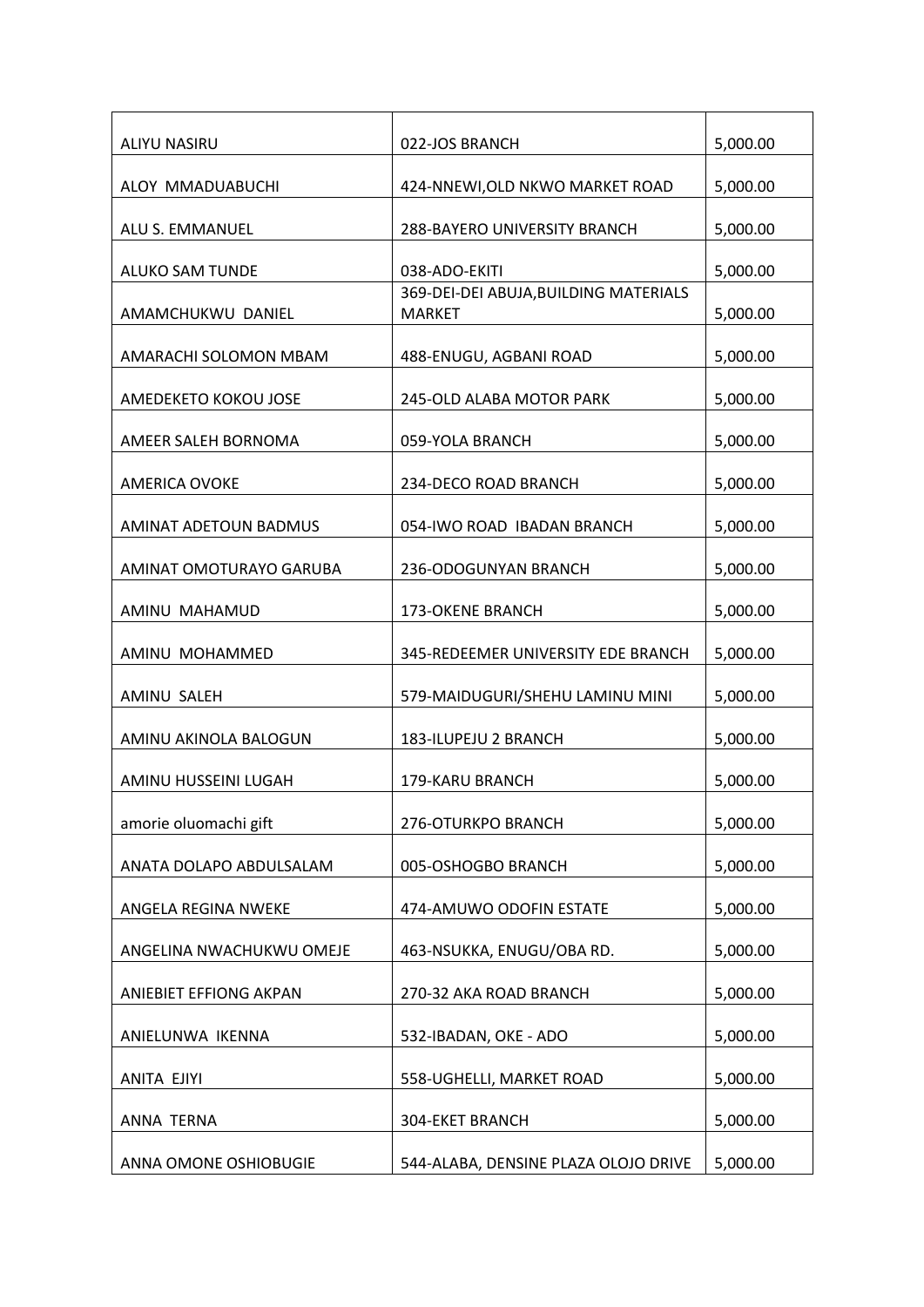| ALIYU NASIRU | 022-JOS BRANCH | 5,000.00 |
|---|---|---|
| ALOY MMADUABUCHI | 424-NNEWI,OLD NKWO MARKET ROAD | 5,000.00 |
| ALU S. EMMANUEL | 288-BAYERO UNIVERSITY BRANCH | 5,000.00 |
| ALUKO SAM TUNDE | 038-ADO-EKITI | 5,000.00 |
| AMAMCHUKWU DANIEL | 369-DEI-DEI ABUJA,BUILDING MATERIALS MARKET | 5,000.00 |
| AMARACHI SOLOMON MBAM | 488-ENUGU, AGBANI ROAD | 5,000.00 |
| AMEDEKETO KOKOU JOSE | 245-OLD ALABA MOTOR PARK | 5,000.00 |
| AMEER SALEH BORNOMA | 059-YOLA BRANCH | 5,000.00 |
| AMERICA OVOKE | 234-DECO ROAD BRANCH | 5,000.00 |
| AMINAT ADETOUN BADMUS | 054-IWO ROAD IBADAN BRANCH | 5,000.00 |
| AMINAT OMOTURAYO GARUBA | 236-ODOGUNYAN BRANCH | 5,000.00 |
| AMINU MAHAMUD | 173-OKENE BRANCH | 5,000.00 |
| AMINU MOHAMMED | 345-REDEEMER UNIVERSITY EDE BRANCH | 5,000.00 |
| AMINU SALEH | 579-MAIDUGURI/SHEHU LAMINU MINI | 5,000.00 |
| AMINU AKINOLA BALOGUN | 183-ILUPEJU 2 BRANCH | 5,000.00 |
| AMINU HUSSEINI LUGAH | 179-KARU BRANCH | 5,000.00 |
| amorie oluomachi gift | 276-OTURKPO BRANCH | 5,000.00 |
| ANATA DOLAPO ABDULSALAM | 005-OSHOGBO BRANCH | 5,000.00 |
| ANGELA REGINA NWEKE | 474-AMUWO ODOFIN ESTATE | 5,000.00 |
| ANGELINA NWACHUKWU OMEJE | 463-NSUKKA, ENUGU/OBA RD. | 5,000.00 |
| ANIEBIET EFFIONG AKPAN | 270-32 AKA ROAD BRANCH | 5,000.00 |
| ANIELUNWA IKENNA | 532-IBADAN, OKE - ADO | 5,000.00 |
| ANITA EJIYI | 558-UGHELLI, MARKET ROAD | 5,000.00 |
| ANNA TERNA | 304-EKET BRANCH | 5,000.00 |
| ANNA OMONE OSHIOBUGIE | 544-ALABA, DENSINE PLAZA OLOJO DRIVE | 5,000.00 |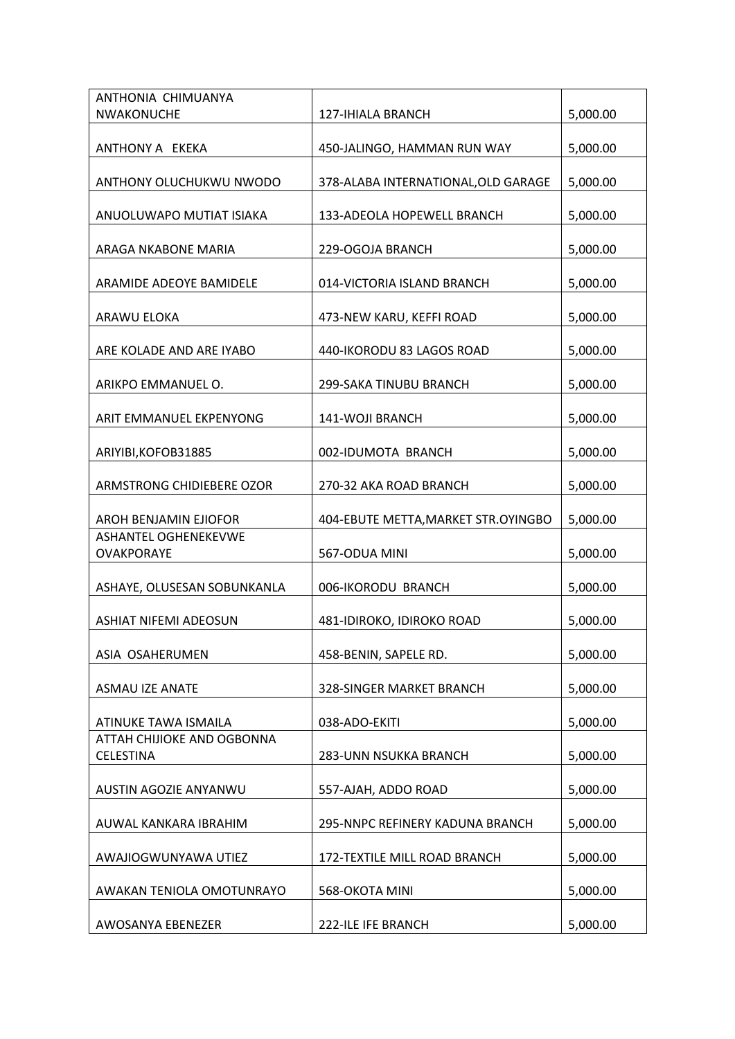| ANTHONIA CHIMUANYA NWAKONUCHE | 127-IHIALA BRANCH | 5,000.00 |
|---|---|---|
| ANTHONY A EKEKA | 450-JALINGO, HAMMAN RUN WAY | 5,000.00 |
| ANTHONY OLUCHUKWU NWODO | 378-ALABA INTERNATIONAL,OLD GARAGE | 5,000.00 |
| ANUOLUWAPO MUTIAT ISIAKA | 133-ADEOLA HOPEWELL BRANCH | 5,000.00 |
| ARAGA NKABONE MARIA | 229-OGOJA BRANCH | 5,000.00 |
| ARAMIDE ADEOYE BAMIDELE | 014-VICTORIA ISLAND BRANCH | 5,000.00 |
| ARAWU ELOKA | 473-NEW KARU, KEFFI ROAD | 5,000.00 |
| ARE KOLADE AND ARE IYABO | 440-IKORODU 83 LAGOS ROAD | 5,000.00 |
| ARIKPO EMMANUEL O. | 299-SAKA TINUBU BRANCH | 5,000.00 |
| ARIT EMMANUEL EKPENYONG | 141-WOJI BRANCH | 5,000.00 |
| ARIYIBI,KOFOB31885 | 002-IDUMOTA BRANCH | 5,000.00 |
| ARMSTRONG CHIDIEBERE OZOR | 270-32 AKA ROAD BRANCH | 5,000.00 |
| AROH BENJAMIN EJIOFOR | 404-EBUTE METTA,MARKET STR.OYINGBO | 5,000.00 |
| ASHANTEL OGHENEKEVWE OVAKPORAYE | 567-ODUA MINI | 5,000.00 |
| ASHAYE, OLUSESAN SOBUNKANLA | 006-IKORODU BRANCH | 5,000.00 |
| ASHIAT NIFEMI ADEOSUN | 481-IDIROKO, IDIROKO ROAD | 5,000.00 |
| ASIA OSAHERUMEN | 458-BENIN, SAPELE RD. | 5,000.00 |
| ASMAU IZE ANATE | 328-SINGER MARKET BRANCH | 5,000.00 |
| ATINUKE TAWA ISMAILA | 038-ADO-EKITI | 5,000.00 |
| ATTAH CHIJIOKE AND OGBONNA CELESTINA | 283-UNN NSUKKA BRANCH | 5,000.00 |
| AUSTIN AGOZIE ANYANWU | 557-AJAH, ADDO ROAD | 5,000.00 |
| AUWAL KANKARA IBRAHIM | 295-NNPC REFINERY KADUNA BRANCH | 5,000.00 |
| AWAJIOGWUNYAWA UTIEZ | 172-TEXTILE MILL ROAD BRANCH | 5,000.00 |
| AWAKAN TENIOLA OMOTUNRAYO | 568-OKOTA MINI | 5,000.00 |
| AWOSANYA EBENEZER | 222-ILE IFE BRANCH | 5,000.00 |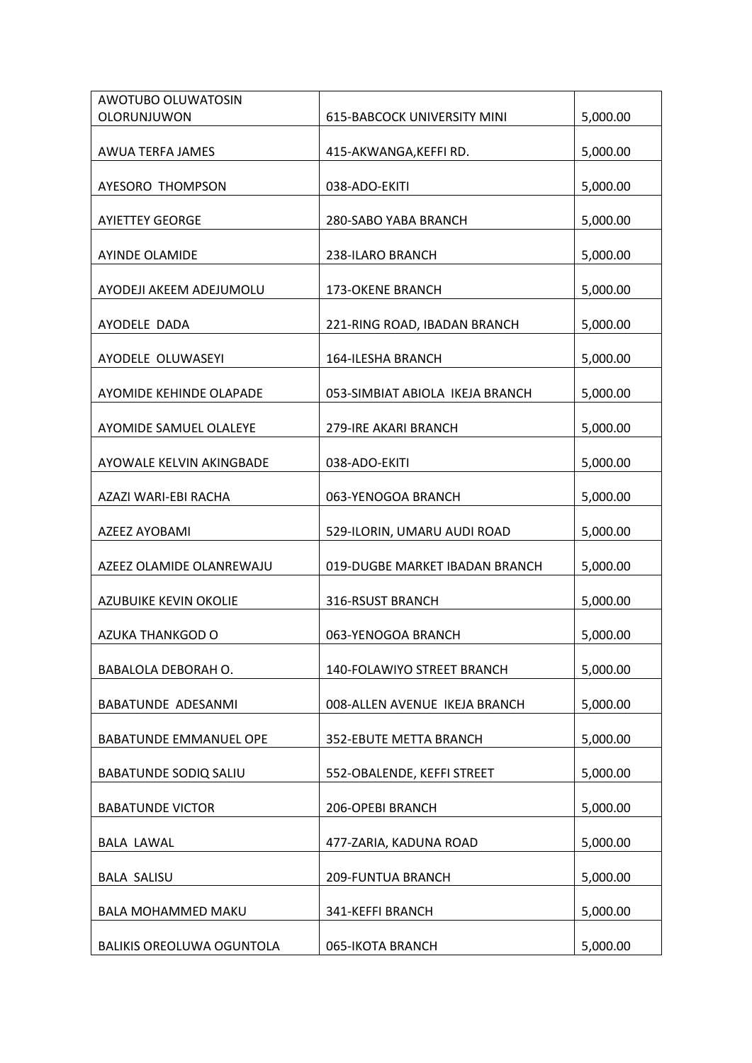| AWOTUBO OLUWATOSIN OLORUNJUWON | 615-BABCOCK UNIVERSITY MINI | 5,000.00 |
|---|---|---|
| AWUA TERFA JAMES | 415-AKWANGA,KEFFI RD. | 5,000.00 |
| AYESORO THOMPSON | 038-ADO-EKITI | 5,000.00 |
| AYIETTEY GEORGE | 280-SABO YABA BRANCH | 5,000.00 |
| AYINDE OLAMIDE | 238-ILARO BRANCH | 5,000.00 |
| AYODEJI AKEEM ADEJUMOLU | 173-OKENE BRANCH | 5,000.00 |
| AYODELE DADA | 221-RING ROAD, IBADAN BRANCH | 5,000.00 |
| AYODELE OLUWASEYI | 164-ILESHA BRANCH | 5,000.00 |
| AYOMIDE KEHINDE OLAPADE | 053-SIMBIAT ABIOLA IKEJA BRANCH | 5,000.00 |
| AYOMIDE SAMUEL OLALEYE | 279-IRE AKARI BRANCH | 5,000.00 |
| AYOWALE KELVIN AKINGBADE | 038-ADO-EKITI | 5,000.00 |
| AZAZI WARI-EBI RACHA | 063-YENOGOA BRANCH | 5,000.00 |
| AZEEZ AYOBAMI | 529-ILORIN, UMARU AUDI ROAD | 5,000.00 |
| AZEEZ OLAMIDE OLANREWAJU | 019-DUGBE MARKET IBADAN BRANCH | 5,000.00 |
| AZUBUIKE KEVIN OKOLIE | 316-RSUST BRANCH | 5,000.00 |
| AZUKA THANKGOD O | 063-YENOGOA BRANCH | 5,000.00 |
| BABALOLA DEBORAH O. | 140-FOLAWIYO STREET BRANCH | 5,000.00 |
| BABATUNDE ADESANMI | 008-ALLEN AVENUE IKEJA BRANCH | 5,000.00 |
| BABATUNDE EMMANUEL OPE | 352-EBUTE METTA BRANCH | 5,000.00 |
| BABATUNDE SODIQ SALIU | 552-OBALENDE, KEFFI STREET | 5,000.00 |
| BABATUNDE VICTOR | 206-OPEBI BRANCH | 5,000.00 |
| BALA LAWAL | 477-ZARIA, KADUNA ROAD | 5,000.00 |
| BALA SALISU | 209-FUNTUA BRANCH | 5,000.00 |
| BALA MOHAMMED MAKU | 341-KEFFI BRANCH | 5,000.00 |
| BALIKIS OREOLUWA OGUNTOLA | 065-IKOTA BRANCH | 5,000.00 |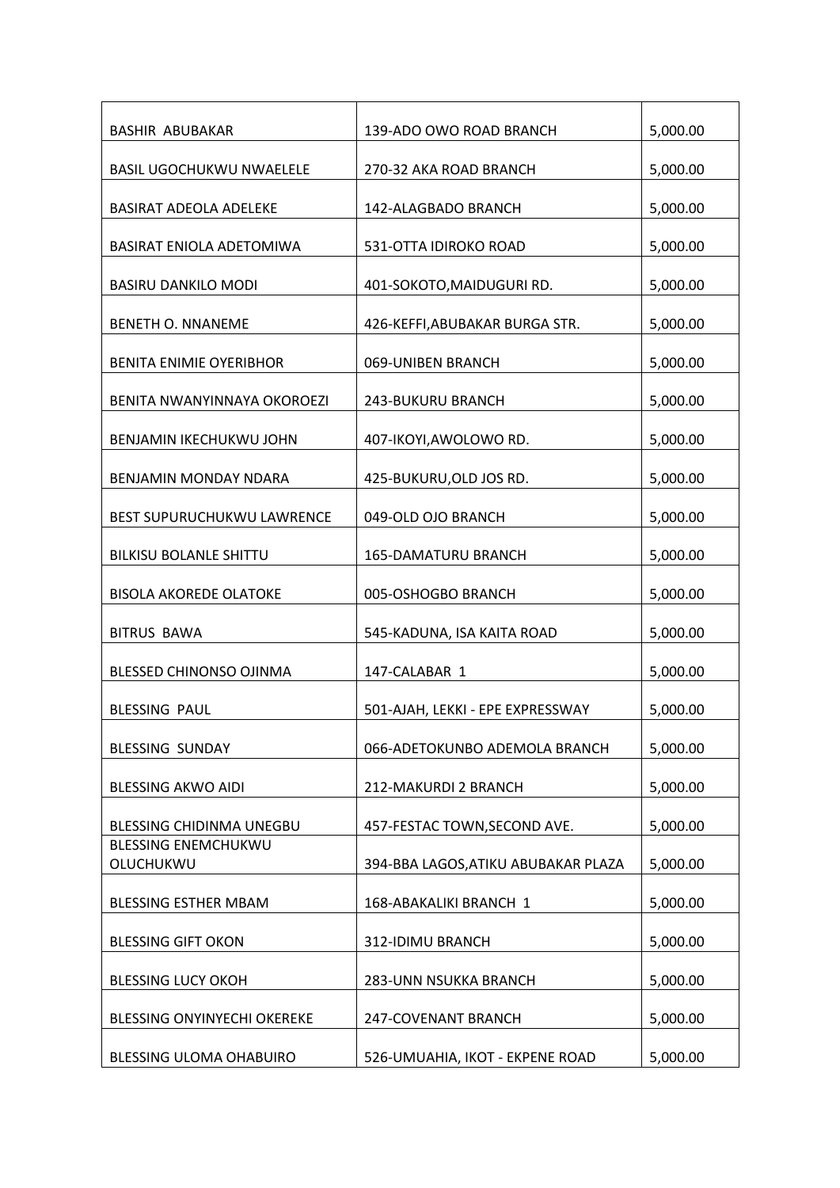| | | |
|---|---|---|
| BASHIR ABUBAKAR | 139-ADO OWO ROAD BRANCH | 5,000.00 |
| BASIL UGOCHUKWU NWAELELE | 270-32 AKA ROAD BRANCH | 5,000.00 |
| BASIRAT ADEOLA ADELEKE | 142-ALAGBADO BRANCH | 5,000.00 |
| BASIRAT ENIOLA ADETOMIWA | 531-OTTA IDIROKO ROAD | 5,000.00 |
| BASIRU DANKILO MODI | 401-SOKOTO,MAIDUGURI RD. | 5,000.00 |
| BENETH O. NNANEME | 426-KEFFI,ABUBAKAR BURGA STR. | 5,000.00 |
| BENITA ENIMIE OYERIBHOR | 069-UNIBEN BRANCH | 5,000.00 |
| BENITA NWANYINNAYA OKOROEZI | 243-BUKURU BRANCH | 5,000.00 |
| BENJAMIN IKECHUKWU JOHN | 407-IKOYI,AWOLOWO RD. | 5,000.00 |
| BENJAMIN MONDAY NDARA | 425-BUKURU,OLD JOS RD. | 5,000.00 |
| BEST SUPURUCHUKWU LAWRENCE | 049-OLD OJO BRANCH | 5,000.00 |
| BILKISU BOLANLE SHITTU | 165-DAMATURU BRANCH | 5,000.00 |
| BISOLA AKOREDE OLATOKE | 005-OSHOGBO BRANCH | 5,000.00 |
| BITRUS BAWA | 545-KADUNA, ISA KAITA ROAD | 5,000.00 |
| BLESSED CHINONSO OJINMA | 147-CALABAR 1 | 5,000.00 |
| BLESSING PAUL | 501-AJAH, LEKKI - EPE EXPRESSWAY | 5,000.00 |
| BLESSING SUNDAY | 066-ADETOKUNBO ADEMOLA BRANCH | 5,000.00 |
| BLESSING AKWO AIDI | 212-MAKURDI 2 BRANCH | 5,000.00 |
| BLESSING CHIDINMA UNEGBU | 457-FESTAC TOWN,SECOND AVE. | 5,000.00 |
| BLESSING ENEMCHUKWU OLUCHUKWU | 394-BBA LAGOS,ATIKU ABUBAKAR PLAZA | 5,000.00 |
| BLESSING ESTHER MBAM | 168-ABAKALIKI BRANCH 1 | 5,000.00 |
| BLESSING GIFT OKON | 312-IDIMU BRANCH | 5,000.00 |
| BLESSING LUCY OKOH | 283-UNN NSUKKA BRANCH | 5,000.00 |
| BLESSING ONYINYECHI OKEREKE | 247-COVENANT BRANCH | 5,000.00 |
| BLESSING ULOMA OHABUIRO | 526-UMUAHIA, IKOT - EKPENE ROAD | 5,000.00 |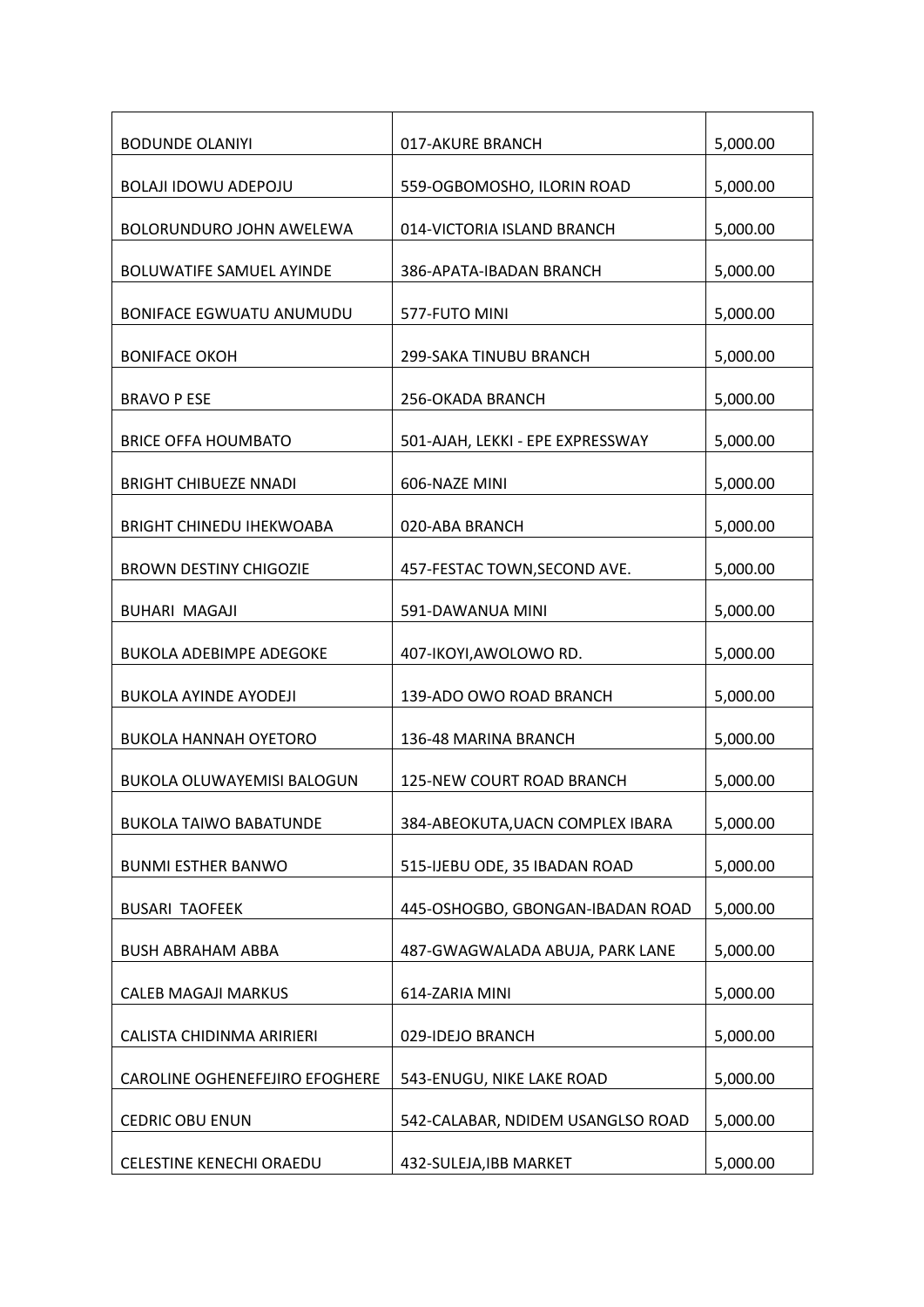| BODUNDE OLANIYI | 017-AKURE BRANCH | 5,000.00 |
|---|---|---|
| BOLAJI IDOWU ADEPOJU | 559-OGBOMOSHO, ILORIN ROAD | 5,000.00 |
| BOLORUNDURO JOHN AWELEWA | 014-VICTORIA ISLAND BRANCH | 5,000.00 |
| BOLUWATIFE SAMUEL AYINDE | 386-APATA-IBADAN BRANCH | 5,000.00 |
| BONIFACE EGWUATU ANUMUDU | 577-FUTO MINI | 5,000.00 |
| BONIFACE OKOH | 299-SAKA TINUBU BRANCH | 5,000.00 |
| BRAVO P ESE | 256-OKADA BRANCH | 5,000.00 |
| BRICE OFFA HOUMBATO | 501-AJAH, LEKKI - EPE EXPRESSWAY | 5,000.00 |
| BRIGHT CHIBUEZE NNADI | 606-NAZE MINI | 5,000.00 |
| BRIGHT CHINEDU IHEKWOABA | 020-ABA BRANCH | 5,000.00 |
| BROWN DESTINY CHIGOZIE | 457-FESTAC TOWN,SECOND AVE. | 5,000.00 |
| BUHARI MAGAJI | 591-DAWANUA MINI | 5,000.00 |
| BUKOLA ADEBIMPE ADEGOKE | 407-IKOYI,AWOLOWO RD. | 5,000.00 |
| BUKOLA AYINDE AYODEJI | 139-ADO OWO ROAD BRANCH | 5,000.00 |
| BUKOLA HANNAH OYETORO | 136-48 MARINA BRANCH | 5,000.00 |
| BUKOLA OLUWAYEMISI BALOGUN | 125-NEW COURT ROAD BRANCH | 5,000.00 |
| BUKOLA TAIWO BABATUNDE | 384-ABEOKUTA,UACN COMPLEX IBARA | 5,000.00 |
| BUNMI ESTHER BANWO | 515-IJEBU ODE, 35 IBADAN ROAD | 5,000.00 |
| BUSARI TAOFEEK | 445-OSHOGBO, GBONGAN-IBADAN ROAD | 5,000.00 |
| BUSH ABRAHAM ABBA | 487-GWAGWALADA ABUJA, PARK LANE | 5,000.00 |
| CALEB MAGAJI MARKUS | 614-ZARIA MINI | 5,000.00 |
| CALISTA CHIDINMA ARIRIERI | 029-IDEJO BRANCH | 5,000.00 |
| CAROLINE OGHENEFEJIRO EFOGHERE | 543-ENUGU, NIKE LAKE ROAD | 5,000.00 |
| CEDRIC OBU ENUN | 542-CALABAR, NDIDEM USANGLSO ROAD | 5,000.00 |
| CELESTINE KENECHI ORAEDU | 432-SULEJA,IBB MARKET | 5,000.00 |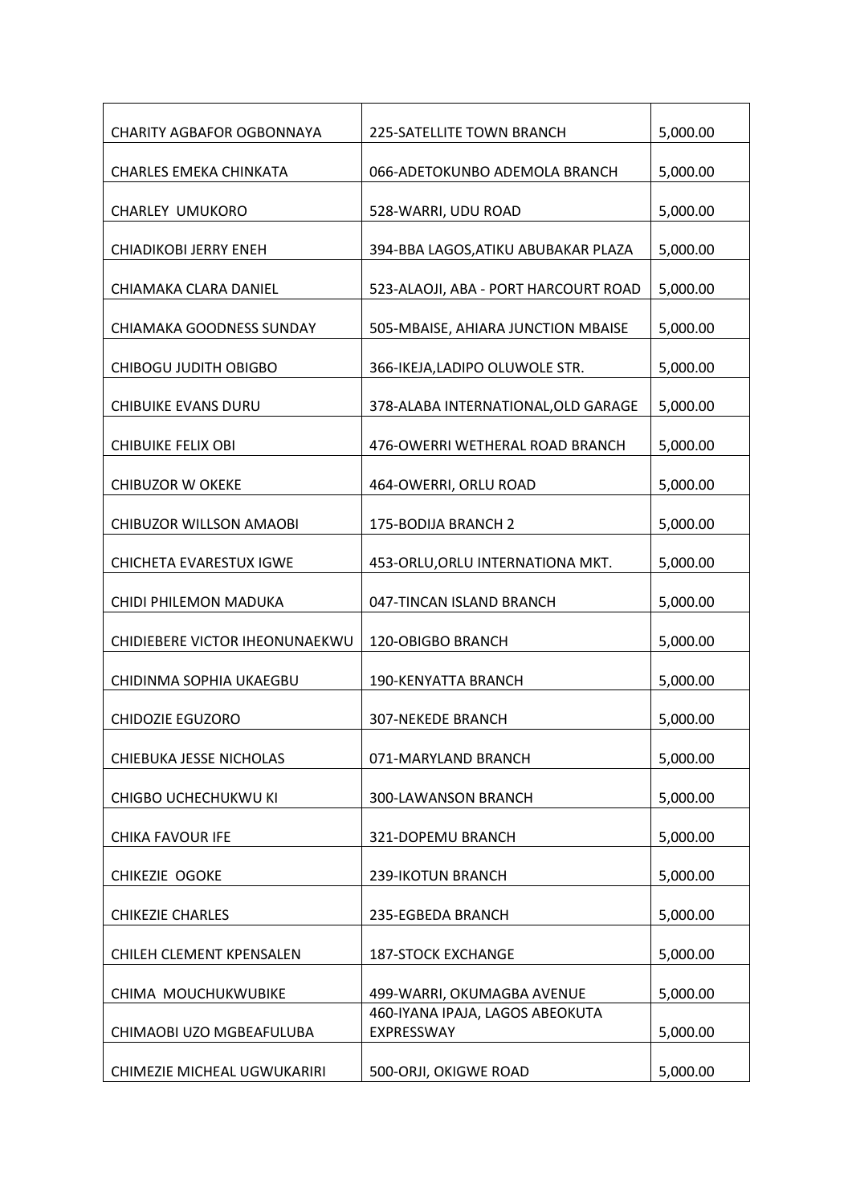| CHARITY AGBAFOR OGBONNAYA | 225-SATELLITE TOWN BRANCH | 5,000.00 |
|---|---|---|
| CHARLES EMEKA CHINKATA | 066-ADETOKUNBO ADEMOLA BRANCH | 5,000.00 |
| CHARLEY UMUKORO | 528-WARRI, UDU ROAD | 5,000.00 |
| CHIADIKOBI JERRY ENEH | 394-BBA LAGOS,ATIKU ABUBAKAR PLAZA | 5,000.00 |
| CHIAMAKA CLARA DANIEL | 523-ALAOJI, ABA - PORT HARCOURT ROAD | 5,000.00 |
| CHIAMAKA GOODNESS SUNDAY | 505-MBAISE, AHIARA JUNCTION MBAISE | 5,000.00 |
| CHIBOGU JUDITH OBIGBO | 366-IKEJA,LADIPO OLUWOLE STR. | 5,000.00 |
| CHIBUIKE EVANS DURU | 378-ALABA INTERNATIONAL,OLD GARAGE | 5,000.00 |
| CHIBUIKE FELIX OBI | 476-OWERRI WETHERAL ROAD BRANCH | 5,000.00 |
| CHIBUZOR W OKEKE | 464-OWERRI, ORLU ROAD | 5,000.00 |
| CHIBUZOR WILLSON AMAOBI | 175-BODIJA BRANCH 2 | 5,000.00 |
| CHICHETA EVARESTUX IGWE | 453-ORLU,ORLU INTERNATIONA MKT. | 5,000.00 |
| CHIDI PHILEMON MADUKA | 047-TINCAN ISLAND BRANCH | 5,000.00 |
| CHIDIEBERE VICTOR IHEONUNAEKWU | 120-OBIGBO BRANCH | 5,000.00 |
| CHIDINMA SOPHIA UKAEGBU | 190-KENYATTA BRANCH | 5,000.00 |
| CHIDOZIE EGUZORO | 307-NEKEDE BRANCH | 5,000.00 |
| CHIEBUKA JESSE NICHOLAS | 071-MARYLAND BRANCH | 5,000.00 |
| CHIGBO UCHECHUKWU KI | 300-LAWANSON BRANCH | 5,000.00 |
| CHIKA FAVOUR IFE | 321-DOPEMU BRANCH | 5,000.00 |
| CHIKEZIE OGOKE | 239-IKOTUN BRANCH | 5,000.00 |
| CHIKEZIE CHARLES | 235-EGBEDA BRANCH | 5,000.00 |
| CHILEH CLEMENT KPENSALEN | 187-STOCK EXCHANGE | 5,000.00 |
| CHIMA MOUCHUKWUBIKE | 499-WARRI, OKUMAGBA AVENUE | 5,000.00 |
| CHIMAOBI UZO MGBEAFULUBA | 460-IYANA IPAJA, LAGOS ABEOKUTA EXPRESSWAY | 5,000.00 |
| CHIMEZIE MICHEAL UGWUKARIRI | 500-ORJI, OKIGWE ROAD | 5,000.00 |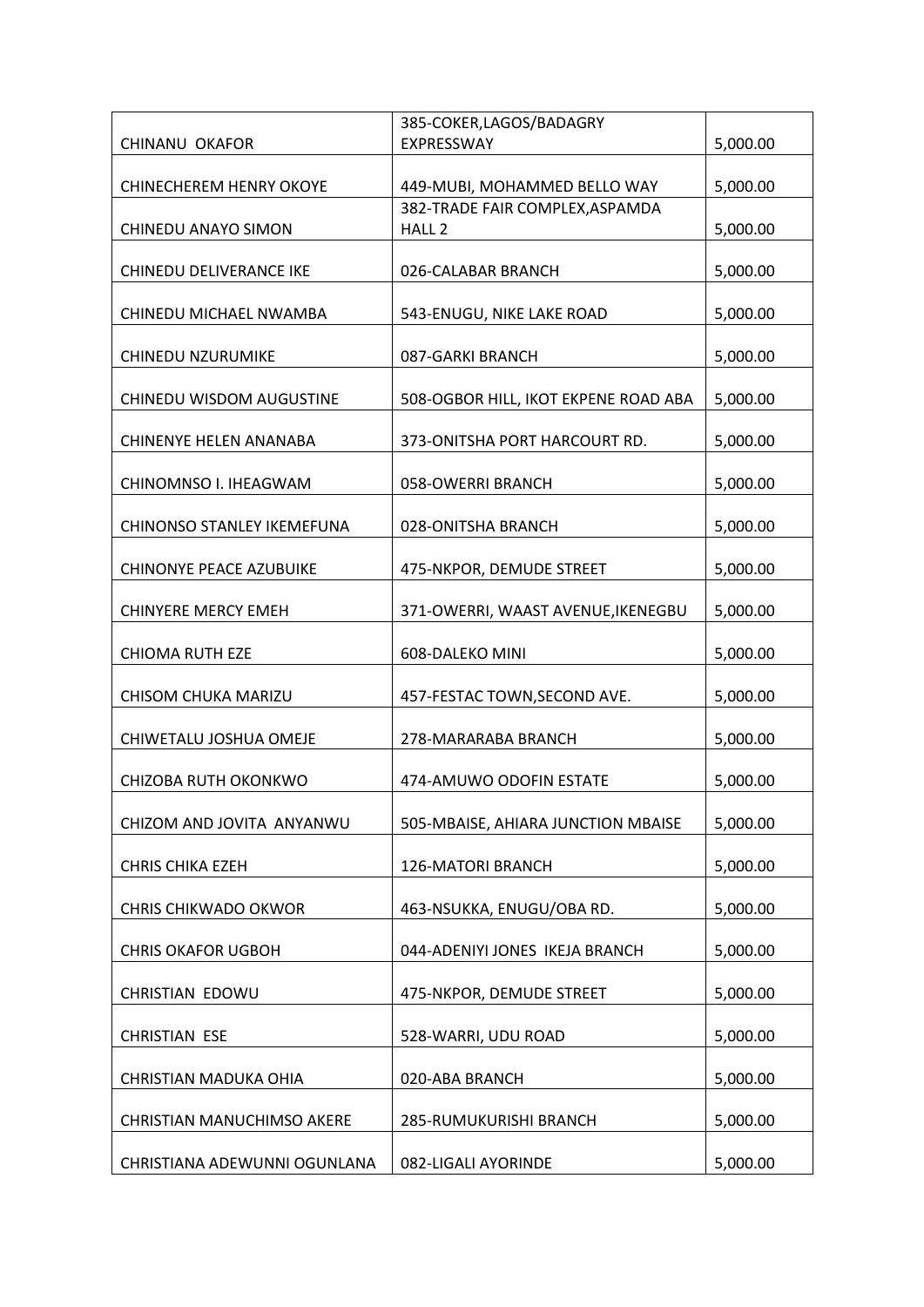| | | |
|---|---|---|
| CHINANU  OKAFOR | 385-COKER,LAGOS/BADAGRY EXPRESSWAY | 5,000.00 |
| CHINECHEREM HENRY OKOYE | 449-MUBI, MOHAMMED BELLO WAY | 5,000.00 |
| CHINEDU ANAYO SIMON | 382-TRADE FAIR COMPLEX,ASPAMDA HALL 2 | 5,000.00 |
| CHINEDU DELIVERANCE IKE | 026-CALABAR BRANCH | 5,000.00 |
| CHINEDU MICHAEL NWAMBA | 543-ENUGU, NIKE LAKE ROAD | 5,000.00 |
| CHINEDU NZURUMIKE | 087-GARKI BRANCH | 5,000.00 |
| CHINEDU WISDOM AUGUSTINE | 508-OGBOR HILL, IKOT EKPENE ROAD ABA | 5,000.00 |
| CHINENYE HELEN ANANABA | 373-ONITSHA PORT HARCOURT RD. | 5,000.00 |
| CHINOMNSO I. IHEAGWAM | 058-OWERRI BRANCH | 5,000.00 |
| CHINONSO STANLEY IKEMEFUNA | 028-ONITSHA BRANCH | 5,000.00 |
| CHINONYE PEACE AZUBUIKE | 475-NKPOR, DEMUDE STREET | 5,000.00 |
| CHINYERE MERCY EMEH | 371-OWERRI, WAAST AVENUE,IKENEGBU | 5,000.00 |
| CHIOMA RUTH EZE | 608-DALEKO MINI | 5,000.00 |
| CHISOM CHUKA MARIZU | 457-FESTAC TOWN,SECOND AVE. | 5,000.00 |
| CHIWETALU JOSHUA OMEJE | 278-MARARABA BRANCH | 5,000.00 |
| CHIZOBA RUTH OKONKWO | 474-AMUWO ODOFIN ESTATE | 5,000.00 |
| CHIZOM AND JOVITA  ANYANWU | 505-MBAISE, AHIARA JUNCTION MBAISE | 5,000.00 |
| CHRIS CHIKA EZEH | 126-MATORI BRANCH | 5,000.00 |
| CHRIS CHIKWADO OKWOR | 463-NSUKKA, ENUGU/OBA RD. | 5,000.00 |
| CHRIS OKAFOR UGBOH | 044-ADENIYI JONES  IKEJA BRANCH | 5,000.00 |
| CHRISTIAN  EDOWU | 475-NKPOR, DEMUDE STREET | 5,000.00 |
| CHRISTIAN  ESE | 528-WARRI, UDU ROAD | 5,000.00 |
| CHRISTIAN MADUKA OHIA | 020-ABA BRANCH | 5,000.00 |
| CHRISTIAN MANUCHIMSO AKERE | 285-RUMUKURISHI BRANCH | 5,000.00 |
| CHRISTIANA ADEWUNNI OGUNLANA | 082-LIGALI AYORINDE | 5,000.00 |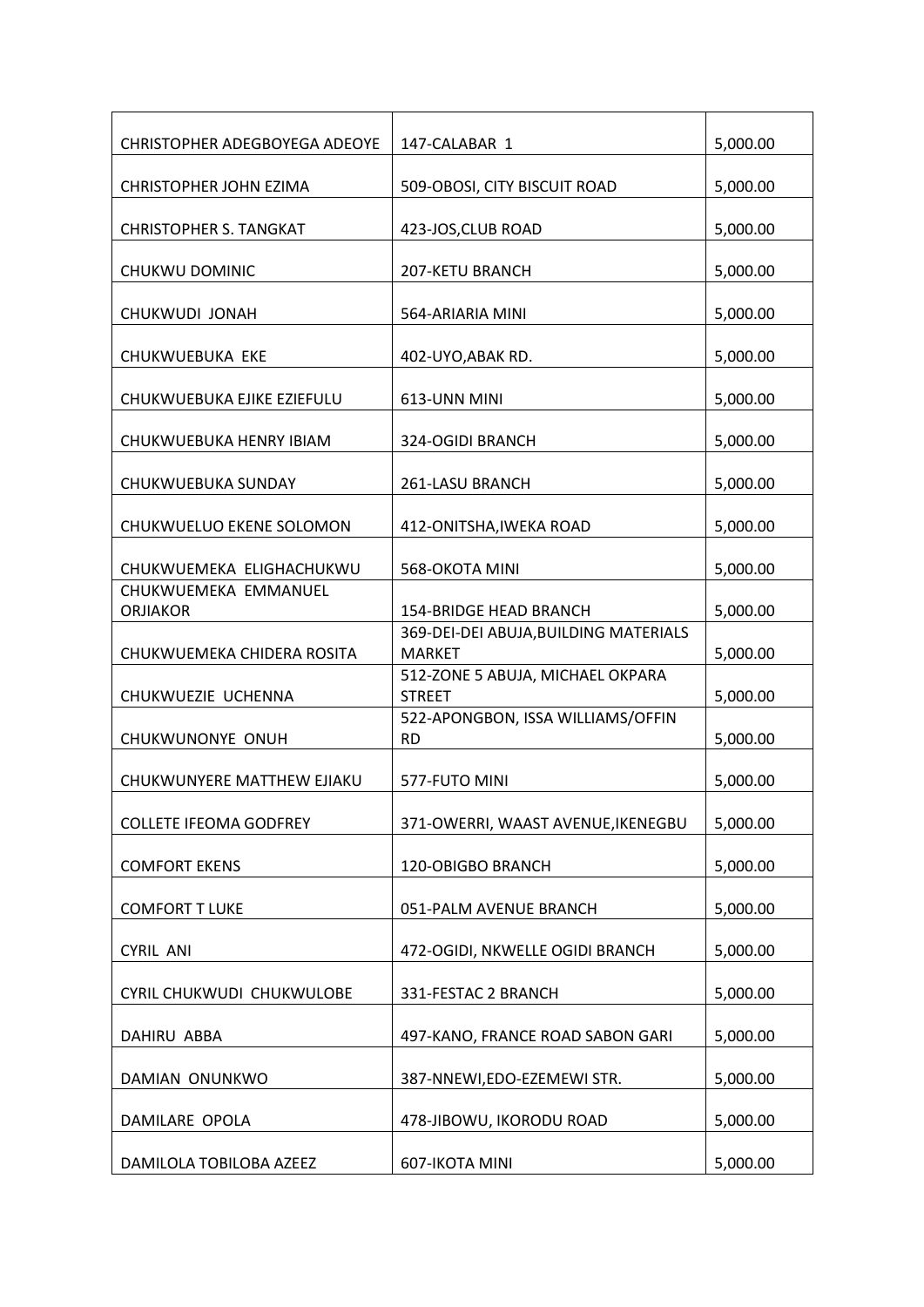| | | |
|---|---|---|
| CHRISTOPHER ADEGBOYEGA ADEOYE | 147-CALABAR 1 | 5,000.00 |
| CHRISTOPHER JOHN EZIMA | 509-OBOSI, CITY BISCUIT ROAD | 5,000.00 |
| CHRISTOPHER S. TANGKAT | 423-JOS,CLUB ROAD | 5,000.00 |
| CHUKWU DOMINIC | 207-KETU BRANCH | 5,000.00 |
| CHUKWUDI JONAH | 564-ARIARIA MINI | 5,000.00 |
| CHUKWUEBUKA EKE | 402-UYO,ABAK RD. | 5,000.00 |
| CHUKWUEBUKA EJIKE EZIEFULU | 613-UNN MINI | 5,000.00 |
| CHUKWUEBUKA HENRY IBIAM | 324-OGIDI BRANCH | 5,000.00 |
| CHUKWUEBUKA SUNDAY | 261-LASU BRANCH | 5,000.00 |
| CHUKWUELUO EKENE SOLOMON | 412-ONITSHA,IWEKA ROAD | 5,000.00 |
| CHUKWUEMEKA ELIGHACHUKWU | 568-OKOTA MINI | 5,000.00 |
| CHUKWUEMEKA EMMANUEL ORJIAKOR | 154-BRIDGE HEAD BRANCH | 5,000.00 |
| CHUKWUEMEKA CHIDERA ROSITA | 369-DEI-DEI ABUJA,BUILDING MATERIALS MARKET | 5,000.00 |
| CHUKWUEZIE UCHENNA | 512-ZONE 5 ABUJA, MICHAEL OKPARA STREET | 5,000.00 |
| CHUKWUNONYE ONUH | 522-APONGBON, ISSA WILLIAMS/OFFIN RD | 5,000.00 |
| CHUKWUNYERE MATTHEW EJIAKU | 577-FUTO MINI | 5,000.00 |
| COLLETE IFEOMA GODFREY | 371-OWERRI, WAAST AVENUE,IKENEGBU | 5,000.00 |
| COMFORT EKENS | 120-OBIGBO BRANCH | 5,000.00 |
| COMFORT T LUKE | 051-PALM AVENUE BRANCH | 5,000.00 |
| CYRIL ANI | 472-OGIDI, NKWELLE OGIDI BRANCH | 5,000.00 |
| CYRIL CHUKWUDI CHUKWULOBE | 331-FESTAC 2 BRANCH | 5,000.00 |
| DAHIRU ABBA | 497-KANO, FRANCE ROAD SABON GARI | 5,000.00 |
| DAMIAN ONUNKWO | 387-NNEWI,EDO-EZEMEWI STR. | 5,000.00 |
| DAMILARE OPOLA | 478-JIBOWU, IKORODU ROAD | 5,000.00 |
| DAMILOLA TOBILOBA AZEEZ | 607-IKOTA MINI | 5,000.00 |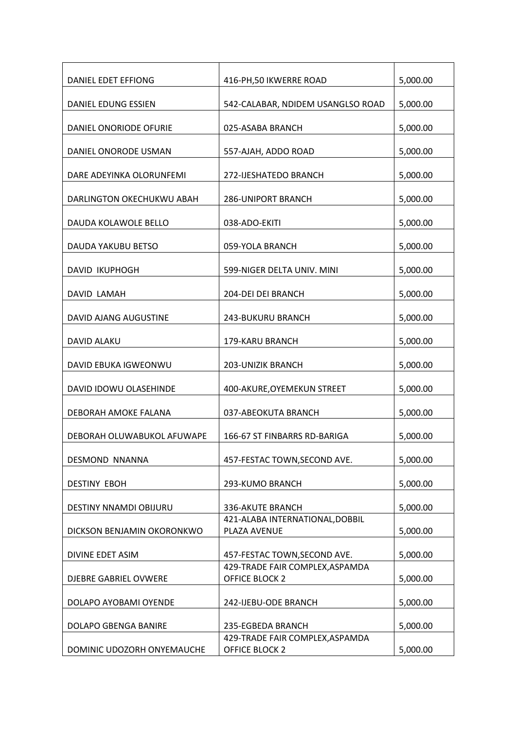| DANIEL EDET EFFIONG | 416-PH,50 IKWERRE ROAD | 5,000.00 |
|---|---|---|
| DANIEL EDUNG ESSIEN | 542-CALABAR, NDIDEM USANGLSO ROAD | 5,000.00 |
| DANIEL ONORIODE OFURIE | 025-ASABA BRANCH | 5,000.00 |
| DANIEL ONORODE USMAN | 557-AJAH, ADDO ROAD | 5,000.00 |
| DARE ADEYINKA OLORUNFEMI | 272-IJESHATEDO BRANCH | 5,000.00 |
| DARLINGTON OKECHUKWU ABAH | 286-UNIPORT BRANCH | 5,000.00 |
| DAUDA KOLAWOLE BELLO | 038-ADO-EKITI | 5,000.00 |
| DAUDA YAKUBU BETSO | 059-YOLA BRANCH | 5,000.00 |
| DAVID IKUPHOGH | 599-NIGER DELTA UNIV. MINI | 5,000.00 |
| DAVID LAMAH | 204-DEI DEI BRANCH | 5,000.00 |
| DAVID AJANG AUGUSTINE | 243-BUKURU BRANCH | 5,000.00 |
| DAVID ALAKU | 179-KARU BRANCH | 5,000.00 |
| DAVID EBUKA IGWEONWU | 203-UNIZIK BRANCH | 5,000.00 |
| DAVID IDOWU OLASEHINDE | 400-AKURE,OYEMEKUN STREET | 5,000.00 |
| DEBORAH AMOKE FALANA | 037-ABEOKUTA BRANCH | 5,000.00 |
| DEBORAH OLUWABUKOL AFUWAPE | 166-67 ST FINBARRS RD-BARIGA | 5,000.00 |
| DESMOND NNANNA | 457-FESTAC TOWN,SECOND AVE. | 5,000.00 |
| DESTINY EBOH | 293-KUMO BRANCH | 5,000.00 |
| DESTINY NNAMDI OBIJURU | 336-AKUTE BRANCH | 5,000.00 |
| DICKSON BENJAMIN OKORONKWO | 421-ALABA INTERNATIONAL,DOBBIL PLAZA AVENUE | 5,000.00 |
| DIVINE EDET ASIM | 457-FESTAC TOWN,SECOND AVE. | 5,000.00 |
| DJEBRE GABRIEL OVWERE | 429-TRADE FAIR COMPLEX,ASPAMDA OFFICE BLOCK 2 | 5,000.00 |
| DOLAPO AYOBAMI OYENDE | 242-IJEBU-ODE BRANCH | 5,000.00 |
| DOLAPO GBENGA BANIRE | 235-EGBEDA BRANCH | 5,000.00 |
| DOMINIC UDOZORH ONYEMAUCHE | 429-TRADE FAIR COMPLEX,ASPAMDA OFFICE BLOCK 2 | 5,000.00 |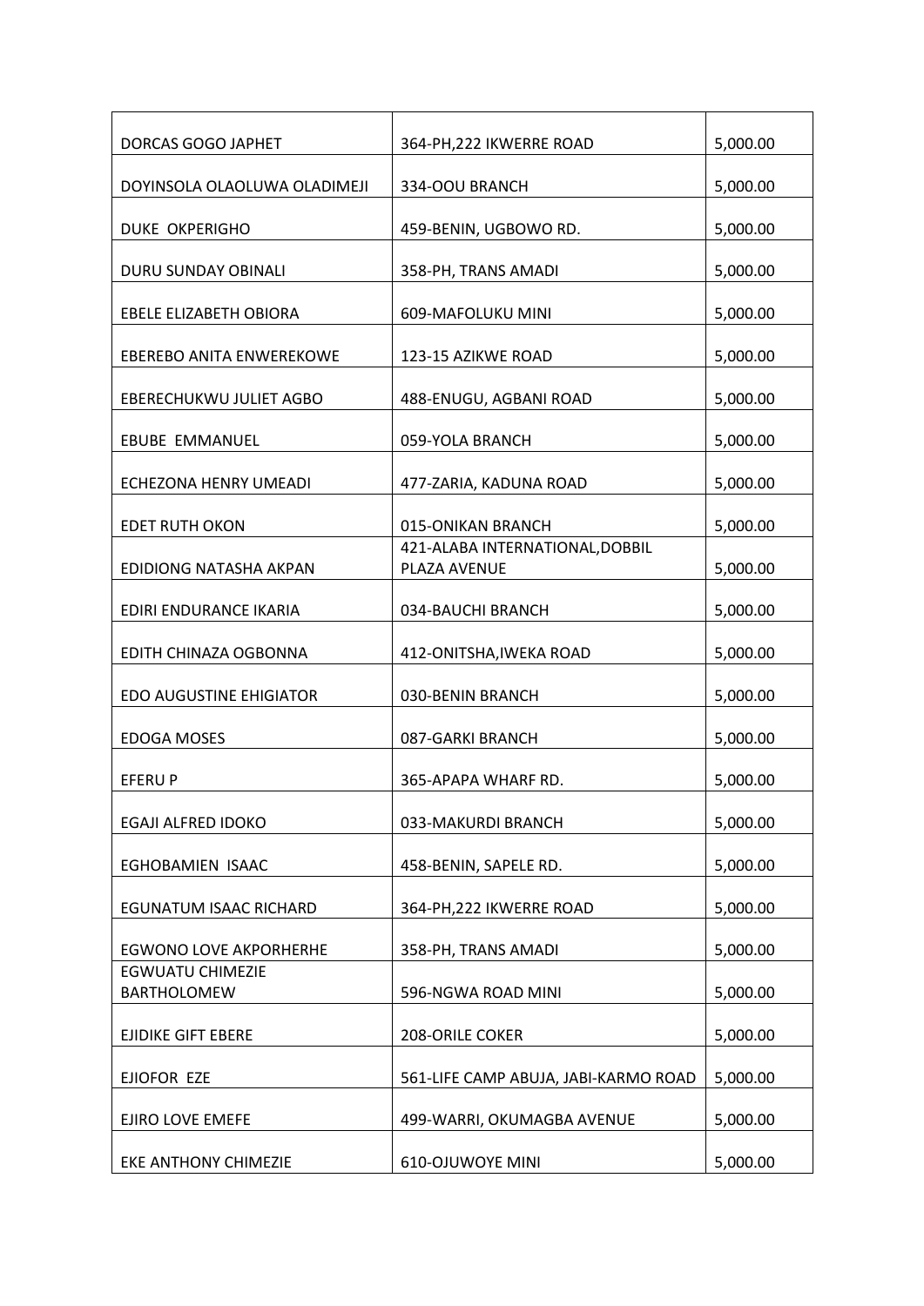| | | |
|---|---|---|
| DORCAS GOGO JAPHET | 364-PH,222 IKWERRE ROAD | 5,000.00 |
| DOYINSOLA OLAOLUWA OLADIMEJI | 334-OOU BRANCH | 5,000.00 |
| DUKE OKPERIGHO | 459-BENIN, UGBOWO RD. | 5,000.00 |
| DURU SUNDAY OBINALI | 358-PH, TRANS AMADI | 5,000.00 |
| EBELE ELIZABETH OBIORA | 609-MAFOLUKU MINI | 5,000.00 |
| EBEREBO ANITA ENWEREKOWE | 123-15 AZIKWE ROAD | 5,000.00 |
| EBERECHUKWU JULIET AGBO | 488-ENUGU, AGBANI ROAD | 5,000.00 |
| EBUBE EMMANUEL | 059-YOLA BRANCH | 5,000.00 |
| ECHEZONA HENRY UMEADI | 477-ZARIA, KADUNA ROAD | 5,000.00 |
| EDET RUTH OKON | 015-ONIKAN BRANCH | 5,000.00 |
| EDIDIONG NATASHA AKPAN | 421-ALABA INTERNATIONAL,DOBBIL PLAZA AVENUE | 5,000.00 |
| EDIRI ENDURANCE IKARIA | 034-BAUCHI BRANCH | 5,000.00 |
| EDITH CHINAZA OGBONNA | 412-ONITSHA,IWEKA ROAD | 5,000.00 |
| EDO AUGUSTINE EHIGIATOR | 030-BENIN BRANCH | 5,000.00 |
| EDOGA MOSES | 087-GARKI BRANCH | 5,000.00 |
| EFERU P | 365-APAPA WHARF RD. | 5,000.00 |
| EGAJI ALFRED IDOKO | 033-MAKURDI BRANCH | 5,000.00 |
| EGHOBAMIEN ISAAC | 458-BENIN, SAPELE RD. | 5,000.00 |
| EGUNATUM ISAAC RICHARD | 364-PH,222 IKWERRE ROAD | 5,000.00 |
| EGWONO LOVE AKPORHERHE | 358-PH, TRANS AMADI | 5,000.00 |
| EGWUATU CHIMEZIE BARTHOLOMEW | 596-NGWA ROAD MINI | 5,000.00 |
| EJIDIKE GIFT EBERE | 208-ORILE COKER | 5,000.00 |
| EJIOFOR EZE | 561-LIFE CAMP ABUJA, JABI-KARMO ROAD | 5,000.00 |
| EJIRO LOVE EMEFE | 499-WARRI, OKUMAGBA AVENUE | 5,000.00 |
| EKE ANTHONY CHIMEZIE | 610-OJUWOYE MINI | 5,000.00 |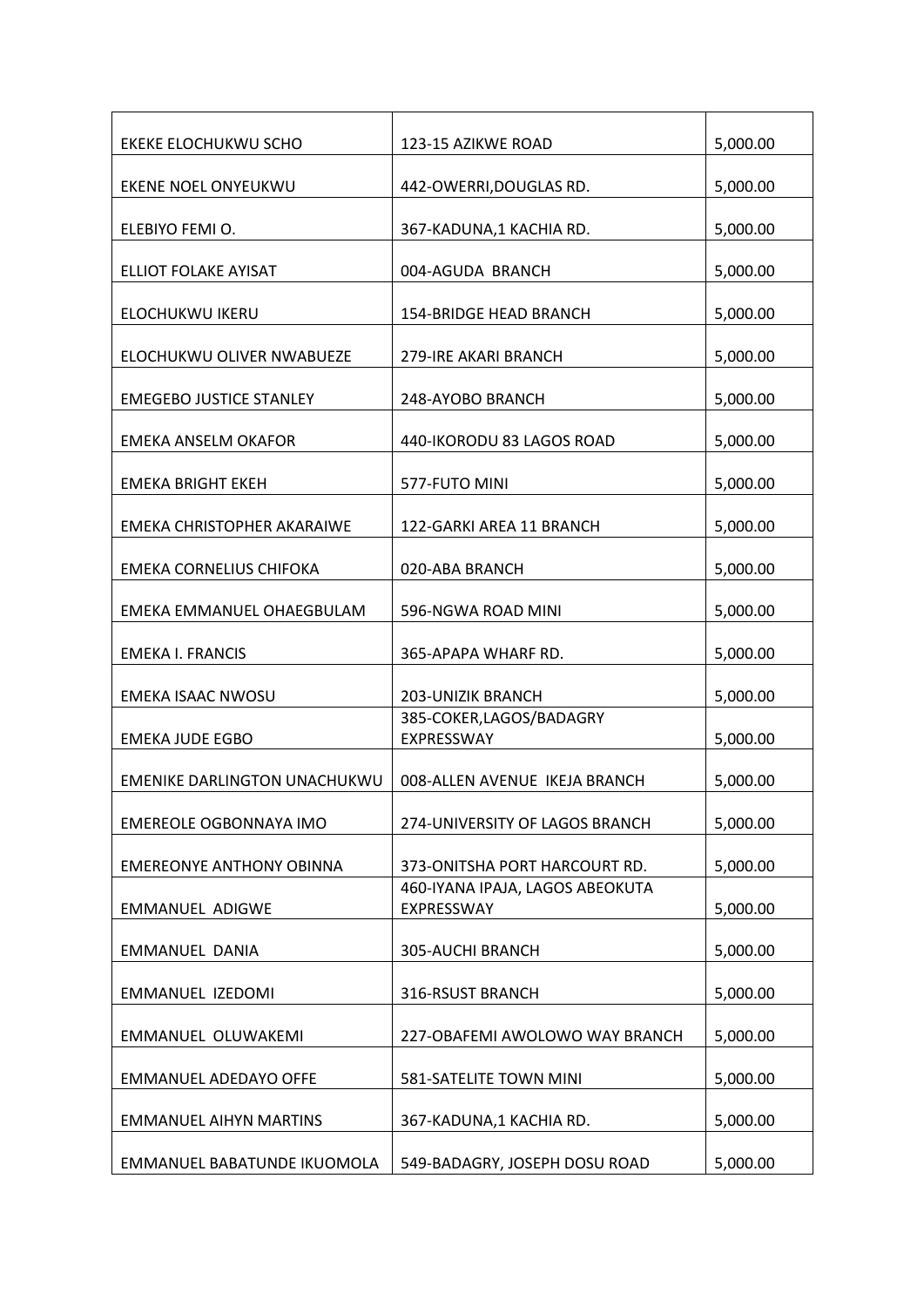| | | |
|---|---|---|
| EKEKE ELOCHUKWU SCHO | 123-15 AZIKWE ROAD | 5,000.00 |
| EKENE NOEL ONYEUKWU | 442-OWERRI,DOUGLAS RD. | 5,000.00 |
| ELEBIYO FEMI O. | 367-KADUNA,1 KACHIA RD. | 5,000.00 |
| ELLIOT FOLAKE AYISAT | 004-AGUDA BRANCH | 5,000.00 |
| ELOCHUKWU IKERU | 154-BRIDGE HEAD BRANCH | 5,000.00 |
| ELOCHUKWU OLIVER NWABUEZE | 279-IRE AKARI BRANCH | 5,000.00 |
| EMEGEBO JUSTICE STANLEY | 248-AYOBO BRANCH | 5,000.00 |
| EMEKA ANSELM OKAFOR | 440-IKORODU 83 LAGOS ROAD | 5,000.00 |
| EMEKA BRIGHT EKEH | 577-FUTO MINI | 5,000.00 |
| EMEKA CHRISTOPHER AKARAIWE | 122-GARKI AREA 11 BRANCH | 5,000.00 |
| EMEKA CORNELIUS CHIFOKA | 020-ABA BRANCH | 5,000.00 |
| EMEKA EMMANUEL OHAEGBULAM | 596-NGWA ROAD MINI | 5,000.00 |
| EMEKA I. FRANCIS | 365-APAPA WHARF RD. | 5,000.00 |
| EMEKA ISAAC NWOSU | 203-UNIZIK BRANCH | 5,000.00 |
| EMEKA JUDE EGBO | 385-COKER,LAGOS/BADAGRY EXPRESSWAY | 5,000.00 |
| EMENIKE DARLINGTON UNACHUKWU | 008-ALLEN AVENUE IKEJA BRANCH | 5,000.00 |
| EMEREOLE OGBONNAYA IMO | 274-UNIVERSITY OF LAGOS BRANCH | 5,000.00 |
| EMEREONYE ANTHONY OBINNA | 373-ONITSHA PORT HARCOURT RD. | 5,000.00 |
| EMMANUEL ADIGWE | 460-IYANA IPAJA, LAGOS ABEOKUTA EXPRESSWAY | 5,000.00 |
| EMMANUEL DANIA | 305-AUCHI BRANCH | 5,000.00 |
| EMMANUEL IZEDOMI | 316-RSUST BRANCH | 5,000.00 |
| EMMANUEL OLUWAKEMI | 227-OBAFEMI AWOLOWO WAY BRANCH | 5,000.00 |
| EMMANUEL ADEDAYO OFFE | 581-SATELITE TOWN MINI | 5,000.00 |
| EMMANUEL AIHYN MARTINS | 367-KADUNA,1 KACHIA RD. | 5,000.00 |
| EMMANUEL BABATUNDE IKUOMOLA | 549-BADAGRY, JOSEPH DOSU ROAD | 5,000.00 |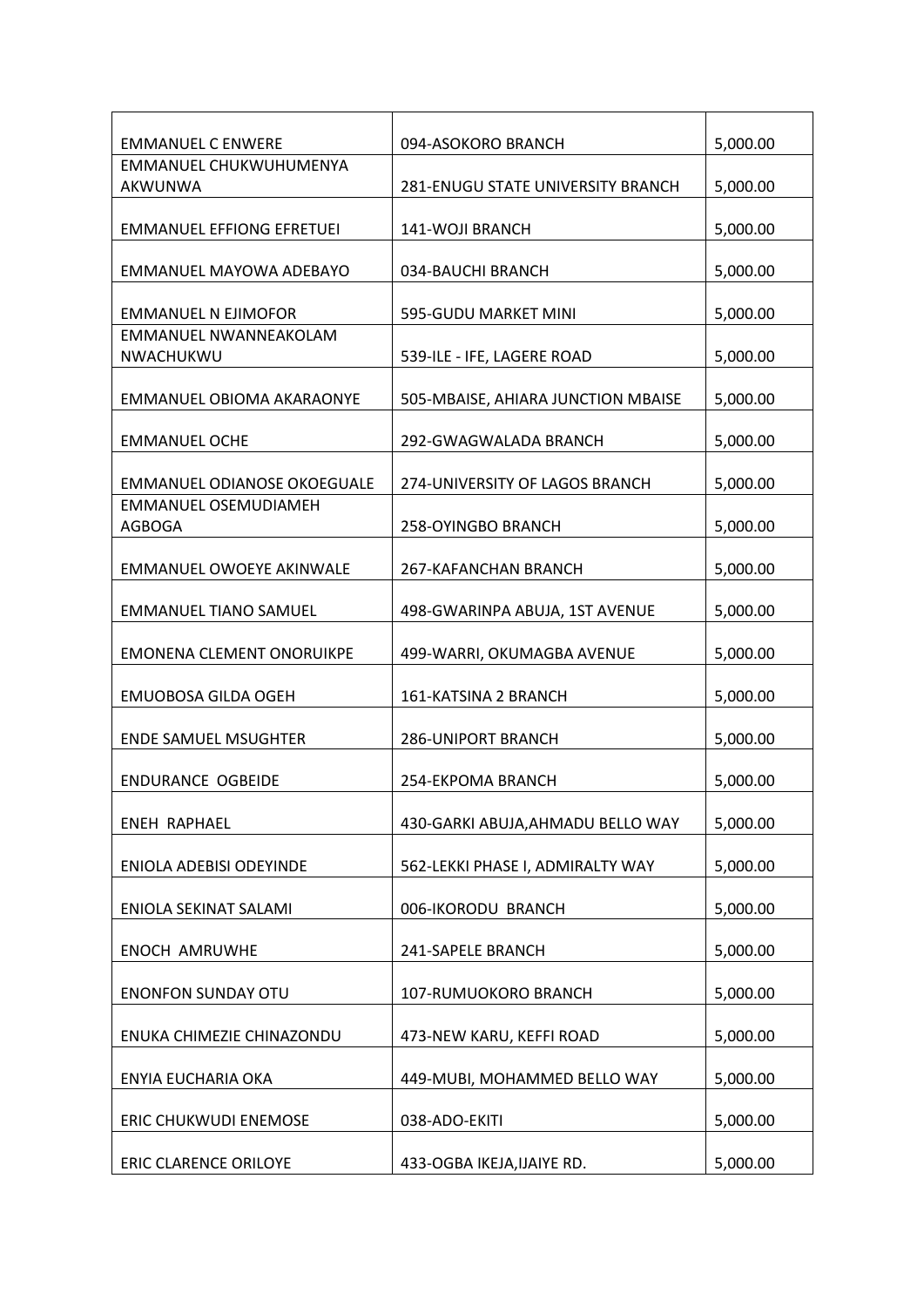| EMMANUEL C ENWERE | 094-ASOKORO BRANCH | 5,000.00 |
|---|---|---|
| EMMANUEL CHUKWUHUMENYA AKWUNWA | 281-ENUGU STATE UNIVERSITY BRANCH | 5,000.00 |
| EMMANUEL EFFIONG EFRETUEI | 141-WOJI BRANCH | 5,000.00 |
| EMMANUEL MAYOWA ADEBAYO | 034-BAUCHI BRANCH | 5,000.00 |
| EMMANUEL N EJIMOFOR | 595-GUDU MARKET MINI | 5,000.00 |
| EMMANUEL NWANNEAKOLAM NWACHUKWU | 539-ILE - IFE, LAGERE ROAD | 5,000.00 |
| EMMANUEL OBIOMA AKARAONYE | 505-MBAISE, AHIARA JUNCTION MBAISE | 5,000.00 |
| EMMANUEL OCHE | 292-GWAGWALADA BRANCH | 5,000.00 |
| EMMANUEL ODIANOSE OKOEGUALE | 274-UNIVERSITY OF LAGOS BRANCH | 5,000.00 |
| EMMANUEL OSEMUDIAMEH AGBOGA | 258-OYINGBO BRANCH | 5,000.00 |
| EMMANUEL OWOEYE AKINWALE | 267-KAFANCHAN BRANCH | 5,000.00 |
| EMMANUEL TIANO SAMUEL | 498-GWARINPA ABUJA, 1ST AVENUE | 5,000.00 |
| EMONENA CLEMENT ONORUIKPE | 499-WARRI, OKUMAGBA AVENUE | 5,000.00 |
| EMUOBOSA GILDA OGEH | 161-KATSINA 2 BRANCH | 5,000.00 |
| ENDE SAMUEL MSUGHTER | 286-UNIPORT BRANCH | 5,000.00 |
| ENDURANCE OGBEIDE | 254-EKPOMA BRANCH | 5,000.00 |
| ENEH RAPHAEL | 430-GARKI ABUJA,AHMADU BELLO WAY | 5,000.00 |
| ENIOLA ADEBISI ODEYINDE | 562-LEKKI PHASE I, ADMIRALTY WAY | 5,000.00 |
| ENIOLA SEKINAT SALAMI | 006-IKORODU BRANCH | 5,000.00 |
| ENOCH AMRUWHE | 241-SAPELE BRANCH | 5,000.00 |
| ENONFON SUNDAY OTU | 107-RUMUOKORO BRANCH | 5,000.00 |
| ENUKA CHIMEZIE CHINAZONDU | 473-NEW KARU, KEFFI ROAD | 5,000.00 |
| ENYIA EUCHARIA OKA | 449-MUBI, MOHAMMED BELLO WAY | 5,000.00 |
| ERIC CHUKWUDI ENEMOSE | 038-ADO-EKITI | 5,000.00 |
| ERIC CLARENCE ORILOYE | 433-OGBA IKEJA,IJAIYE RD. | 5,000.00 |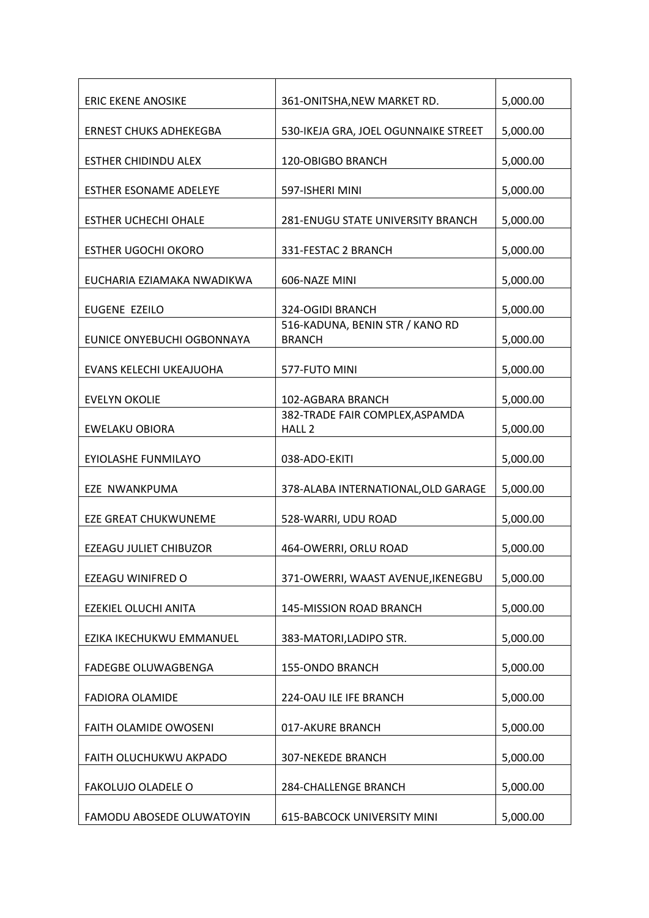| | | |
|---|---|---|
| ERIC EKENE ANOSIKE | 361-ONITSHA,NEW MARKET RD. | 5,000.00 |
| ERNEST CHUKS ADHEKEGBA | 530-IKEJA GRA, JOEL OGUNNAIKE STREET | 5,000.00 |
| ESTHER CHIDINDU ALEX | 120-OBIGBO BRANCH | 5,000.00 |
| ESTHER ESONAME ADELEYE | 597-ISHERI MINI | 5,000.00 |
| ESTHER UCHECHI OHALE | 281-ENUGU STATE UNIVERSITY BRANCH | 5,000.00 |
| ESTHER UGOCHI OKORO | 331-FESTAC 2 BRANCH | 5,000.00 |
| EUCHARIA EZIAMAKA NWADIKWA | 606-NAZE MINI | 5,000.00 |
| EUGENE EZEILO | 324-OGIDI BRANCH | 5,000.00 |
| EUNICE ONYEBUCHI OGBONNAYA | 516-KADUNA, BENIN STR / KANO RD BRANCH | 5,000.00 |
| EVANS KELECHI UKEAJUOHA | 577-FUTO MINI | 5,000.00 |
| EVELYN OKOLIE | 102-AGBARA BRANCH | 5,000.00 |
| EWELAKU OBIORA | 382-TRADE FAIR COMPLEX,ASPAMDA HALL 2 | 5,000.00 |
| EYIOLASHE FUNMILAYO | 038-ADO-EKITI | 5,000.00 |
| EZE NWANKPUMA | 378-ALABA INTERNATIONAL,OLD GARAGE | 5,000.00 |
| EZE GREAT CHUKWUNEME | 528-WARRI, UDU ROAD | 5,000.00 |
| EZEAGU JULIET CHIBUZOR | 464-OWERRI, ORLU ROAD | 5,000.00 |
| EZEAGU WINIFRED O | 371-OWERRI, WAAST AVENUE,IKENEGBU | 5,000.00 |
| EZEKIEL OLUCHI ANITA | 145-MISSION ROAD BRANCH | 5,000.00 |
| EZIKA IKECHUKWU EMMANUEL | 383-MATORI,LADIPO STR. | 5,000.00 |
| FADEGBE OLUWAGBENGA | 155-ONDO BRANCH | 5,000.00 |
| FADIORA OLAMIDE | 224-OAU ILE IFE BRANCH | 5,000.00 |
| FAITH OLAMIDE OWOSENI | 017-AKURE BRANCH | 5,000.00 |
| FAITH OLUCHUKWU AKPADO | 307-NEKEDE BRANCH | 5,000.00 |
| FAKOLUJO OLADELE O | 284-CHALLENGE BRANCH | 5,000.00 |
| FAMODU ABOSEDE OLUWATOYIN | 615-BABCOCK UNIVERSITY MINI | 5,000.00 |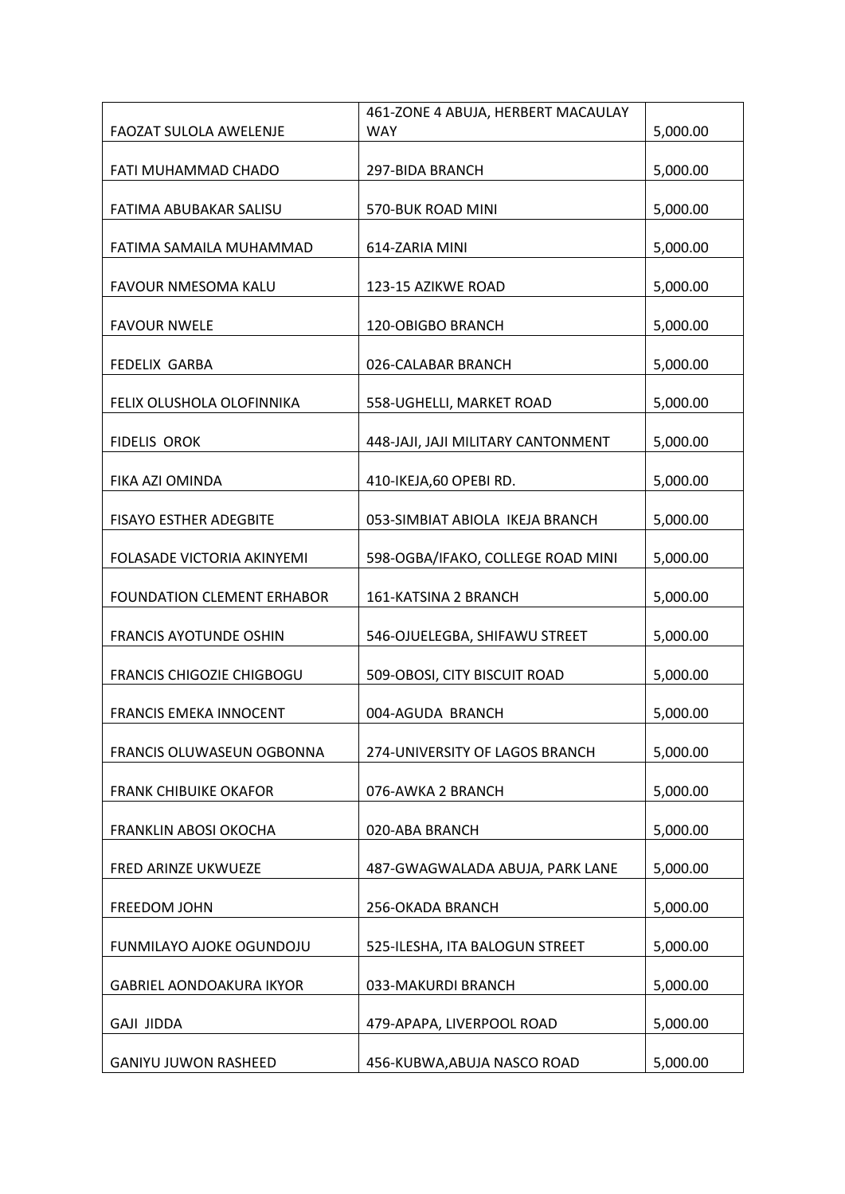| | | |
|---|---|---|
| FAOZAT SULOLA AWELENJE | 461-ZONE 4 ABUJA, HERBERT MACAULAY WAY | 5,000.00 |
| FATI MUHAMMAD CHADO | 297-BIDA BRANCH | 5,000.00 |
| FATIMA ABUBAKAR SALISU | 570-BUK ROAD MINI | 5,000.00 |
| FATIMA SAMAILA MUHAMMAD | 614-ZARIA MINI | 5,000.00 |
| FAVOUR NMESOMA KALU | 123-15 AZIKWE ROAD | 5,000.00 |
| FAVOUR NWELE | 120-OBIGBO BRANCH | 5,000.00 |
| FEDELIX GARBA | 026-CALABAR BRANCH | 5,000.00 |
| FELIX OLUSHOLA OLOFINNIKA | 558-UGHELLI, MARKET ROAD | 5,000.00 |
| FIDELIS OROK | 448-JAJI, JAJI MILITARY CANTONMENT | 5,000.00 |
| FIKA AZI OMINDA | 410-IKEJA,60 OPEBI RD. | 5,000.00 |
| FISAYO ESTHER ADEGBITE | 053-SIMBIAT ABIOLA IKEJA BRANCH | 5,000.00 |
| FOLASADE VICTORIA AKINYEMI | 598-OGBA/IFAKO, COLLEGE ROAD MINI | 5,000.00 |
| FOUNDATION CLEMENT ERHABOR | 161-KATSINA 2 BRANCH | 5,000.00 |
| FRANCIS AYOTUNDE OSHIN | 546-OJUELEGBA, SHIFAWU STREET | 5,000.00 |
| FRANCIS CHIGOZIE CHIGBOGU | 509-OBOSI, CITY BISCUIT ROAD | 5,000.00 |
| FRANCIS EMEKA INNOCENT | 004-AGUDA BRANCH | 5,000.00 |
| FRANCIS OLUWASEUN OGBONNA | 274-UNIVERSITY OF LAGOS BRANCH | 5,000.00 |
| FRANK CHIBUIKE OKAFOR | 076-AWKA 2 BRANCH | 5,000.00 |
| FRANKLIN ABOSI OKOCHA | 020-ABA BRANCH | 5,000.00 |
| FRED ARINZE UKWUEZE | 487-GWAGWALADA ABUJA, PARK LANE | 5,000.00 |
| FREEDOM JOHN | 256-OKADA BRANCH | 5,000.00 |
| FUNMILAYO AJOKE OGUNDOJU | 525-ILESHA, ITA BALOGUN STREET | 5,000.00 |
| GABRIEL AONDOAKURA IKYOR | 033-MAKURDI BRANCH | 5,000.00 |
| GAJI JIDDA | 479-APAPA, LIVERPOOL ROAD | 5,000.00 |
| GANIYU JUWON RASHEED | 456-KUBWA,ABUJA NASCO ROAD | 5,000.00 |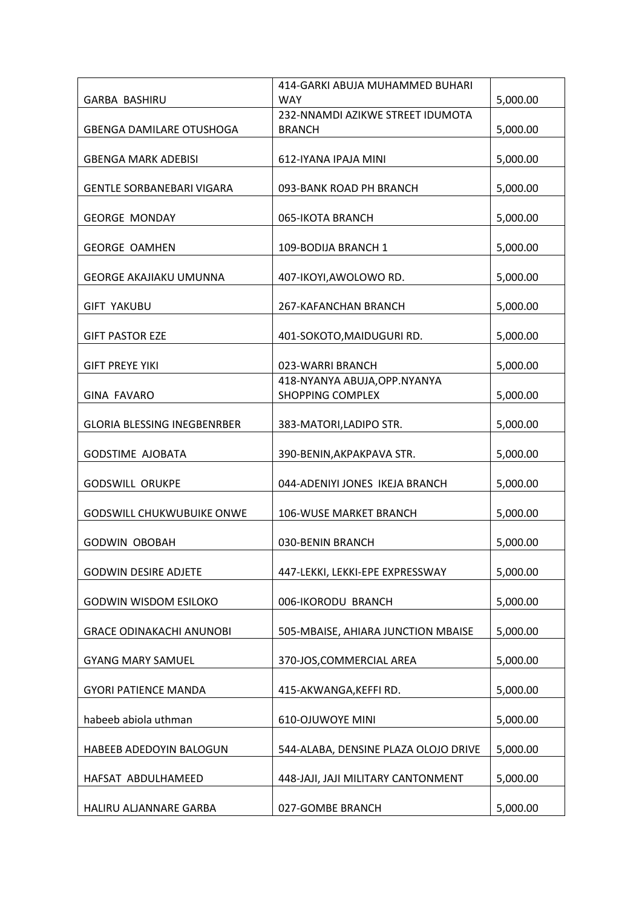| | | |
|---|---|---|
| GARBA  BASHIRU | 414-GARKI ABUJA MUHAMMED BUHARI WAY | 5,000.00 |
| GBENGA DAMILARE OTUSHOGA | 232-NNAMDI AZIKWE STREET IDUMOTA BRANCH | 5,000.00 |
| GBENGA MARK ADEBISI | 612-IYANA IPAJA MINI | 5,000.00 |
| GENTLE SORBANEBARI VIGARA | 093-BANK ROAD PH BRANCH | 5,000.00 |
| GEORGE  MONDAY | 065-IKOTA BRANCH | 5,000.00 |
| GEORGE  OAMHEN | 109-BODIJA BRANCH 1 | 5,000.00 |
| GEORGE AKAJIAKU UMUNNA | 407-IKOYI,AWOLOWO RD. | 5,000.00 |
| GIFT  YAKUBU | 267-KAFANCHAN BRANCH | 5,000.00 |
| GIFT PASTOR EZE | 401-SOKOTO,MAIDUGURI RD. | 5,000.00 |
| GIFT PREYE YIKI | 023-WARRI BRANCH | 5,000.00 |
| GINA  FAVARO | 418-NYANYA ABUJA,OPP.NYANYA SHOPPING COMPLEX | 5,000.00 |
| GLORIA BLESSING INEGBENRBER | 383-MATORI,LADIPO STR. | 5,000.00 |
| GODSTIME  AJOBATA | 390-BENIN,AKPAKPAVA STR. | 5,000.00 |
| GODSWILL  ORUKPE | 044-ADENIYI JONES  IKEJA BRANCH | 5,000.00 |
| GODSWILL CHUKWUBUIKE ONWE | 106-WUSE MARKET BRANCH | 5,000.00 |
| GODWIN  OBOBAH | 030-BENIN BRANCH | 5,000.00 |
| GODWIN DESIRE ADJETE | 447-LEKKI, LEKKI-EPE EXPRESSWAY | 5,000.00 |
| GODWIN WISDOM ESILOKO | 006-IKORODU  BRANCH | 5,000.00 |
| GRACE ODINAKACHI ANUNOBI | 505-MBAISE, AHIARA JUNCTION MBAISE | 5,000.00 |
| GYANG MARY SAMUEL | 370-JOS,COMMERCIAL AREA | 5,000.00 |
| GYORI PATIENCE MANDA | 415-AKWANGA,KEFFI RD. | 5,000.00 |
| habeeb abiola uthman | 610-OJUWOYE MINI | 5,000.00 |
| HABEEB ADEDOYIN BALOGUN | 544-ALABA, DENSINE PLAZA OLOJO DRIVE | 5,000.00 |
| HAFSAT  ABDULHAMEED | 448-JAJI, JAJI MILITARY CANTONMENT | 5,000.00 |
| HALIRU ALJANNARE GARBA | 027-GOMBE BRANCH | 5,000.00 |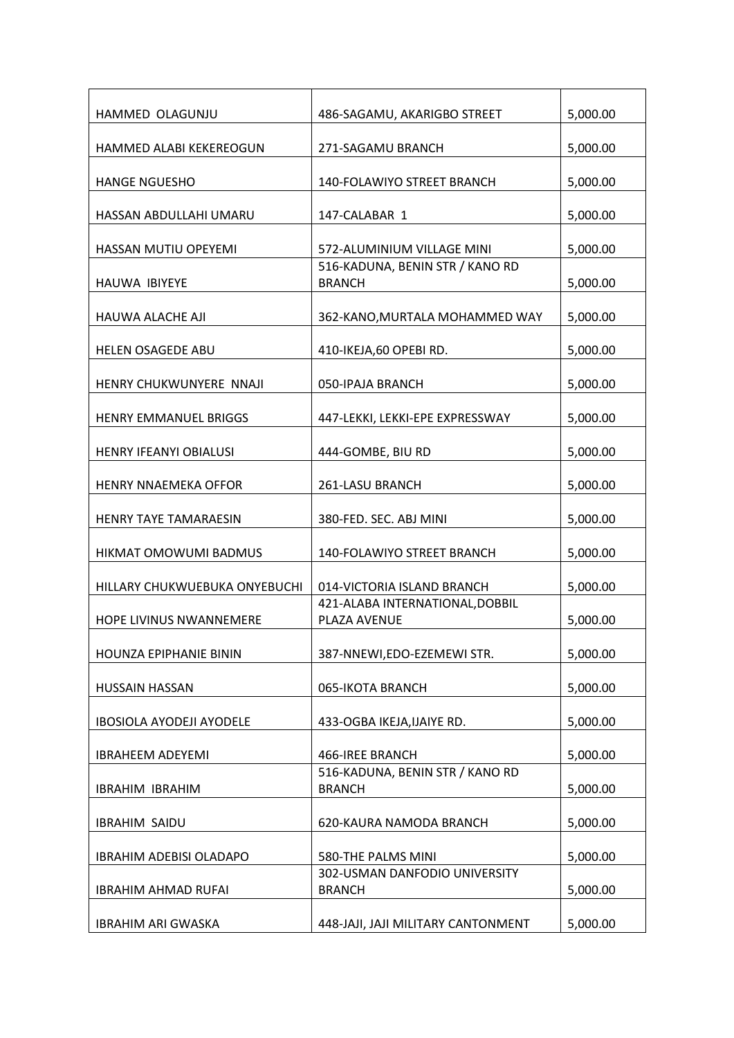| | | |
|---|---|---|
| HAMMED  OLAGUNJU | 486-SAGAMU, AKARIGBO STREET | 5,000.00 |
| HAMMED ALABI KEKEREOGUN | 271-SAGAMU BRANCH | 5,000.00 |
| HANGE NGUESHO | 140-FOLAWIYO STREET BRANCH | 5,000.00 |
| HASSAN ABDULLAHI UMARU | 147-CALABAR  1 | 5,000.00 |
| HASSAN MUTIU OPEYEMI | 572-ALUMINIUM VILLAGE MINI | 5,000.00 |
| HAUWA  IBIYEYE | 516-KADUNA, BENIN STR / KANO RD BRANCH | 5,000.00 |
| HAUWA ALACHE AJI | 362-KANO,MURTALA MOHAMMED WAY | 5,000.00 |
| HELEN OSAGEDE ABU | 410-IKEJA,60 OPEBI RD. | 5,000.00 |
| HENRY CHUKWUNYERE  NNAJI | 050-IPAJA BRANCH | 5,000.00 |
| HENRY EMMANUEL BRIGGS | 447-LEKKI, LEKKI-EPE EXPRESSWAY | 5,000.00 |
| HENRY IFEANYI OBIALUSI | 444-GOMBE, BIU RD | 5,000.00 |
| HENRY NNAEMEKA OFFOR | 261-LASU BRANCH | 5,000.00 |
| HENRY TAYE TAMARAESIN | 380-FED. SEC. ABJ MINI | 5,000.00 |
| HIKMAT OMOWUMI BADMUS | 140-FOLAWIYO STREET BRANCH | 5,000.00 |
| HILLARY CHUKWUEBUKA ONYEBUCHI | 014-VICTORIA ISLAND BRANCH | 5,000.00 |
| HOPE LIVINUS NWANNEMERE | 421-ALABA INTERNATIONAL,DOBBIL PLAZA AVENUE | 5,000.00 |
| HOUNZA EPIPHANIE BININ | 387-NNEWI,EDO-EZEMEWI STR. | 5,000.00 |
| HUSSAIN HASSAN | 065-IKOTA BRANCH | 5,000.00 |
| IBOSIOLA AYODEJI AYODELE | 433-OGBA IKEJA,IJAIYE RD. | 5,000.00 |
| IBRAHEEM ADEYEMI | 466-IREE BRANCH | 5,000.00 |
| IBRAHIM  IBRAHIM | 516-KADUNA, BENIN STR / KANO RD BRANCH | 5,000.00 |
| IBRAHIM  SAIDU | 620-KAURA NAMODA BRANCH | 5,000.00 |
| IBRAHIM ADEBISI OLADAPO | 580-THE PALMS MINI | 5,000.00 |
| IBRAHIM AHMAD RUFAI | 302-USMAN DANFODIO UNIVERSITY BRANCH | 5,000.00 |
| IBRAHIM ARI GWASKA | 448-JAJI, JAJI MILITARY CANTONMENT | 5,000.00 |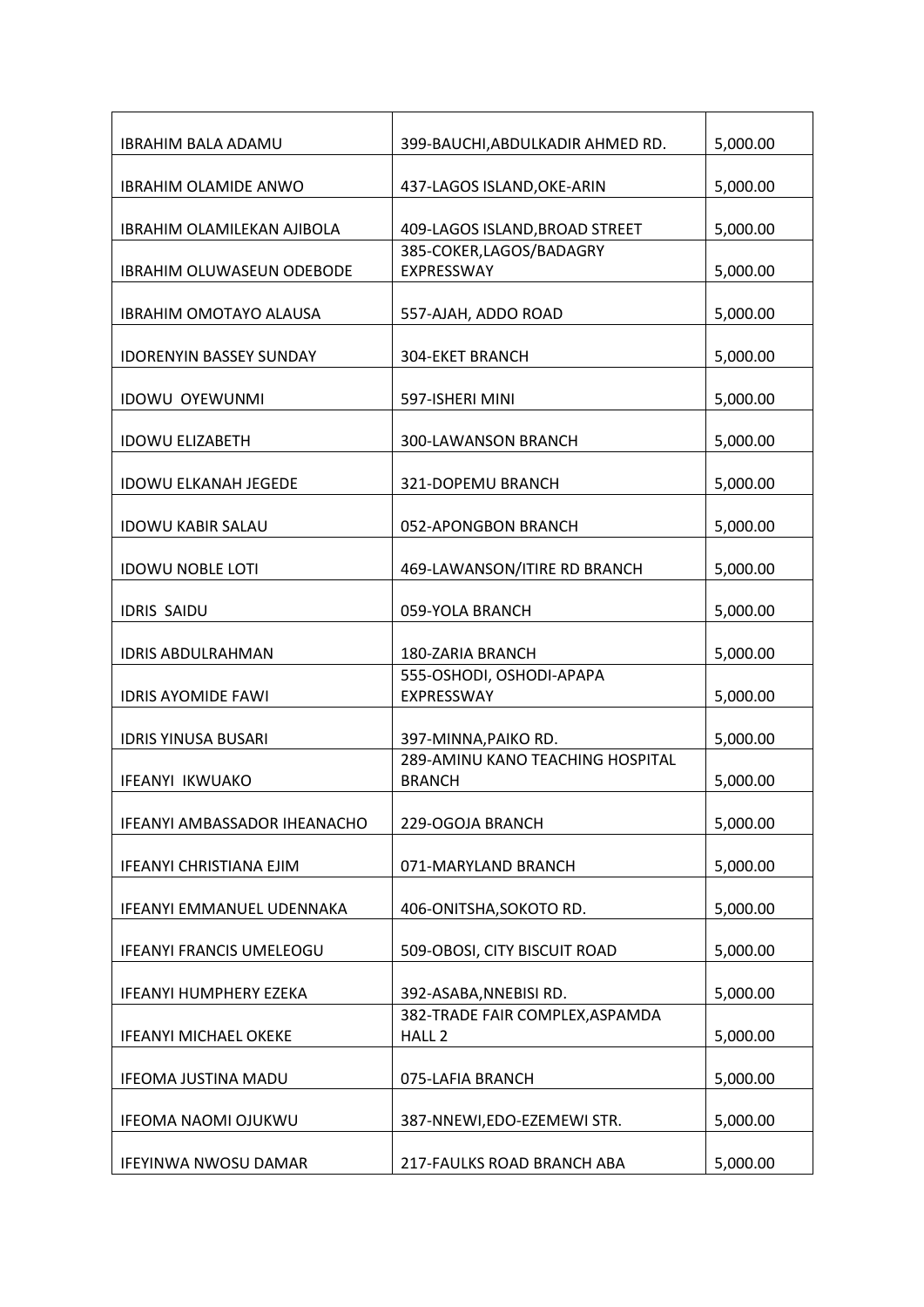| | | |
|---|---|---|
| IBRAHIM BALA ADAMU | 399-BAUCHI,ABDULKADIR AHMED RD. | 5,000.00 |
| IBRAHIM OLAMIDE ANWO | 437-LAGOS ISLAND,OKE-ARIN | 5,000.00 |
| IBRAHIM OLAMILEKAN AJIBOLA | 409-LAGOS ISLAND,BROAD STREET | 5,000.00 |
| IBRAHIM OLUWASEUN ODEBODE | 385-COKER,LAGOS/BADAGRY EXPRESSWAY | 5,000.00 |
| IBRAHIM OMOTAYO ALAUSA | 557-AJAH, ADDO ROAD | 5,000.00 |
| IDORENYIN BASSEY SUNDAY | 304-EKET BRANCH | 5,000.00 |
| IDOWU OYEWUNMI | 597-ISHERI MINI | 5,000.00 |
| IDOWU ELIZABETH | 300-LAWANSON BRANCH | 5,000.00 |
| IDOWU ELKANAH JEGEDE | 321-DOPEMU BRANCH | 5,000.00 |
| IDOWU KABIR SALAU | 052-APONGBON BRANCH | 5,000.00 |
| IDOWU NOBLE LOTI | 469-LAWANSON/ITIRE RD BRANCH | 5,000.00 |
| IDRIS SAIDU | 059-YOLA BRANCH | 5,000.00 |
| IDRIS ABDULRAHMAN | 180-ZARIA BRANCH | 5,000.00 |
| IDRIS AYOMIDE FAWI | 555-OSHODI, OSHODI-APAPA EXPRESSWAY | 5,000.00 |
| IDRIS YINUSA BUSARI | 397-MINNA,PAIKO RD. | 5,000.00 |
| IFEANYI IKWUAKO | 289-AMINU KANO TEACHING HOSPITAL BRANCH | 5,000.00 |
| IFEANYI AMBASSADOR IHEANACHO | 229-OGOJA BRANCH | 5,000.00 |
| IFEANYI CHRISTIANA EJIM | 071-MARYLAND BRANCH | 5,000.00 |
| IFEANYI EMMANUEL UDENNAKA | 406-ONITSHA,SOKOTO RD. | 5,000.00 |
| IFEANYI FRANCIS UMELEOGU | 509-OBOSI, CITY BISCUIT ROAD | 5,000.00 |
| IFEANYI HUMPHERY EZEKA | 392-ASABA,NNEBISI RD. | 5,000.00 |
| IFEANYI MICHAEL OKEKE | 382-TRADE FAIR COMPLEX,ASPAMDA HALL 2 | 5,000.00 |
| IFEOMA JUSTINA MADU | 075-LAFIA BRANCH | 5,000.00 |
| IFEOMA NAOMI OJUKWU | 387-NNEWI,EDO-EZEMEWI STR. | 5,000.00 |
| IFEYINWA NWOSU DAMAR | 217-FAULKS ROAD BRANCH ABA | 5,000.00 |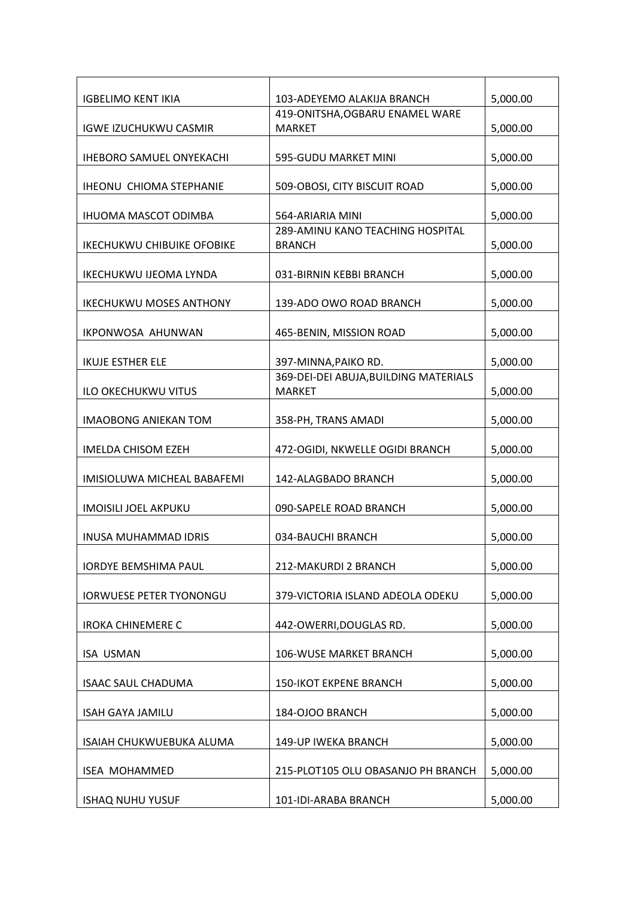| | | |
|---|---|---|
| IGBELIMO KENT IKIA | 103-ADEYEMO ALAKIJA BRANCH | 5,000.00 |
| IGWE IZUCHUKWU CASMIR | 419-ONITSHA,OGBARU ENAMEL WARE MARKET | 5,000.00 |
| IHEBORO SAMUEL ONYEKACHI | 595-GUDU MARKET MINI | 5,000.00 |
| IHEONU CHIOMA STEPHANIE | 509-OBOSI, CITY BISCUIT ROAD | 5,000.00 |
| IHUOMA MASCOT ODIMBA | 564-ARIARIA MINI | 5,000.00 |
| IKECHUKWU CHIBUIKE OFOBIKE | 289-AMINU KANO TEACHING HOSPITAL BRANCH | 5,000.00 |
| IKECHUKWU IJEOMA LYNDA | 031-BIRNIN KEBBI BRANCH | 5,000.00 |
| IKECHUKWU MOSES ANTHONY | 139-ADO OWO ROAD BRANCH | 5,000.00 |
| IKPONWOSA AHUNWAN | 465-BENIN, MISSION ROAD | 5,000.00 |
| IKUJE ESTHER ELE | 397-MINNA,PAIKO RD. | 5,000.00 |
| ILO OKECHUKWU VITUS | 369-DEI-DEI ABUJA,BUILDING MATERIALS MARKET | 5,000.00 |
| IMAOBONG ANIEKAN TOM | 358-PH, TRANS AMADI | 5,000.00 |
| IMELDA CHISOM EZEH | 472-OGIDI, NKWELLE OGIDI BRANCH | 5,000.00 |
| IMISIOLUWA MICHEAL BABAFEMI | 142-ALAGBADO BRANCH | 5,000.00 |
| IMOISILI JOEL AKPUKU | 090-SAPELE ROAD BRANCH | 5,000.00 |
| INUSA MUHAMMAD IDRIS | 034-BAUCHI BRANCH | 5,000.00 |
| IORDYE BEMSHIMA PAUL | 212-MAKURDI 2 BRANCH | 5,000.00 |
| IORWUESE PETER TYONONGU | 379-VICTORIA ISLAND ADEOLA ODEKU | 5,000.00 |
| IROKA CHINEMERE C | 442-OWERRI,DOUGLAS RD. | 5,000.00 |
| ISA USMAN | 106-WUSE MARKET BRANCH | 5,000.00 |
| ISAAC SAUL CHADUMA | 150-IKOT EKPENE BRANCH | 5,000.00 |
| ISAH GAYA JAMILU | 184-OJOO BRANCH | 5,000.00 |
| ISAIAH CHUKWUEBUKA ALUMA | 149-UP IWEKA BRANCH | 5,000.00 |
| ISEA MOHAMMED | 215-PLOT105 OLU OBASANJO PH BRANCH | 5,000.00 |
| ISHAQ NUHU YUSUF | 101-IDI-ARABA BRANCH | 5,000.00 |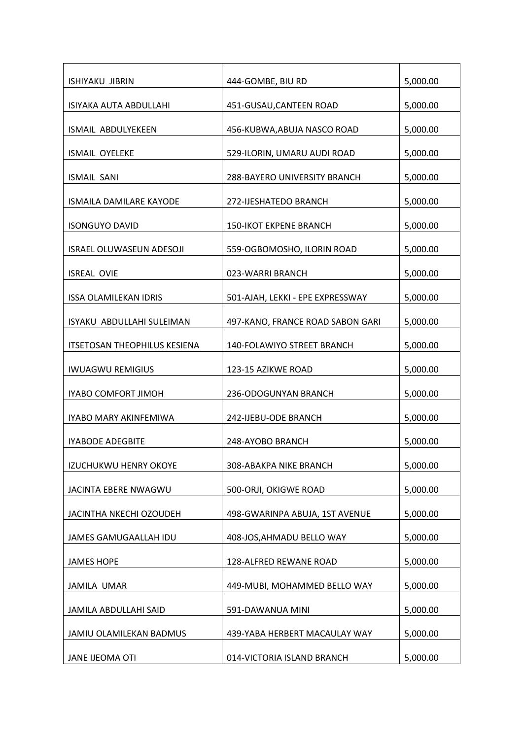| | | |
|---|---|---|
| ISHIYAKU JIBRIN | 444-GOMBE, BIU RD | 5,000.00 |
| ISIYAKA AUTA ABDULLAHI | 451-GUSAU,CANTEEN ROAD | 5,000.00 |
| ISMAIL ABDULYEKEEN | 456-KUBWA,ABUJA NASCO ROAD | 5,000.00 |
| ISMAIL OYELEKE | 529-ILORIN, UMARU AUDI ROAD | 5,000.00 |
| ISMAIL SANI | 288-BAYERO UNIVERSITY BRANCH | 5,000.00 |
| ISMAILA DAMILARE KAYODE | 272-IJESHATEDO BRANCH | 5,000.00 |
| ISONGUYO DAVID | 150-IKOT EKPENE BRANCH | 5,000.00 |
| ISRAEL OLUWASEUN ADESOJI | 559-OGBOMOSHO, ILORIN ROAD | 5,000.00 |
| ISREAL OVIE | 023-WARRI BRANCH | 5,000.00 |
| ISSA OLAMILEKAN IDRIS | 501-AJAH, LEKKI - EPE EXPRESSWAY | 5,000.00 |
| ISYAKU ABDULLAHI SULEIMAN | 497-KANO, FRANCE ROAD SABON GARI | 5,000.00 |
| ITSETOSAN THEOPHILUS KESIENA | 140-FOLAWIYO STREET BRANCH | 5,000.00 |
| IWUAGWU REMIGIUS | 123-15 AZIKWE ROAD | 5,000.00 |
| IYABO COMFORT JIMOH | 236-ODOGUNYAN BRANCH | 5,000.00 |
| IYABO MARY AKINFEMIWA | 242-IJEBU-ODE BRANCH | 5,000.00 |
| IYABODE ADEGBITE | 248-AYOBO BRANCH | 5,000.00 |
| IZUCHUKWU HENRY OKOYE | 308-ABAKPA NIKE BRANCH | 5,000.00 |
| JACINTA EBERE NWAGWU | 500-ORJI, OKIGWE ROAD | 5,000.00 |
| JACINTHA NKECHI OZOUDEH | 498-GWARINPA ABUJA, 1ST AVENUE | 5,000.00 |
| JAMES GAMUGAALLAH IDU | 408-JOS,AHMADU BELLO WAY | 5,000.00 |
| JAMES HOPE | 128-ALFRED REWANE ROAD | 5,000.00 |
| JAMILA UMAR | 449-MUBI, MOHAMMED BELLO WAY | 5,000.00 |
| JAMILA ABDULLAHI SAID | 591-DAWANUA MINI | 5,000.00 |
| JAMIU OLAMILEKAN BADMUS | 439-YABA HERBERT MACAULAY WAY | 5,000.00 |
| JANE IJEOMA OTI | 014-VICTORIA ISLAND BRANCH | 5,000.00 |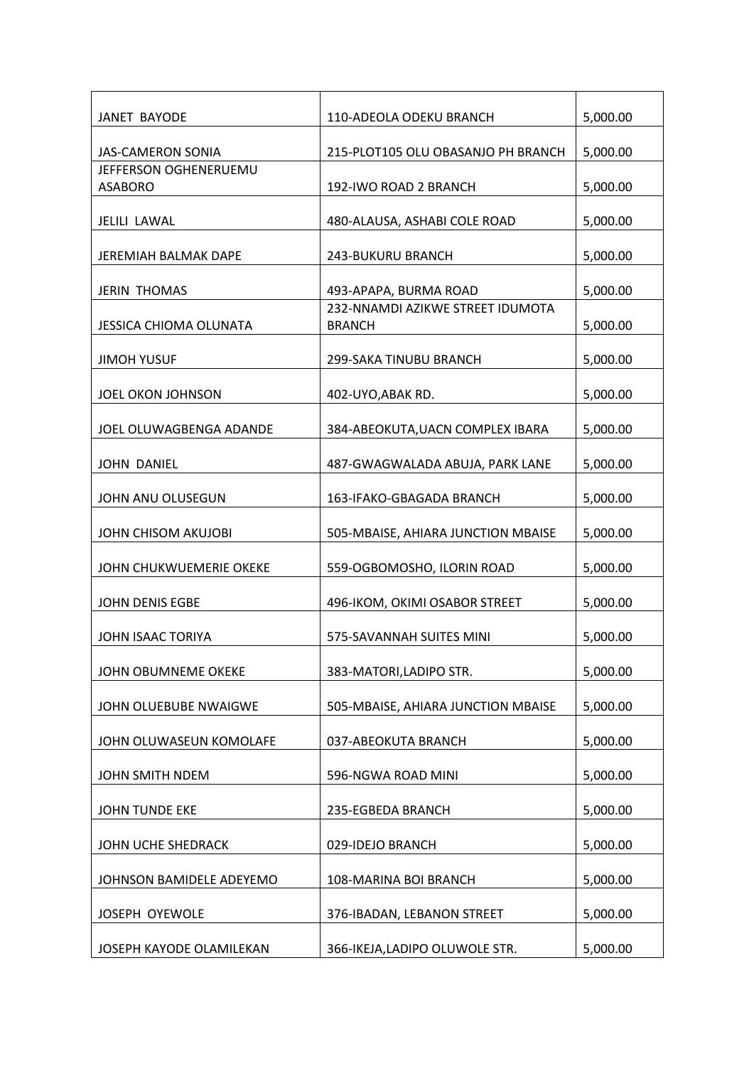| | | |
|---|---|---|
| JANET BAYODE | 110-ADEOLA ODEKU BRANCH | 5,000.00 |
| JAS-CAMERON SONIA | 215-PLOT105 OLU OBASANJO PH BRANCH | 5,000.00 |
| JEFFERSON OGHENERUEMU ASABORO | 192-IWO ROAD 2 BRANCH | 5,000.00 |
| JELILI LAWAL | 480-ALAUSA, ASHABI COLE ROAD | 5,000.00 |
| JEREMIAH BALMAK DAPE | 243-BUKURU BRANCH | 5,000.00 |
| JERIN THOMAS | 493-APAPA, BURMA ROAD | 5,000.00 |
| JESSICA CHIOMA OLUNATA | 232-NNAMDI AZIKWE STREET IDUMOTA BRANCH | 5,000.00 |
| JIMOH YUSUF | 299-SAKA TINUBU BRANCH | 5,000.00 |
| JOEL OKON JOHNSON | 402-UYO,ABAK RD. | 5,000.00 |
| JOEL OLUWAGBENGA ADANDE | 384-ABEOKUTA,UACN COMPLEX IBARA | 5,000.00 |
| JOHN DANIEL | 487-GWAGWALADA ABUJA, PARK LANE | 5,000.00 |
| JOHN ANU OLUSEGUN | 163-IFAKO-GBAGADA BRANCH | 5,000.00 |
| JOHN CHISOM AKUJOBI | 505-MBAISE, AHIARA JUNCTION MBAISE | 5,000.00 |
| JOHN CHUKWUEMERIE OKEKE | 559-OGBOMOSHO, ILORIN ROAD | 5,000.00 |
| JOHN DENIS EGBE | 496-IKOM, OKIMI OSABOR STREET | 5,000.00 |
| JOHN ISAAC TORIYA | 575-SAVANNAH SUITES MINI | 5,000.00 |
| JOHN OBUMNEME OKEKE | 383-MATORI,LADIPO STR. | 5,000.00 |
| JOHN OLUEBUBE NWAIGWE | 505-MBAISE, AHIARA JUNCTION MBAISE | 5,000.00 |
| JOHN OLUWASEUN KOMOLAFE | 037-ABEOKUTA BRANCH | 5,000.00 |
| JOHN SMITH NDEM | 596-NGWA ROAD MINI | 5,000.00 |
| JOHN TUNDE EKE | 235-EGBEDA BRANCH | 5,000.00 |
| JOHN UCHE SHEDRACK | 029-IDEJO BRANCH | 5,000.00 |
| JOHNSON BAMIDELE ADEYEMO | 108-MARINA BOI BRANCH | 5,000.00 |
| JOSEPH OYEWOLE | 376-IBADAN, LEBANON STREET | 5,000.00 |
| JOSEPH KAYODE OLAMILEKAN | 366-IKEJA,LADIPO OLUWOLE STR. | 5,000.00 |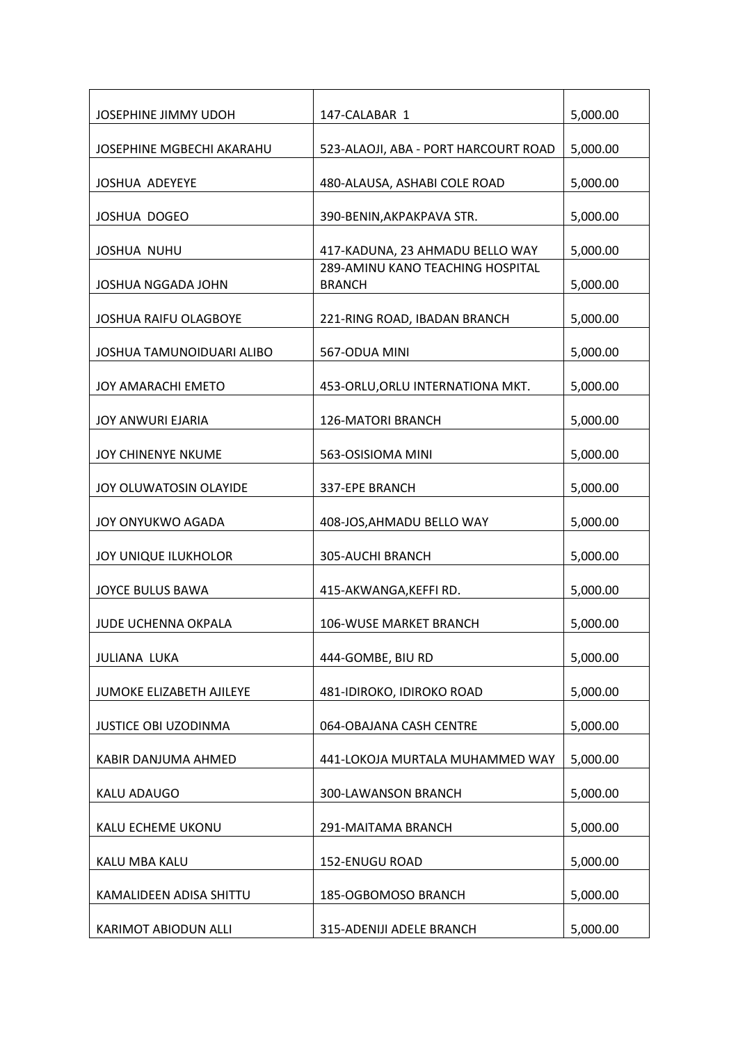| JOSEPHINE JIMMY UDOH | 147-CALABAR 1 | 5,000.00 |
|---|---|---|
| JOSEPHINE MGBECHI AKARAHU | 523-ALAOJI, ABA - PORT HARCOURT ROAD | 5,000.00 |
| JOSHUA ADEYEYE | 480-ALAUSA, ASHABI COLE ROAD | 5,000.00 |
| JOSHUA DOGEO | 390-BENIN,AKPAKPAVA STR. | 5,000.00 |
| JOSHUA NUHU | 417-KADUNA, 23 AHMADU BELLO WAY | 5,000.00 |
| JOSHUA NGGADA JOHN | 289-AMINU KANO TEACHING HOSPITAL BRANCH | 5,000.00 |
| JOSHUA RAIFU OLAGBOYE | 221-RING ROAD, IBADAN BRANCH | 5,000.00 |
| JOSHUA TAMUNOIDUARI ALIBO | 567-ODUA MINI | 5,000.00 |
| JOY AMARACHI EMETO | 453-ORLU,ORLU INTERNATIONA MKT. | 5,000.00 |
| JOY ANWURI EJARIA | 126-MATORI BRANCH | 5,000.00 |
| JOY CHINENYE NKUME | 563-OSISIOMA MINI | 5,000.00 |
| JOY OLUWATOSIN OLAYIDE | 337-EPE BRANCH | 5,000.00 |
| JOY ONYUKWO AGADA | 408-JOS,AHMADU BELLO WAY | 5,000.00 |
| JOY UNIQUE ILUKHOLOR | 305-AUCHI BRANCH | 5,000.00 |
| JOYCE BULUS BAWA | 415-AKWANGA,KEFFI RD. | 5,000.00 |
| JUDE UCHENNA OKPALA | 106-WUSE MARKET BRANCH | 5,000.00 |
| JULIANA LUKA | 444-GOMBE, BIU RD | 5,000.00 |
| JUMOKE ELIZABETH AJILEYE | 481-IDIROKO, IDIROKO ROAD | 5,000.00 |
| JUSTICE OBI UZODINMA | 064-OBAJANA CASH CENTRE | 5,000.00 |
| KABIR DANJUMA AHMED | 441-LOKOJA MURTALA MUHAMMED WAY | 5,000.00 |
| KALU ADAUGO | 300-LAWANSON BRANCH | 5,000.00 |
| KALU ECHEME UKONU | 291-MAITAMA BRANCH | 5,000.00 |
| KALU MBA KALU | 152-ENUGU ROAD | 5,000.00 |
| KAMALIDEEN ADISA SHITTU | 185-OGBOMOSO BRANCH | 5,000.00 |
| KARIMOT ABIODUN ALLI | 315-ADENIJI ADELE BRANCH | 5,000.00 |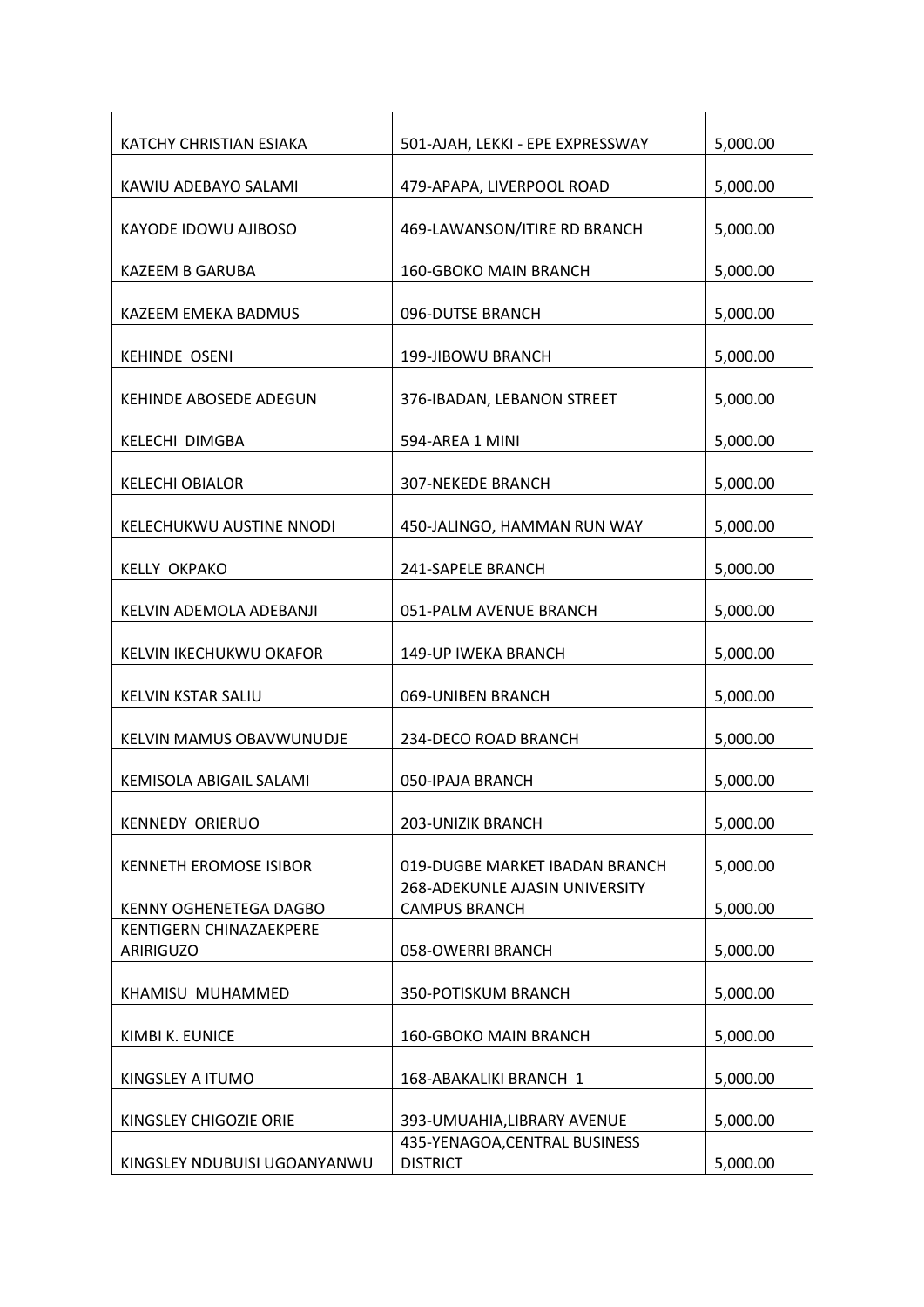| | | |
|---|---|---|
| KATCHY CHRISTIAN ESIAKA | 501-AJAH, LEKKI - EPE EXPRESSWAY | 5,000.00 |
| KAWIU ADEBAYO SALAMI | 479-APAPA, LIVERPOOL ROAD | 5,000.00 |
| KAYODE IDOWU AJIBOSO | 469-LAWANSON/ITIRE RD BRANCH | 5,000.00 |
| KAZEEM B GARUBA | 160-GBOKO MAIN BRANCH | 5,000.00 |
| KAZEEM EMEKA BADMUS | 096-DUTSE BRANCH | 5,000.00 |
| KEHINDE OSENI | 199-JIBOWU BRANCH | 5,000.00 |
| KEHINDE ABOSEDE ADEGUN | 376-IBADAN, LEBANON STREET | 5,000.00 |
| KELECHI DIMGBA | 594-AREA 1 MINI | 5,000.00 |
| KELECHI OBIALOR | 307-NEKEDE BRANCH | 5,000.00 |
| KELECHUKWU AUSTINE NNODI | 450-JALINGO, HAMMAN RUN WAY | 5,000.00 |
| KELLY OKPAKO | 241-SAPELE BRANCH | 5,000.00 |
| KELVIN ADEMOLA ADEBANJI | 051-PALM AVENUE BRANCH | 5,000.00 |
| KELVIN IKECHUKWU OKAFOR | 149-UP IWEKA BRANCH | 5,000.00 |
| KELVIN KSTAR SALIU | 069-UNIBEN BRANCH | 5,000.00 |
| KELVIN MAMUS OBAVWUNUDJE | 234-DECO ROAD BRANCH | 5,000.00 |
| KEMISOLA ABIGAIL SALAMI | 050-IPAJA BRANCH | 5,000.00 |
| KENNEDY ORIERUO | 203-UNIZIK BRANCH | 5,000.00 |
| KENNETH EROMOSE ISIBOR | 019-DUGBE MARKET IBADAN BRANCH | 5,000.00 |
| KENNY OGHENETEGA DAGBO | 268-ADEKUNLE AJASIN UNIVERSITY CAMPUS BRANCH | 5,000.00 |
| KENTIGERN CHINAZAEKPERE ARIRIGUZO | 058-OWERRI BRANCH | 5,000.00 |
| KHAMISU MUHAMMED | 350-POTISKUM BRANCH | 5,000.00 |
| KIMBI K. EUNICE | 160-GBOKO MAIN BRANCH | 5,000.00 |
| KINGSLEY A ITUMO | 168-ABAKALIKI BRANCH 1 | 5,000.00 |
| KINGSLEY CHIGOZIE ORIE | 393-UMUAHIA,LIBRARY AVENUE | 5,000.00 |
| KINGSLEY NDUBUISI UGOANYANWU | 435-YENAGOA,CENTRAL BUSINESS DISTRICT | 5,000.00 |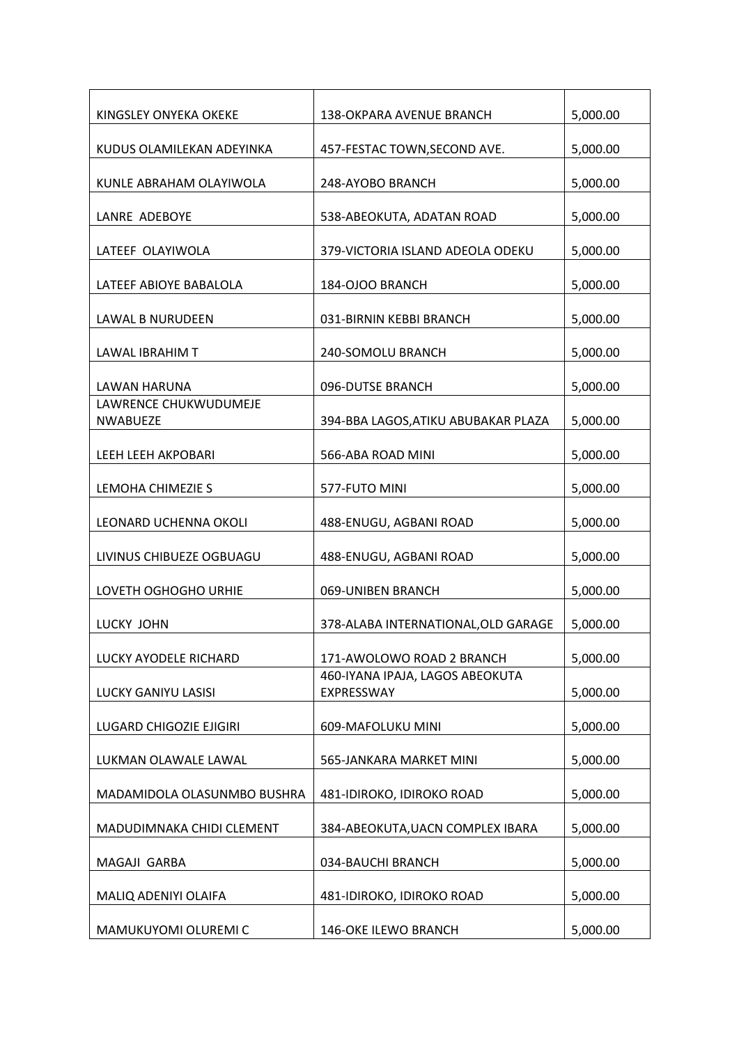| | | |
|---|---|---|
| KINGSLEY ONYEKA OKEKE | 138-OKPARA AVENUE BRANCH | 5,000.00 |
| KUDUS OLAMILEKAN ADEYINKA | 457-FESTAC TOWN,SECOND AVE. | 5,000.00 |
| KUNLE ABRAHAM OLAYIWOLA | 248-AYOBO BRANCH | 5,000.00 |
| LANRE ADEBOYE | 538-ABEOKUTA, ADATAN ROAD | 5,000.00 |
| LATEEF OLAYIWOLA | 379-VICTORIA ISLAND ADEOLA ODEKU | 5,000.00 |
| LATEEF ABIOYE BABALOLA | 184-OJOO BRANCH | 5,000.00 |
| LAWAL B NURUDEEN | 031-BIRNIN KEBBI BRANCH | 5,000.00 |
| LAWAL IBRAHIM T | 240-SOMOLU BRANCH | 5,000.00 |
| LAWAN HARUNA | 096-DUTSE BRANCH | 5,000.00 |
| LAWRENCE CHUKWUDUMEJE NWABUEZE | 394-BBA LAGOS,ATIKU ABUBAKAR PLAZA | 5,000.00 |
| LEEH LEEH AKPOBARI | 566-ABA ROAD MINI | 5,000.00 |
| LEMOHA CHIMEZIE S | 577-FUTO MINI | 5,000.00 |
| LEONARD UCHENNA OKOLI | 488-ENUGU, AGBANI ROAD | 5,000.00 |
| LIVINUS CHIBUEZE OGBUAGU | 488-ENUGU, AGBANI ROAD | 5,000.00 |
| LOVETH OGHOGHO URHIE | 069-UNIBEN BRANCH | 5,000.00 |
| LUCKY JOHN | 378-ALABA INTERNATIONAL,OLD GARAGE | 5,000.00 |
| LUCKY AYODELE RICHARD | 171-AWOLOWO ROAD 2 BRANCH | 5,000.00 |
| LUCKY GANIYU LASISI | 460-IYANA IPAJA, LAGOS ABEOKUTA EXPRESSWAY | 5,000.00 |
| LUGARD CHIGOZIE EJIGIRI | 609-MAFOLUKU MINI | 5,000.00 |
| LUKMAN OLAWALE LAWAL | 565-JANKARA MARKET MINI | 5,000.00 |
| MADAMIDOLA OLASUNMBO BUSHRA | 481-IDIROKO, IDIROKO ROAD | 5,000.00 |
| MADUDIMNAKA CHIDI CLEMENT | 384-ABEOKUTA,UACN COMPLEX IBARA | 5,000.00 |
| MAGAJI GARBA | 034-BAUCHI BRANCH | 5,000.00 |
| MALIQ ADENIYI OLAIFA | 481-IDIROKO, IDIROKO ROAD | 5,000.00 |
| MAMUKUYOMI OLUREMI C | 146-OKE ILEWO BRANCH | 5,000.00 |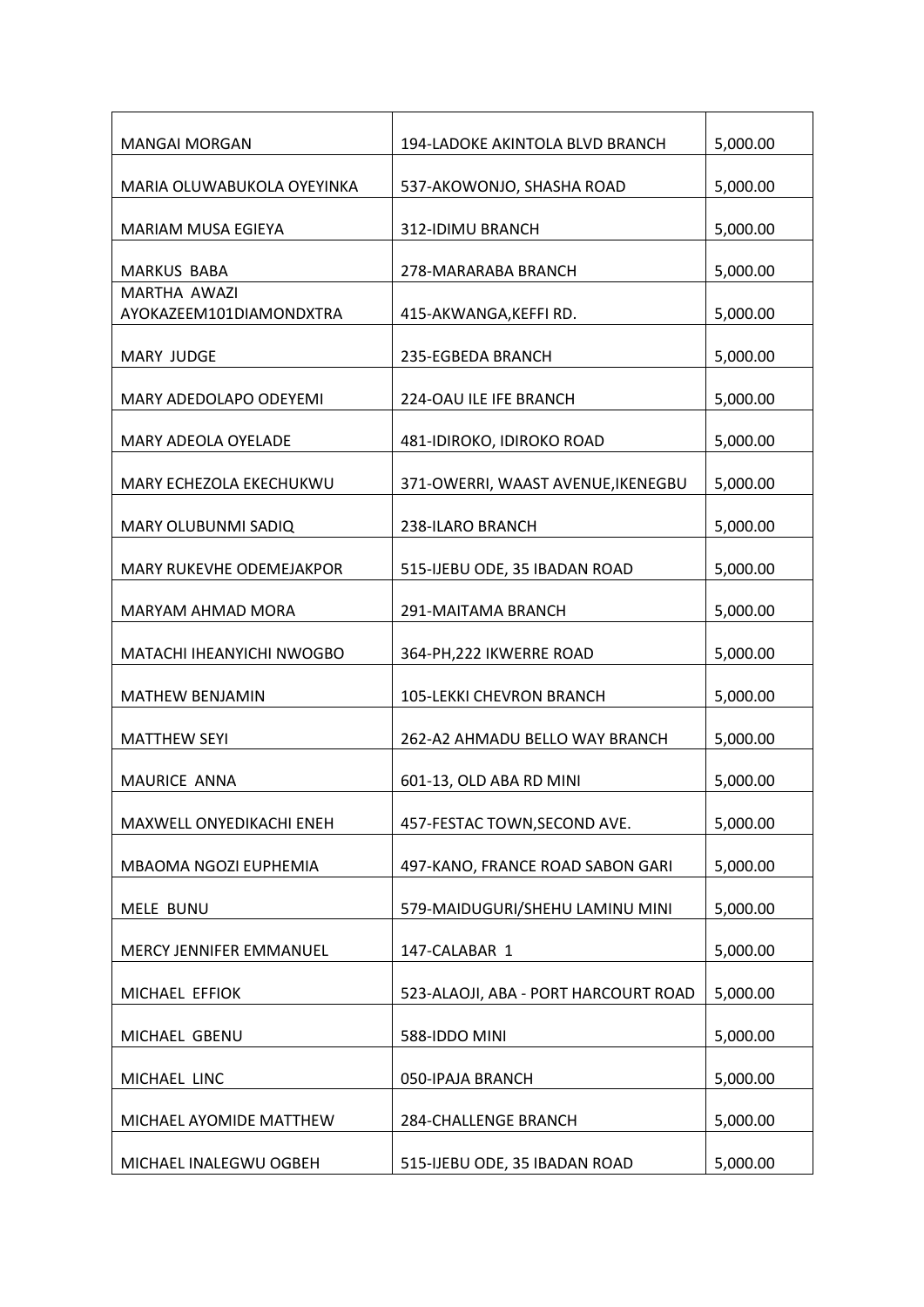| MANGAI MORGAN | 194-LADOKE AKINTOLA BLVD BRANCH | 5,000.00 |
|---|---|---|
| MARIA OLUWABUKOLA OYEYINKA | 537-AKOWONJO, SHASHA ROAD | 5,000.00 |
| MARIAM MUSA EGIEYA | 312-IDIMU BRANCH | 5,000.00 |
| MARKUS BABA | 278-MARARABA BRANCH | 5,000.00 |
| MARTHA AWAZI AYOKAZEEM101DIAMONDXTRA | 415-AKWANGA,KEFFI RD. | 5,000.00 |
| MARY JUDGE | 235-EGBEDA BRANCH | 5,000.00 |
| MARY ADEDOLAPO ODEYEMI | 224-OAU ILE IFE BRANCH | 5,000.00 |
| MARY ADEOLA OYELADE | 481-IDIROKO, IDIROKO ROAD | 5,000.00 |
| MARY ECHEZOLA EKECHUKWU | 371-OWERRI, WAAST AVENUE,IKENEGBU | 5,000.00 |
| MARY OLUBUNMI SADIQ | 238-ILARO BRANCH | 5,000.00 |
| MARY RUKEVHE ODEMEJAKPOR | 515-IJEBU ODE, 35 IBADAN ROAD | 5,000.00 |
| MARYAM AHMAD MORA | 291-MAITAMA BRANCH | 5,000.00 |
| MATACHI IHEANYICHI NWOGBO | 364-PH,222 IKWERRE ROAD | 5,000.00 |
| MATHEW BENJAMIN | 105-LEKKI CHEVRON BRANCH | 5,000.00 |
| MATTHEW SEYI | 262-A2 AHMADU BELLO WAY BRANCH | 5,000.00 |
| MAURICE ANNA | 601-13, OLD ABA RD MINI | 5,000.00 |
| MAXWELL ONYEDIKACHI ENEH | 457-FESTAC TOWN,SECOND AVE. | 5,000.00 |
| MBAOMA NGOZI EUPHEMIA | 497-KANO, FRANCE ROAD SABON GARI | 5,000.00 |
| MELE BUNU | 579-MAIDUGURI/SHEHU LAMINU MINI | 5,000.00 |
| MERCY JENNIFER EMMANUEL | 147-CALABAR 1 | 5,000.00 |
| MICHAEL EFFIOK | 523-ALAOJI, ABA - PORT HARCOURT ROAD | 5,000.00 |
| MICHAEL GBENU | 588-IDDO MINI | 5,000.00 |
| MICHAEL LINC | 050-IPAJA BRANCH | 5,000.00 |
| MICHAEL AYOMIDE MATTHEW | 284-CHALLENGE BRANCH | 5,000.00 |
| MICHAEL INALEGWU OGBEH | 515-IJEBU ODE, 35 IBADAN ROAD | 5,000.00 |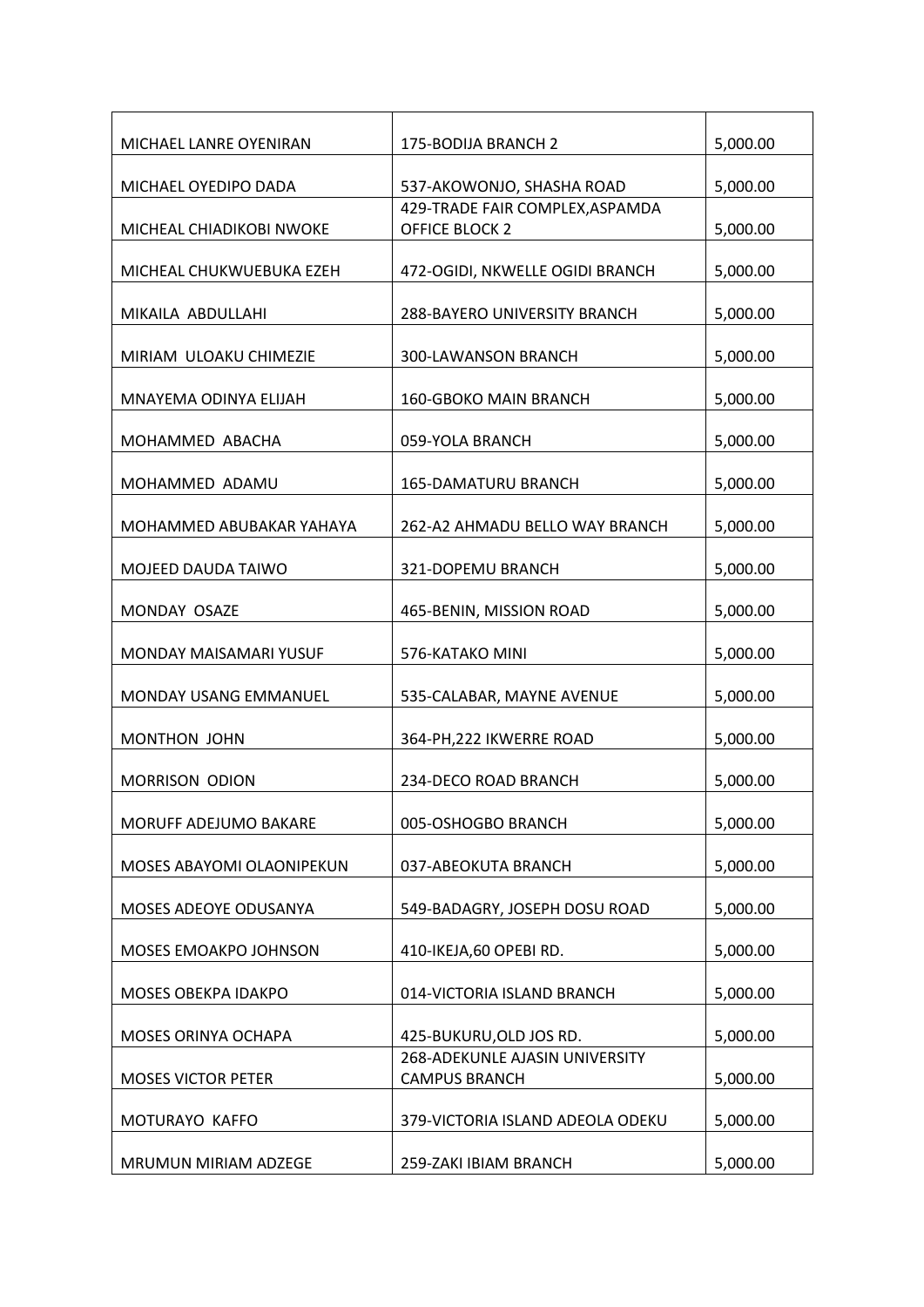| MICHAEL LANRE OYENIRAN | 175-BODIJA BRANCH 2 | 5,000.00 |
|---|---|---|
| MICHAEL OYEDIPO DADA | 537-AKOWONJO, SHASHA ROAD | 5,000.00 |
| MICHEAL CHIADIKOBI NWOKE | 429-TRADE FAIR COMPLEX,ASPAMDA OFFICE BLOCK 2 | 5,000.00 |
| MICHEAL CHUKWUEBUKA EZEH | 472-OGIDI, NKWELLE OGIDI BRANCH | 5,000.00 |
| MIKAILA ABDULLAHI | 288-BAYERO UNIVERSITY BRANCH | 5,000.00 |
| MIRIAM ULOAKU CHIMEZIE | 300-LAWANSON BRANCH | 5,000.00 |
| MNAYEMA ODINYA ELIJAH | 160-GBOKO MAIN BRANCH | 5,000.00 |
| MOHAMMED ABACHA | 059-YOLA BRANCH | 5,000.00 |
| MOHAMMED ADAMU | 165-DAMATURU BRANCH | 5,000.00 |
| MOHAMMED ABUBAKAR YAHAYA | 262-A2 AHMADU BELLO WAY BRANCH | 5,000.00 |
| MOJEED DAUDA TAIWO | 321-DOPEMU BRANCH | 5,000.00 |
| MONDAY OSAZE | 465-BENIN, MISSION ROAD | 5,000.00 |
| MONDAY MAISAMARI YUSUF | 576-KATAKO MINI | 5,000.00 |
| MONDAY USANG EMMANUEL | 535-CALABAR, MAYNE AVENUE | 5,000.00 |
| MONTHON JOHN | 364-PH,222 IKWERRE ROAD | 5,000.00 |
| MORRISON ODION | 234-DECO ROAD BRANCH | 5,000.00 |
| MORUFF ADEJUMO BAKARE | 005-OSHOGBO BRANCH | 5,000.00 |
| MOSES ABAYOMI OLAONIPEKUN | 037-ABEOKUTA BRANCH | 5,000.00 |
| MOSES ADEOYE ODUSANYA | 549-BADAGRY, JOSEPH DOSU ROAD | 5,000.00 |
| MOSES EMOAKPO JOHNSON | 410-IKEJA,60 OPEBI RD. | 5,000.00 |
| MOSES OBEKPA IDAKPO | 014-VICTORIA ISLAND BRANCH | 5,000.00 |
| MOSES ORINYA OCHAPA | 425-BUKURU,OLD JOS RD. | 5,000.00 |
| MOSES VICTOR PETER | 268-ADEKUNLE AJASIN UNIVERSITY CAMPUS BRANCH | 5,000.00 |
| MOTURAYO KAFFO | 379-VICTORIA ISLAND ADEOLA ODEKU | 5,000.00 |
| MRUMUN MIRIAM ADZEGE | 259-ZAKI IBIAM BRANCH | 5,000.00 |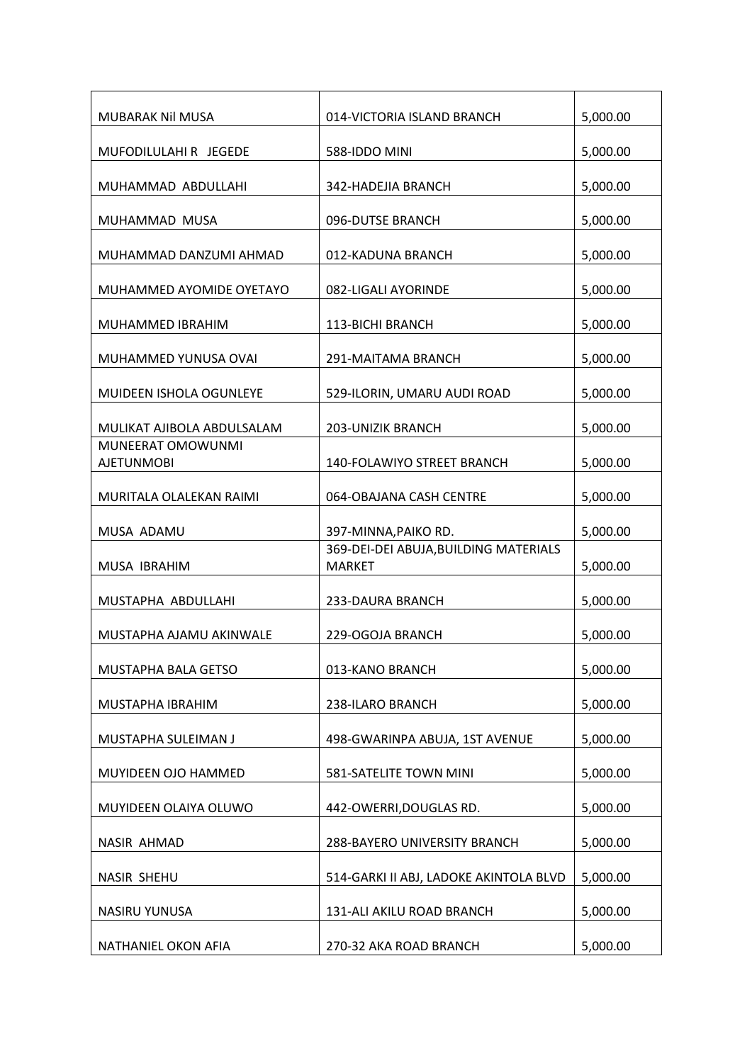| MUBARAK Nil MUSA | 014-VICTORIA ISLAND BRANCH | 5,000.00 |
|---|---|---|
| MUFODILULAHI R JEGEDE | 588-IDDO MINI | 5,000.00 |
| MUHAMMAD ABDULLAHI | 342-HADEJIA BRANCH | 5,000.00 |
| MUHAMMAD MUSA | 096-DUTSE BRANCH | 5,000.00 |
| MUHAMMAD DANZUMI AHMAD | 012-KADUNA BRANCH | 5,000.00 |
| MUHAMMED AYOMIDE OYETAYO | 082-LIGALI AYORINDE | 5,000.00 |
| MUHAMMED IBRAHIM | 113-BICHI BRANCH | 5,000.00 |
| MUHAMMED YUNUSA OVAI | 291-MAITAMA BRANCH | 5,000.00 |
| MUIDEEN ISHOLA OGUNLEYE | 529-ILORIN, UMARU AUDI ROAD | 5,000.00 |
| MULIKAT AJIBOLA ABDULSALAM | 203-UNIZIK BRANCH | 5,000.00 |
| MUNEERAT OMOWUNMI AJETUNMOBI | 140-FOLAWIYO STREET BRANCH | 5,000.00 |
| MURITALA OLALEKAN RAIMI | 064-OBAJANA CASH CENTRE | 5,000.00 |
| MUSA ADAMU | 397-MINNA,PAIKO RD. | 5,000.00 |
| MUSA IBRAHIM | 369-DEI-DEI ABUJA,BUILDING MATERIALS MARKET | 5,000.00 |
| MUSTAPHA ABDULLAHI | 233-DAURA BRANCH | 5,000.00 |
| MUSTAPHA AJAMU AKINWALE | 229-OGOJA BRANCH | 5,000.00 |
| MUSTAPHA BALA GETSO | 013-KANO BRANCH | 5,000.00 |
| MUSTAPHA IBRAHIM | 238-ILARO BRANCH | 5,000.00 |
| MUSTAPHA SULEIMAN J | 498-GWARINPA ABUJA, 1ST AVENUE | 5,000.00 |
| MUYIDEEN OJO HAMMED | 581-SATELITE TOWN MINI | 5,000.00 |
| MUYIDEEN OLAIYA OLUWO | 442-OWERRI,DOUGLAS RD. | 5,000.00 |
| NASIR AHMAD | 288-BAYERO UNIVERSITY BRANCH | 5,000.00 |
| NASIR SHEHU | 514-GARKI II ABJ, LADOKE AKINTOLA BLVD | 5,000.00 |
| NASIRU YUNUSA | 131-ALI AKILU ROAD BRANCH | 5,000.00 |
| NATHANIEL OKON AFIA | 270-32 AKA ROAD BRANCH | 5,000.00 |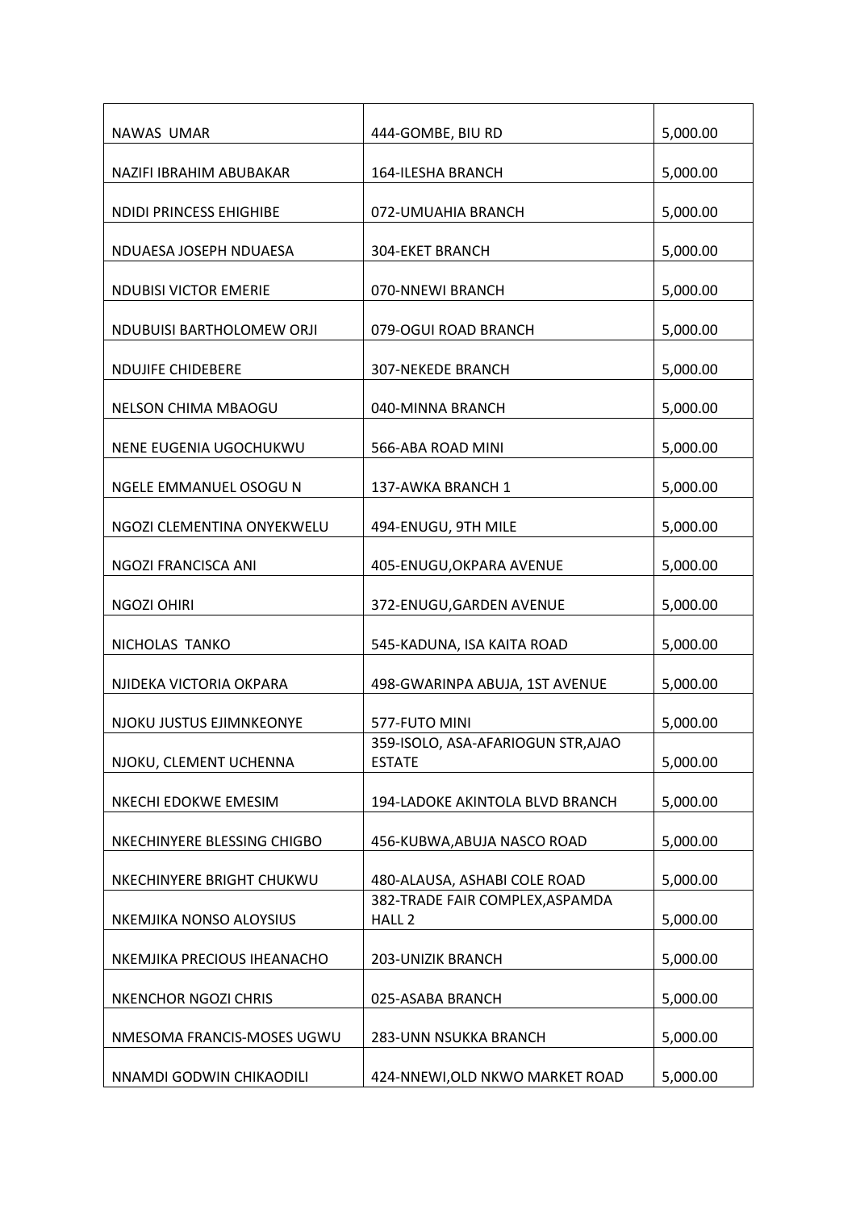| | | |
|---|---|---|
| NAWAS UMAR | 444-GOMBE, BIU RD | 5,000.00 |
| NAZIFI IBRAHIM ABUBAKAR | 164-ILESHA BRANCH | 5,000.00 |
| NDIDI PRINCESS EHIGHIBE | 072-UMUAHIA BRANCH | 5,000.00 |
| NDUAESA JOSEPH NDUAESA | 304-EKET BRANCH | 5,000.00 |
| NDUBISI VICTOR EMERIE | 070-NNEWI BRANCH | 5,000.00 |
| NDUBUISI BARTHOLOMEW ORJI | 079-OGUI ROAD BRANCH | 5,000.00 |
| NDUJIFE CHIDEBERE | 307-NEKEDE BRANCH | 5,000.00 |
| NELSON CHIMA MBAOGU | 040-MINNA BRANCH | 5,000.00 |
| NENE EUGENIA UGOCHUKWU | 566-ABA ROAD MINI | 5,000.00 |
| NGELE EMMANUEL OSOGU N | 137-AWKA BRANCH 1 | 5,000.00 |
| NGOZI CLEMENTINA ONYEKWELU | 494-ENUGU, 9TH MILE | 5,000.00 |
| NGOZI FRANCISCA ANI | 405-ENUGU,OKPARA AVENUE | 5,000.00 |
| NGOZI OHIRI | 372-ENUGU,GARDEN AVENUE | 5,000.00 |
| NICHOLAS TANKO | 545-KADUNA, ISA KAITA ROAD | 5,000.00 |
| NJIDEKA VICTORIA OKPARA | 498-GWARINPA ABUJA, 1ST AVENUE | 5,000.00 |
| NJOKU JUSTUS EJIMNKEONYE | 577-FUTO MINI | 5,000.00 |
| NJOKU, CLEMENT UCHENNA | 359-ISOLO, ASA-AFARIOGUN STR,AJAO ESTATE | 5,000.00 |
| NKECHI EDOKWE EMESIM | 194-LADOKE AKINTOLA BLVD BRANCH | 5,000.00 |
| NKECHINYERE BLESSING CHIGBO | 456-KUBWA,ABUJA NASCO ROAD | 5,000.00 |
| NKECHINYERE BRIGHT CHUKWU | 480-ALAUSA, ASHABI COLE ROAD | 5,000.00 |
| NKEMJIKA NONSO ALOYSIUS | 382-TRADE FAIR COMPLEX,ASPAMDA HALL 2 | 5,000.00 |
| NKEMJIKA PRECIOUS IHEANACHO | 203-UNIZIK BRANCH | 5,000.00 |
| NKENCHOR NGOZI CHRIS | 025-ASABA BRANCH | 5,000.00 |
| NMESOMA FRANCIS-MOSES UGWU | 283-UNN NSUKKA BRANCH | 5,000.00 |
| NNAMDI GODWIN CHIKAODILI | 424-NNEWI,OLD NKWO MARKET ROAD | 5,000.00 |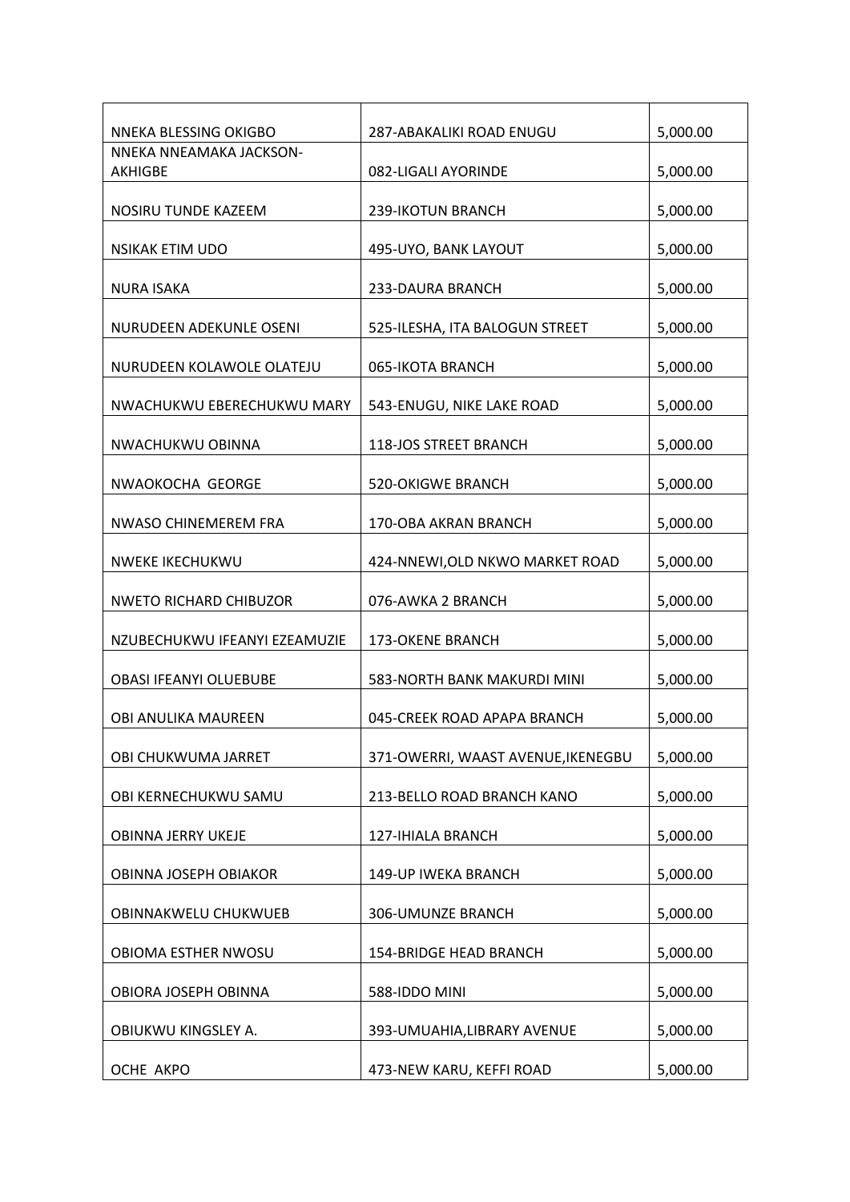| | | |
|---|---|---|
| NNEKA BLESSING OKIGBO | 287-ABAKALIKI ROAD ENUGU | 5,000.00 |
| NNEKA NNEAMAKA JACKSON-AKHIGBE | 082-LIGALI AYORINDE | 5,000.00 |
| NOSIRU TUNDE KAZEEM | 239-IKOTUN BRANCH | 5,000.00 |
| NSIKAK ETIM UDO | 495-UYO, BANK LAYOUT | 5,000.00 |
| NURA ISAKA | 233-DAURA BRANCH | 5,000.00 |
| NURUDEEN ADEKUNLE OSENI | 525-ILESHA, ITA BALOGUN STREET | 5,000.00 |
| NURUDEEN KOLAWOLE OLATEJU | 065-IKOTA BRANCH | 5,000.00 |
| NWACHUKWU EBERECHUKWU MARY | 543-ENUGU, NIKE LAKE ROAD | 5,000.00 |
| NWACHUKWU OBINNA | 118-JOS STREET BRANCH | 5,000.00 |
| NWAOKOCHA GEORGE | 520-OKIGWE BRANCH | 5,000.00 |
| NWASO CHINEMEREM FRA | 170-OBA AKRAN BRANCH | 5,000.00 |
| NWEKE IKECHUKWU | 424-NNEWI,OLD NKWO MARKET ROAD | 5,000.00 |
| NWETO RICHARD CHIBUZOR | 076-AWKA 2 BRANCH | 5,000.00 |
| NZUBECHUKWU IFEANYI EZEAMUZIE | 173-OKENE BRANCH | 5,000.00 |
| OBASI IFEANYI OLUEBUBE | 583-NORTH BANK MAKURDI MINI | 5,000.00 |
| OBI ANULIKA MAUREEN | 045-CREEK ROAD APAPA BRANCH | 5,000.00 |
| OBI CHUKWUMA JARRET | 371-OWERRI, WAAST AVENUE,IKENEGBU | 5,000.00 |
| OBI KERNECHUKWU SAMU | 213-BELLO ROAD BRANCH KANO | 5,000.00 |
| OBINNA JERRY UKEJE | 127-IHIALA BRANCH | 5,000.00 |
| OBINNA JOSEPH OBIAKOR | 149-UP IWEKA BRANCH | 5,000.00 |
| OBINNAKWELU CHUKWUEB | 306-UMUNZE BRANCH | 5,000.00 |
| OBIOMA ESTHER NWOSU | 154-BRIDGE HEAD BRANCH | 5,000.00 |
| OBIORA JOSEPH OBINNA | 588-IDDO MINI | 5,000.00 |
| OBIUKWU KINGSLEY A. | 393-UMUAHIA,LIBRARY AVENUE | 5,000.00 |
| OCHE AKPO | 473-NEW KARU, KEFFI ROAD | 5,000.00 |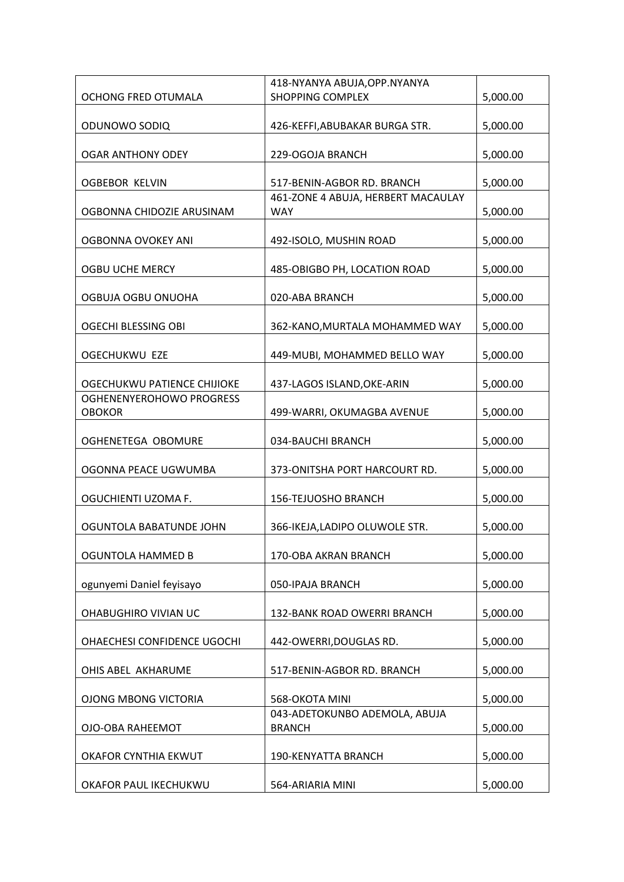| | | |
|---|---|---|
| OCHONG FRED OTUMALA | 418-NYANYA ABUJA,OPP.NYANYA SHOPPING COMPLEX | 5,000.00 |
| ODUNOWO SODIQ | 426-KEFFI,ABUBAKAR BURGA STR. | 5,000.00 |
| OGAR ANTHONY ODEY | 229-OGOJA BRANCH | 5,000.00 |
| OGBEBOR KELVIN | 517-BENIN-AGBOR RD. BRANCH | 5,000.00 |
| OGBONNA CHIDOZIE ARUSINAM | 461-ZONE 4 ABUJA, HERBERT MACAULAY WAY | 5,000.00 |
| OGBONNA OVOKEY ANI | 492-ISOLO, MUSHIN ROAD | 5,000.00 |
| OGBU UCHE MERCY | 485-OBIGBO PH, LOCATION ROAD | 5,000.00 |
| OGBUJA OGBU ONUOHA | 020-ABA BRANCH | 5,000.00 |
| OGECHI BLESSING OBI | 362-KANO,MURTALA MOHAMMED WAY | 5,000.00 |
| OGECHUKWU EZE | 449-MUBI, MOHAMMED BELLO WAY | 5,000.00 |
| OGECHUKWU PATIENCE CHIJIOKE | 437-LAGOS ISLAND,OKE-ARIN | 5,000.00 |
| OGHENENYEROHOWO PROGRESS OBOKOR | 499-WARRI, OKUMAGBA AVENUE | 5,000.00 |
| OGHENETEGA OBOMURE | 034-BAUCHI BRANCH | 5,000.00 |
| OGONNA PEACE UGWUMBA | 373-ONITSHA PORT HARCOURT RD. | 5,000.00 |
| OGUCHIENTI UZOMA F. | 156-TEJUOSHO BRANCH | 5,000.00 |
| OGUNTOLA BABATUNDE JOHN | 366-IKEJA,LADIPO OLUWOLE STR. | 5,000.00 |
| OGUNTOLA HAMMED B | 170-OBA AKRAN BRANCH | 5,000.00 |
| ogunyemi Daniel feyisayo | 050-IPAJA BRANCH | 5,000.00 |
| OHABUGHIRO VIVIAN UC | 132-BANK ROAD OWERRI BRANCH | 5,000.00 |
| OHAECHESI CONFIDENCE UGOCHI | 442-OWERRI,DOUGLAS RD. | 5,000.00 |
| OHIS ABEL AKHARUME | 517-BENIN-AGBOR RD. BRANCH | 5,000.00 |
| OJONG MBONG VICTORIA | 568-OKOTA MINI | 5,000.00 |
| OJO-OBA RAHEEMOT | 043-ADETOKUNBO ADEMOLA, ABUJA BRANCH | 5,000.00 |
| OKAFOR CYNTHIA EKWUT | 190-KENYATTA BRANCH | 5,000.00 |
| OKAFOR PAUL IKECHUKWU | 564-ARIARIA MINI | 5,000.00 |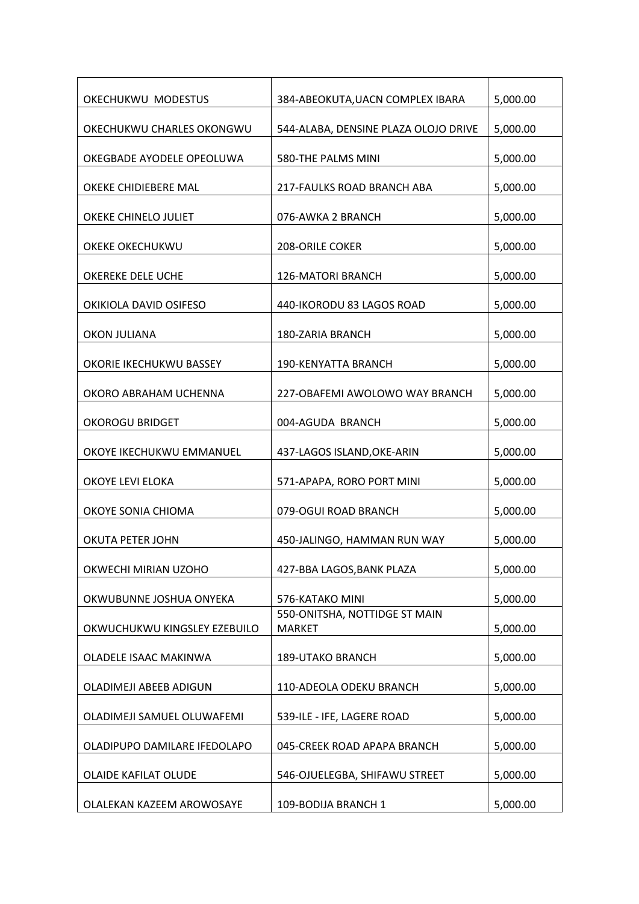| | | |
|---|---|---|
| OKECHUKWU  MODESTUS | 384-ABEOKUTA,UACN COMPLEX IBARA | 5,000.00 |
| OKECHUKWU CHARLES OKONGWU | 544-ALABA, DENSINE PLAZA OLOJO DRIVE | 5,000.00 |
| OKEGBADE AYODELE OPEOLUWA | 580-THE PALMS MINI | 5,000.00 |
| OKEKE CHIDIEBERE MAL | 217-FAULKS ROAD BRANCH ABA | 5,000.00 |
| OKEKE CHINELO JULIET | 076-AWKA 2 BRANCH | 5,000.00 |
| OKEKE OKECHUKWU | 208-ORILE COKER | 5,000.00 |
| OKEREKE DELE UCHE | 126-MATORI BRANCH | 5,000.00 |
| OKIKIOLA DAVID OSIFESO | 440-IKORODU 83 LAGOS ROAD | 5,000.00 |
| OKON JULIANA | 180-ZARIA BRANCH | 5,000.00 |
| OKORIE IKECHUKWU BASSEY | 190-KENYATTA BRANCH | 5,000.00 |
| OKORO ABRAHAM UCHENNA | 227-OBAFEMI AWOLOWO WAY BRANCH | 5,000.00 |
| OKOROGU BRIDGET | 004-AGUDA  BRANCH | 5,000.00 |
| OKOYE IKECHUKWU EMMANUEL | 437-LAGOS ISLAND,OKE-ARIN | 5,000.00 |
| OKOYE LEVI ELOKA | 571-APAPA, RORO PORT MINI | 5,000.00 |
| OKOYE SONIA CHIOMA | 079-OGUI ROAD BRANCH | 5,000.00 |
| OKUTA PETER JOHN | 450-JALINGO, HAMMAN RUN WAY | 5,000.00 |
| OKWECHI MIRIAN UZOHO | 427-BBA LAGOS,BANK PLAZA | 5,000.00 |
| OKWUBUNNE JOSHUA ONYEKA | 576-KATAKO MINI | 5,000.00 |
| OKWUCHUKWU KINGSLEY EZEBUILO | 550-ONITSHA, NOTTIDGE ST MAIN MARKET | 5,000.00 |
| OLADELE ISAAC MAKINWA | 189-UTAKO BRANCH | 5,000.00 |
| OLADIMEJI ABEEB ADIGUN | 110-ADEOLA ODEKU BRANCH | 5,000.00 |
| OLADIMEJI SAMUEL OLUWAFEMI | 539-ILE - IFE, LAGERE ROAD | 5,000.00 |
| OLADIPUPO DAMILARE IFEDOLAPO | 045-CREEK ROAD APAPA BRANCH | 5,000.00 |
| OLAIDE KAFILAT OLUDE | 546-OJUELEGBA, SHIFAWU STREET | 5,000.00 |
| OLALEKAN KAZEEM AROWOSAYE | 109-BODIJA BRANCH 1 | 5,000.00 |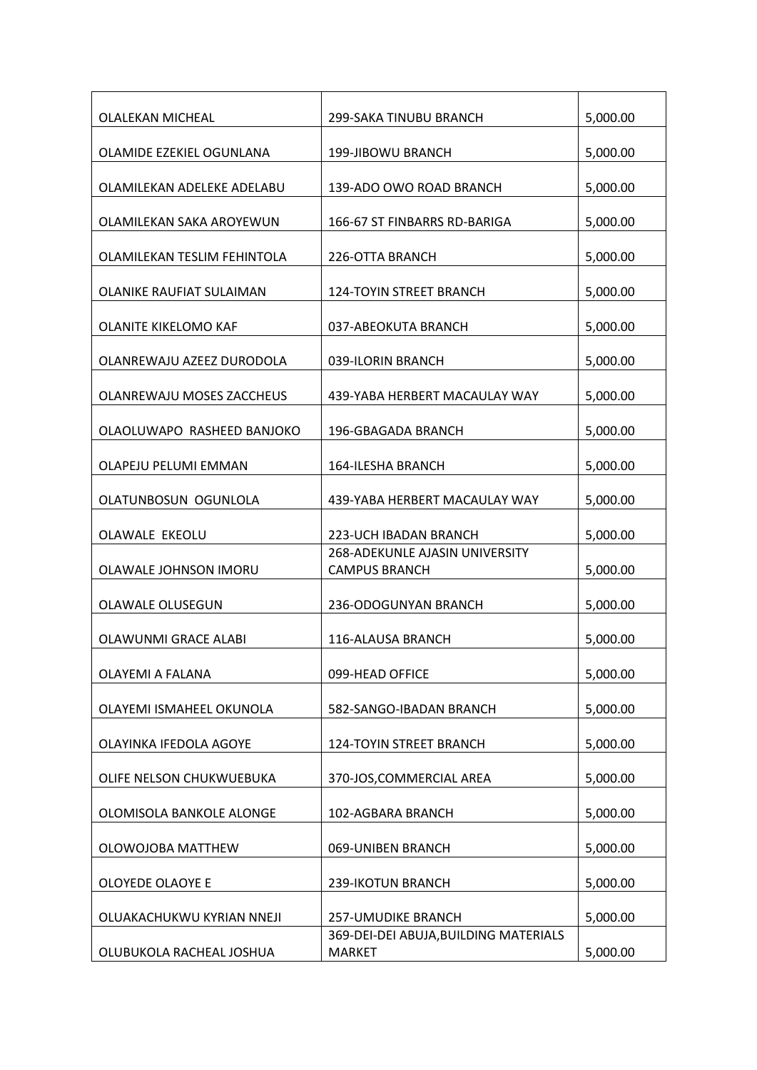| OLALEKAN MICHEAL | 299-SAKA TINUBU BRANCH | 5,000.00 |
|---|---|---|
| OLAMIDE EZEKIEL OGUNLANA | 199-JIBOWU BRANCH | 5,000.00 |
| OLAMILEKAN ADELEKE ADELABU | 139-ADO OWO ROAD BRANCH | 5,000.00 |
| OLAMILEKAN SAKA AROYEWUN | 166-67 ST FINBARRS RD-BARIGA | 5,000.00 |
| OLAMILEKAN TESLIM FEHINTOLA | 226-OTTA BRANCH | 5,000.00 |
| OLANIKE RAUFIAT SULAIMAN | 124-TOYIN STREET BRANCH | 5,000.00 |
| OLANITE KIKELOMO KAF | 037-ABEOKUTA BRANCH | 5,000.00 |
| OLANREWAJU AZEEZ DURODOLA | 039-ILORIN BRANCH | 5,000.00 |
| OLANREWAJU MOSES ZACCHEUS | 439-YABA HERBERT MACAULAY WAY | 5,000.00 |
| OLAOLUWAPO RASHEED BANJOKO | 196-GBAGADA BRANCH | 5,000.00 |
| OLAPEJU PELUMI EMMAN | 164-ILESHA BRANCH | 5,000.00 |
| OLATUNBOSUN OGUNLOLA | 439-YABA HERBERT MACAULAY WAY | 5,000.00 |
| OLAWALE EKEOLU | 223-UCH IBADAN BRANCH | 5,000.00 |
| OLAWALE JOHNSON IMORU | 268-ADEKUNLE AJASIN UNIVERSITY CAMPUS BRANCH | 5,000.00 |
| OLAWALE OLUSEGUN | 236-ODOGUNYAN BRANCH | 5,000.00 |
| OLAWUNMI GRACE ALABI | 116-ALAUSA BRANCH | 5,000.00 |
| OLAYEMI A FALANA | 099-HEAD OFFICE | 5,000.00 |
| OLAYEMI ISMAHEEL OKUNOLA | 582-SANGO-IBADAN BRANCH | 5,000.00 |
| OLAYINKA IFEDOLA AGOYE | 124-TOYIN STREET BRANCH | 5,000.00 |
| OLIFE NELSON CHUKWUEBUKA | 370-JOS,COMMERCIAL AREA | 5,000.00 |
| OLOMISOLA BANKOLE ALONGE | 102-AGBARA BRANCH | 5,000.00 |
| OLOWOJOBA MATTHEW | 069-UNIBEN BRANCH | 5,000.00 |
| OLOYEDE OLAOYE E | 239-IKOTUN BRANCH | 5,000.00 |
| OLUAKACHUKWU KYRIAN NNEJI | 257-UMUDIKE BRANCH | 5,000.00 |
| OLUBUKOLA RACHEAL JOSHUA | 369-DEI-DEI ABUJA,BUILDING MATERIALS MARKET | 5,000.00 |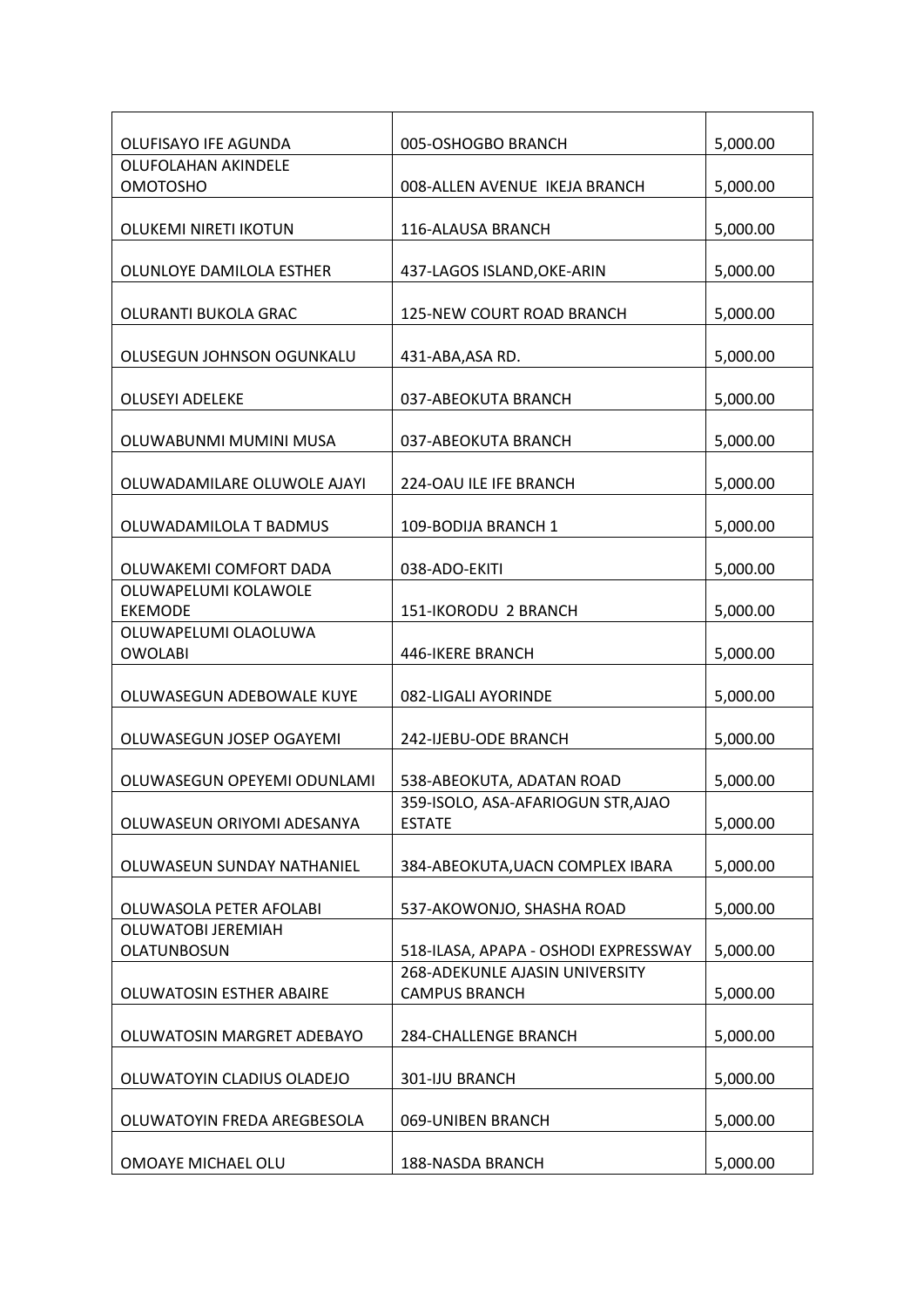| | | |
|---|---|---|
| OLUFISAYO IFE AGUNDA | 005-OSHOGBO BRANCH | 5,000.00 |
| OLUFOLAHAN AKINDELE OMOTOSHO | 008-ALLEN AVENUE IKEJA BRANCH | 5,000.00 |
| OLUKEMI NIRETI IKOTUN | 116-ALAUSA BRANCH | 5,000.00 |
| OLUNLOYE DAMILOLA ESTHER | 437-LAGOS ISLAND,OKE-ARIN | 5,000.00 |
| OLURANTI BUKOLA GRAC | 125-NEW COURT ROAD BRANCH | 5,000.00 |
| OLUSEGUN JOHNSON OGUNKALU | 431-ABA,ASA RD. | 5,000.00 |
| OLUSEYI ADELEKE | 037-ABEOKUTA BRANCH | 5,000.00 |
| OLUWABUNMI MUMINI MUSA | 037-ABEOKUTA BRANCH | 5,000.00 |
| OLUWADAMILARE OLUWOLE AJAYI | 224-OAU ILE IFE BRANCH | 5,000.00 |
| OLUWADAMILOLA T BADMUS | 109-BODIJA BRANCH 1 | 5,000.00 |
| OLUWAKEMI COMFORT DADA | 038-ADO-EKITI | 5,000.00 |
| OLUWAPELUMI KOLAWOLE EKEMODE | 151-IKORODU 2 BRANCH | 5,000.00 |
| OLUWAPELUMI OLAOLUWA OWOLABI | 446-IKERE BRANCH | 5,000.00 |
| OLUWASEGUN ADEBOWALE KUYE | 082-LIGALI AYORINDE | 5,000.00 |
| OLUWASEGUN JOSEP OGAYEMI | 242-IJEBU-ODE BRANCH | 5,000.00 |
| OLUWASEGUN OPEYEMI ODUNLAMI | 538-ABEOKUTA, ADATAN ROAD | 5,000.00 |
| OLUWASEUN ORIYOMI ADESANYA | 359-ISOLO, ASA-AFARIOGUN STR,AJAO ESTATE | 5,000.00 |
| OLUWASEUN SUNDAY NATHANIEL | 384-ABEOKUTA,UACN COMPLEX IBARA | 5,000.00 |
| OLUWASOLA PETER AFOLABI | 537-AKOWONJO, SHASHA ROAD | 5,000.00 |
| OLUWATOBI JEREMIAH OLATUNBOSUN | 518-ILASA, APAPA - OSHODI EXPRESSWAY | 5,000.00 |
| OLUWATOSIN ESTHER ABAIRE | 268-ADEKUNLE AJASIN UNIVERSITY CAMPUS BRANCH | 5,000.00 |
| OLUWATOSIN MARGRET ADEBAYO | 284-CHALLENGE BRANCH | 5,000.00 |
| OLUWATOYIN CLADIUS OLADEJO | 301-IJU BRANCH | 5,000.00 |
| OLUWATOYIN FREDA AREGBESOLA | 069-UNIBEN BRANCH | 5,000.00 |
| OMOAYE MICHAEL OLU | 188-NASDA BRANCH | 5,000.00 |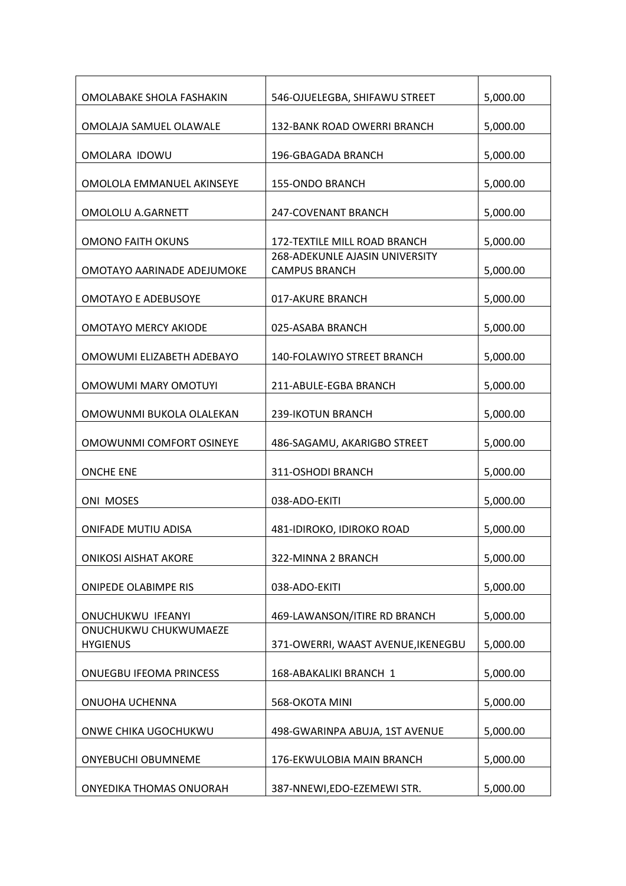| OMOLABAKE SHOLA FASHAKIN | 546-OJUELEGBA, SHIFAWU STREET | 5,000.00 |
|---|---|---|
| OMOLAJA SAMUEL OLAWALE | 132-BANK ROAD OWERRI BRANCH | 5,000.00 |
| OMOLARA IDOWU | 196-GBAGADA BRANCH | 5,000.00 |
| OMOLOLA EMMANUEL AKINSEYE | 155-ONDO BRANCH | 5,000.00 |
| OMOLOLU A.GARNETT | 247-COVENANT BRANCH | 5,000.00 |
| OMONO FAITH OKUNS | 172-TEXTILE MILL ROAD BRANCH | 5,000.00 |
| OMOTAYO AARINADE ADEJUMOKE | 268-ADEKUNLE AJASIN UNIVERSITY CAMPUS BRANCH | 5,000.00 |
| OMOTAYO E ADEBUSOYE | 017-AKURE BRANCH | 5,000.00 |
| OMOTAYO MERCY AKIODE | 025-ASABA BRANCH | 5,000.00 |
| OMOWUMI ELIZABETH ADEBAYO | 140-FOLAWIYO STREET BRANCH | 5,000.00 |
| OMOWUMI MARY OMOTUYI | 211-ABULE-EGBA BRANCH | 5,000.00 |
| OMOWUNMI BUKOLA OLALEKAN | 239-IKOTUN BRANCH | 5,000.00 |
| OMOWUNMI COMFORT OSINEYE | 486-SAGAMU, AKARIGBO STREET | 5,000.00 |
| ONCHE ENE | 311-OSHODI BRANCH | 5,000.00 |
| ONI MOSES | 038-ADO-EKITI | 5,000.00 |
| ONIFADE MUTIU ADISA | 481-IDIROKO, IDIROKO ROAD | 5,000.00 |
| ONIKOSI AISHAT AKORE | 322-MINNA 2 BRANCH | 5,000.00 |
| ONIPEDE OLABIMPE RIS | 038-ADO-EKITI | 5,000.00 |
| ONUCHUKWU IFEANYI | 469-LAWANSON/ITIRE RD BRANCH | 5,000.00 |
| ONUCHUKWU CHUKWUMAEZE HYGIENUS | 371-OWERRI, WAAST AVENUE,IKENEGBU | 5,000.00 |
| ONUEGBU IFEOMA PRINCESS | 168-ABAKALIKI BRANCH 1 | 5,000.00 |
| ONUOHA UCHENNA | 568-OKOTA MINI | 5,000.00 |
| ONWE CHIKA UGOCHUKWU | 498-GWARINPA ABUJA, 1ST AVENUE | 5,000.00 |
| ONYEBUCHI OBUMNEME | 176-EKWULOBIA MAIN BRANCH | 5,000.00 |
| ONYEDIKA THOMAS ONUORAH | 387-NNEWI,EDO-EZEMEWI STR. | 5,000.00 |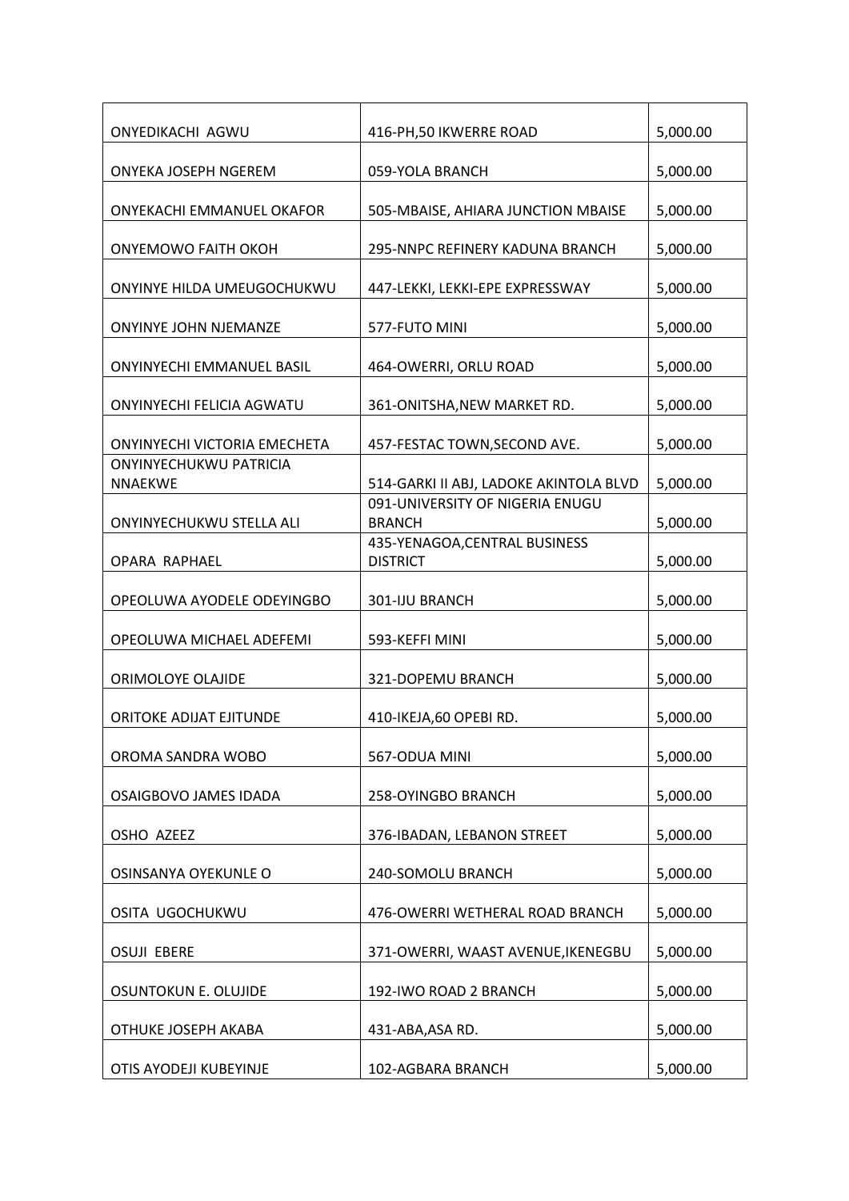| | | |
|---|---|---|
| ONYEDIKACHI  AGWU | 416-PH,50 IKWERRE ROAD | 5,000.00 |
| ONYEKA JOSEPH NGEREM | 059-YOLA BRANCH | 5,000.00 |
| ONYEKACHI EMMANUEL OKAFOR | 505-MBAISE, AHIARA JUNCTION MBAISE | 5,000.00 |
| ONYEMOWO FAITH OKOH | 295-NNPC REFINERY KADUNA BRANCH | 5,000.00 |
| ONYINYE HILDA UMEUGOCHUKWU | 447-LEKKI, LEKKI-EPE EXPRESSWAY | 5,000.00 |
| ONYINYE JOHN NJEMANZE | 577-FUTO MINI | 5,000.00 |
| ONYINYECHI EMMANUEL BASIL | 464-OWERRI, ORLU ROAD | 5,000.00 |
| ONYINYECHI FELICIA AGWATU | 361-ONITSHA,NEW MARKET RD. | 5,000.00 |
| ONYINYECHI VICTORIA EMECHETA | 457-FESTAC TOWN,SECOND AVE. | 5,000.00 |
| ONYINYECHUKWU PATRICIA NNAEKWE | 514-GARKI II ABJ, LADOKE AKINTOLA BLVD | 5,000.00 |
| ONYINYECHUKWU STELLA ALI | 091-UNIVERSITY OF NIGERIA ENUGU BRANCH | 5,000.00 |
| OPARA  RAPHAEL | 435-YENAGOA,CENTRAL BUSINESS DISTRICT | 5,000.00 |
| OPEOLUWA AYODELE ODEYINGBO | 301-IJU BRANCH | 5,000.00 |
| OPEOLUWA MICHAEL ADEFEMI | 593-KEFFI MINI | 5,000.00 |
| ORIMOLOYE OLAJIDE | 321-DOPEMU BRANCH | 5,000.00 |
| ORITOKE ADIJAT EJITUNDE | 410-IKEJA,60 OPEBI RD. | 5,000.00 |
| OROMA SANDRA WOBO | 567-ODUA MINI | 5,000.00 |
| OSAIGBOVO JAMES IDADA | 258-OYINGBO BRANCH | 5,000.00 |
| OSHO  AZEEZ | 376-IBADAN, LEBANON STREET | 5,000.00 |
| OSINSANYA OYEKUNLE O | 240-SOMOLU BRANCH | 5,000.00 |
| OSITA  UGOCHUKWU | 476-OWERRI WETHERAL ROAD BRANCH | 5,000.00 |
| OSUJI  EBERE | 371-OWERRI, WAAST AVENUE,IKENEGBU | 5,000.00 |
| OSUNTOKUN E. OLUJIDE | 192-IWO ROAD 2 BRANCH | 5,000.00 |
| OTHUKE JOSEPH AKABA | 431-ABA,ASA RD. | 5,000.00 |
| OTIS AYODEJI KUBEYINJE | 102-AGBARA BRANCH | 5,000.00 |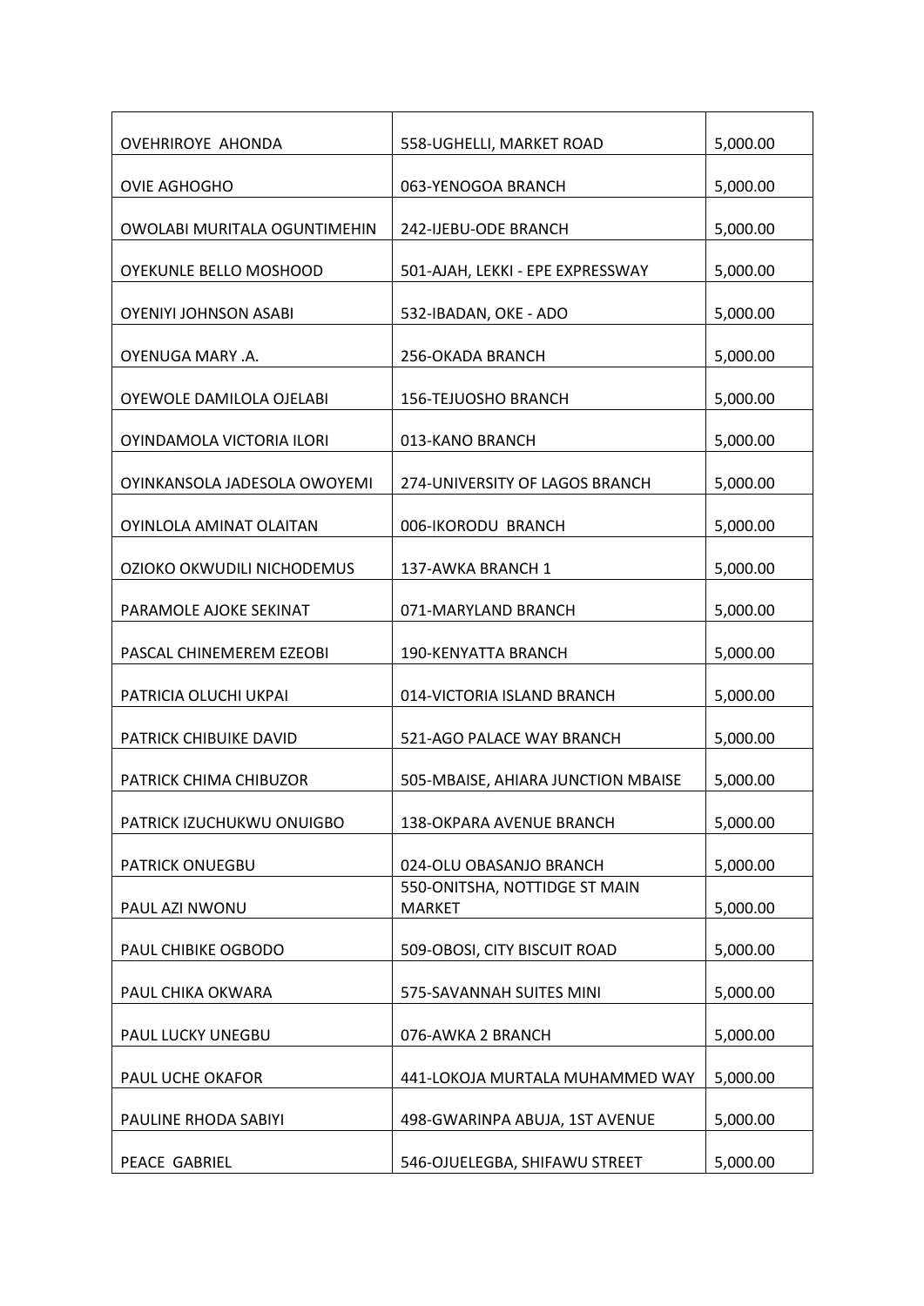| | | |
|---|---|---|
| OVEHRIROYE AHONDA | 558-UGHELLI, MARKET ROAD | 5,000.00 |
| OVIE AGHOGHO | 063-YENOGOA BRANCH | 5,000.00 |
| OWOLABI MURITALA OGUNTIMEHIN | 242-IJEBU-ODE BRANCH | 5,000.00 |
| OYEKUNLE BELLO MOSHOOD | 501-AJAH, LEKKI - EPE EXPRESSWAY | 5,000.00 |
| OYENIYI JOHNSON ASABI | 532-IBADAN, OKE - ADO | 5,000.00 |
| OYENUGA MARY .A. | 256-OKADA BRANCH | 5,000.00 |
| OYEWOLE DAMILOLA OJELABI | 156-TEJUOSHO BRANCH | 5,000.00 |
| OYINDAMOLA VICTORIA ILORI | 013-KANO BRANCH | 5,000.00 |
| OYINKANSOLA JADESOLA OWOYEMI | 274-UNIVERSITY OF LAGOS BRANCH | 5,000.00 |
| OYINLOLA AMINAT OLAITAN | 006-IKORODU BRANCH | 5,000.00 |
| OZIOKO OKWUDILI NICHODEMUS | 137-AWKA BRANCH 1 | 5,000.00 |
| PARAMOLE AJOKE SEKINAT | 071-MARYLAND BRANCH | 5,000.00 |
| PASCAL CHINEMEREM EZEOBI | 190-KENYATTA BRANCH | 5,000.00 |
| PATRICIA OLUCHI UKPAI | 014-VICTORIA ISLAND BRANCH | 5,000.00 |
| PATRICK CHIBUIKE DAVID | 521-AGO PALACE WAY BRANCH | 5,000.00 |
| PATRICK CHIMA CHIBUZOR | 505-MBAISE, AHIARA JUNCTION MBAISE | 5,000.00 |
| PATRICK IZUCHUKWU ONUIGBO | 138-OKPARA AVENUE BRANCH | 5,000.00 |
| PATRICK ONUEGBU | 024-OLU OBASANJO BRANCH | 5,000.00 |
| PAUL AZI NWONU | 550-ONITSHA, NOTTIDGE ST MAIN MARKET | 5,000.00 |
| PAUL CHIBIKE OGBODO | 509-OBOSI, CITY BISCUIT ROAD | 5,000.00 |
| PAUL CHIKA OKWARA | 575-SAVANNAH SUITES MINI | 5,000.00 |
| PAUL LUCKY UNEGBU | 076-AWKA 2 BRANCH | 5,000.00 |
| PAUL UCHE OKAFOR | 441-LOKOJA MURTALA MUHAMMED WAY | 5,000.00 |
| PAULINE RHODA SABIYI | 498-GWARINPA ABUJA, 1ST AVENUE | 5,000.00 |
| PEACE GABRIEL | 546-OJUELEGBA, SHIFAWU STREET | 5,000.00 |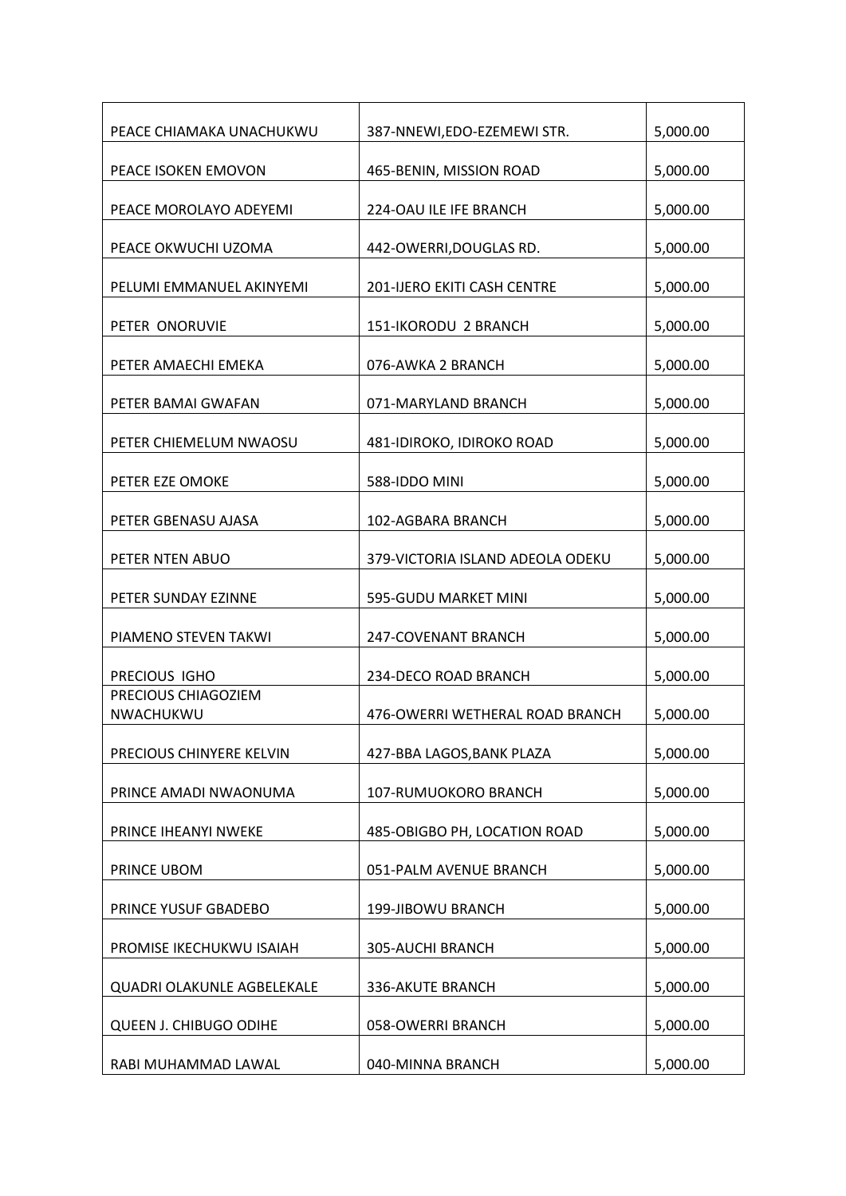| PEACE CHIAMAKA UNACHUKWU | 387-NNEWI,EDO-EZEMEWI STR. | 5,000.00 |
|---|---|---|
| PEACE ISOKEN EMOVON | 465-BENIN, MISSION ROAD | 5,000.00 |
| PEACE MOROLAYO ADEYEMI | 224-OAU ILE IFE BRANCH | 5,000.00 |
| PEACE OKWUCHI UZOMA | 442-OWERRI,DOUGLAS RD. | 5,000.00 |
| PELUMI EMMANUEL AKINYEMI | 201-IJERO EKITI CASH CENTRE | 5,000.00 |
| PETER ONORUVIE | 151-IKORODU 2 BRANCH | 5,000.00 |
| PETER AMAECHI EMEKA | 076-AWKA 2 BRANCH | 5,000.00 |
| PETER BAMAI GWAFAN | 071-MARYLAND BRANCH | 5,000.00 |
| PETER CHIEMELUM NWAOSU | 481-IDIROKO, IDIROKO ROAD | 5,000.00 |
| PETER EZE OMOKE | 588-IDDO MINI | 5,000.00 |
| PETER GBENASU AJASA | 102-AGBARA BRANCH | 5,000.00 |
| PETER NTEN ABUO | 379-VICTORIA ISLAND ADEOLA ODEKU | 5,000.00 |
| PETER SUNDAY EZINNE | 595-GUDU MARKET MINI | 5,000.00 |
| PIAMENO STEVEN TAKWI | 247-COVENANT BRANCH | 5,000.00 |
| PRECIOUS IGHO | 234-DECO ROAD BRANCH | 5,000.00 |
| PRECIOUS CHIAGOZIEM NWACHUKWU | 476-OWERRI WETHERAL ROAD BRANCH | 5,000.00 |
| PRECIOUS CHINYERE KELVIN | 427-BBA LAGOS,BANK PLAZA | 5,000.00 |
| PRINCE AMADI NWAONUMA | 107-RUMUOKORO BRANCH | 5,000.00 |
| PRINCE IHEANYI NWEKE | 485-OBIGBO PH, LOCATION ROAD | 5,000.00 |
| PRINCE UBOM | 051-PALM AVENUE BRANCH | 5,000.00 |
| PRINCE YUSUF GBADEBO | 199-JIBOWU BRANCH | 5,000.00 |
| PROMISE IKECHUKWU ISAIAH | 305-AUCHI BRANCH | 5,000.00 |
| QUADRI OLAKUNLE AGBELEKALE | 336-AKUTE BRANCH | 5,000.00 |
| QUEEN J. CHIBUGO ODIHE | 058-OWERRI BRANCH | 5,000.00 |
| RABI MUHAMMAD LAWAL | 040-MINNA BRANCH | 5,000.00 |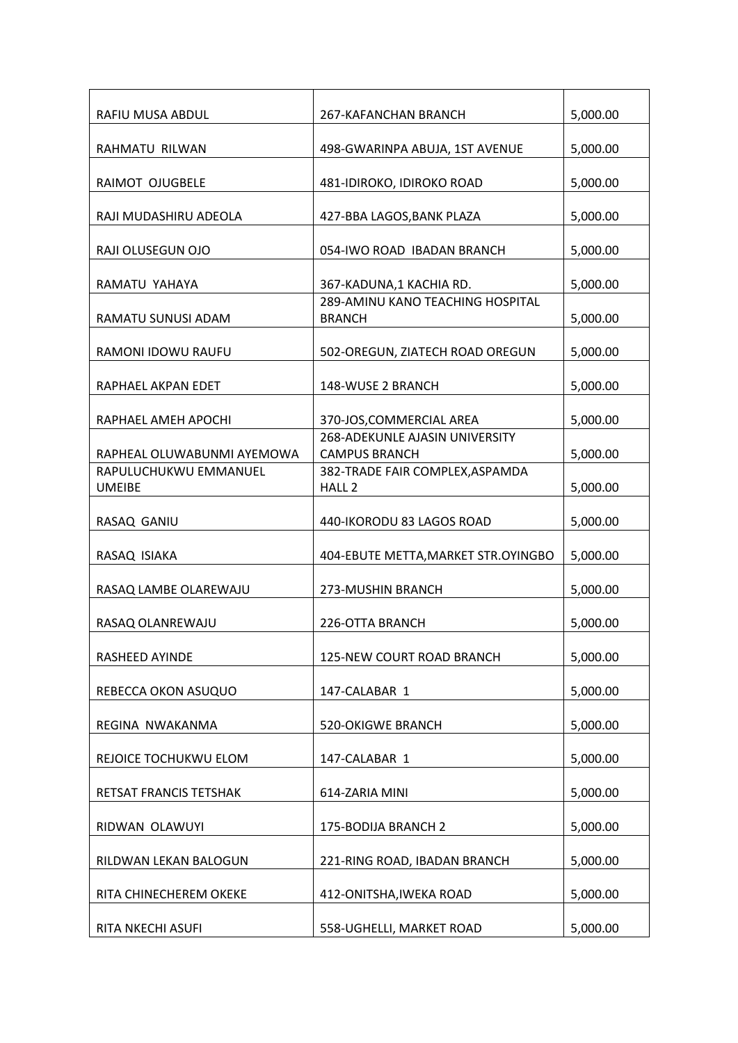| | | |
|---|---|---|
| RAFIU MUSA ABDUL | 267-KAFANCHAN BRANCH | 5,000.00 |
| RAHMATU  RILWAN | 498-GWARINPA ABUJA, 1ST AVENUE | 5,000.00 |
| RAIMOT  OJUGBELE | 481-IDIROKO, IDIROKO ROAD | 5,000.00 |
| RAJI MUDASHIRU ADEOLA | 427-BBA LAGOS,BANK PLAZA | 5,000.00 |
| RAJI OLUSEGUN OJO | 054-IWO ROAD  IBADAN BRANCH | 5,000.00 |
| RAMATU  YAHAYA | 367-KADUNA,1 KACHIA RD. | 5,000.00 |
| RAMATU SUNUSI ADAM | 289-AMINU KANO TEACHING HOSPITAL BRANCH | 5,000.00 |
| RAMONI IDOWU RAUFU | 502-OREGUN, ZIATECH ROAD OREGUN | 5,000.00 |
| RAPHAEL AKPAN EDET | 148-WUSE 2 BRANCH | 5,000.00 |
| RAPHAEL AMEH APOCHI | 370-JOS,COMMERCIAL AREA | 5,000.00 |
| RAPHEAL OLUWABUNMI AYEMOWA | 268-ADEKUNLE AJASIN UNIVERSITY CAMPUS BRANCH | 5,000.00 |
| RAPULUCHUKWU EMMANUEL UMEIBE | 382-TRADE FAIR COMPLEX,ASPAMDA HALL 2 | 5,000.00 |
| RASAQ  GANIU | 440-IKORODU 83 LAGOS ROAD | 5,000.00 |
| RASAQ  ISIAKA | 404-EBUTE METTA,MARKET STR.OYINGBO | 5,000.00 |
| RASAQ LAMBE OLAREWAJU | 273-MUSHIN BRANCH | 5,000.00 |
| RASAQ OLANREWAJU | 226-OTTA BRANCH | 5,000.00 |
| RASHEED AYINDE | 125-NEW COURT ROAD BRANCH | 5,000.00 |
| REBECCA OKON ASUQUO | 147-CALABAR  1 | 5,000.00 |
| REGINA  NWAKANMA | 520-OKIGWE BRANCH | 5,000.00 |
| REJOICE TOCHUKWU ELOM | 147-CALABAR  1 | 5,000.00 |
| RETSAT FRANCIS TETSHAK | 614-ZARIA MINI | 5,000.00 |
| RIDWAN  OLAWUYI | 175-BODIJA BRANCH 2 | 5,000.00 |
| RILDWAN LEKAN BALOGUN | 221-RING ROAD, IBADAN BRANCH | 5,000.00 |
| RITA CHINECHEREM OKEKE | 412-ONITSHA,IWEKA ROAD | 5,000.00 |
| RITA NKECHI ASUFI | 558-UGHELLI, MARKET ROAD | 5,000.00 |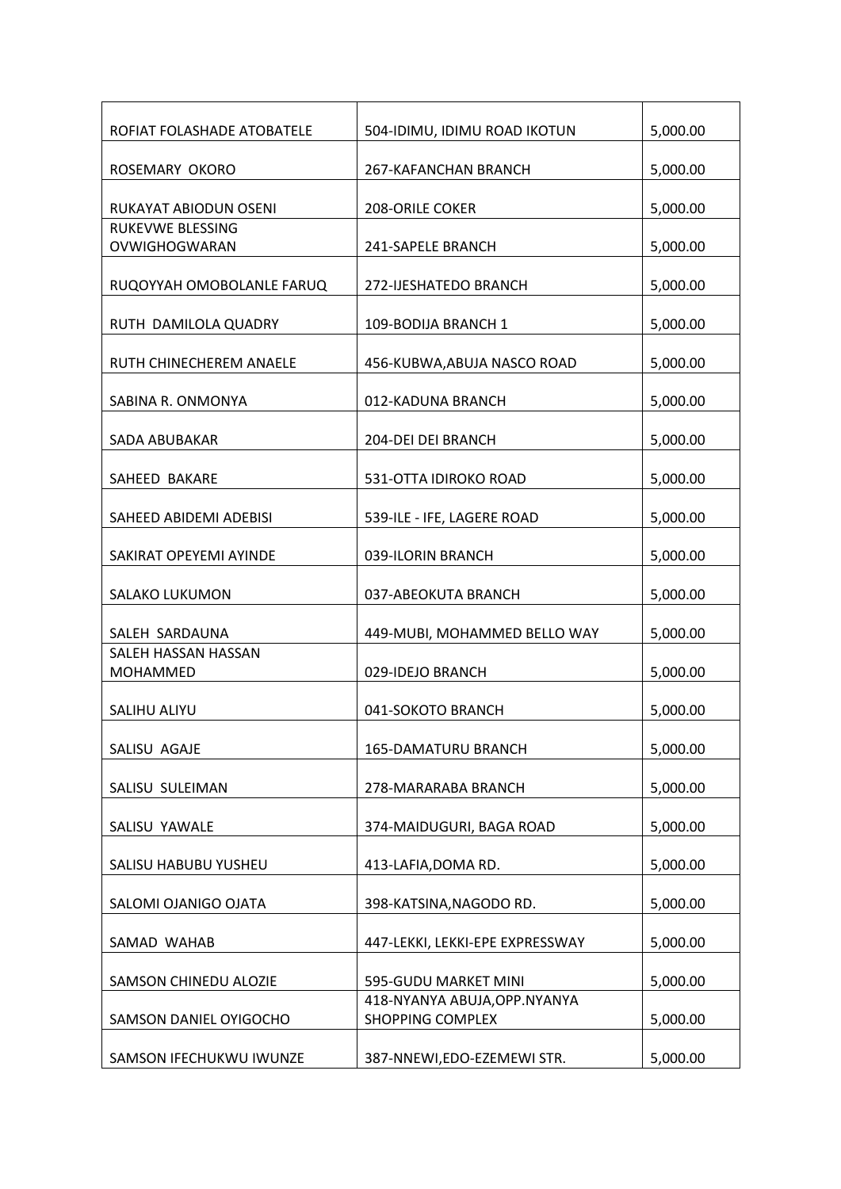| | | |
|---|---|---|
| ROFIAT FOLASHADE ATOBATELE | 504-IDIMU, IDIMU ROAD IKOTUN | 5,000.00 |
| ROSEMARY OKORO | 267-KAFANCHAN BRANCH | 5,000.00 |
| RUKAYAT ABIODUN OSENI | 208-ORILE COKER | 5,000.00 |
| RUKEVWE BLESSING OVWIGHOGWARAN | 241-SAPELE BRANCH | 5,000.00 |
| RUQOYYAH OMOBOLANLE FARUQ | 272-IJESHATEDO BRANCH | 5,000.00 |
| RUTH DAMILOLA QUADRY | 109-BODIJA BRANCH 1 | 5,000.00 |
| RUTH CHINECHEREM ANAELE | 456-KUBWA,ABUJA NASCO ROAD | 5,000.00 |
| SABINA R. ONMONYA | 012-KADUNA BRANCH | 5,000.00 |
| SADA ABUBAKAR | 204-DEI DEI BRANCH | 5,000.00 |
| SAHEED BAKARE | 531-OTTA IDIROKO ROAD | 5,000.00 |
| SAHEED ABIDEMI ADEBISI | 539-ILE - IFE, LAGERE ROAD | 5,000.00 |
| SAKIRAT OPEYEMI AYINDE | 039-ILORIN BRANCH | 5,000.00 |
| SALAKO LUKUMON | 037-ABEOKUTA BRANCH | 5,000.00 |
| SALEH SARDAUNA | 449-MUBI, MOHAMMED BELLO WAY | 5,000.00 |
| SALEH HASSAN HASSAN MOHAMMED | 029-IDEJO BRANCH | 5,000.00 |
| SALIHU ALIYU | 041-SOKOTO BRANCH | 5,000.00 |
| SALISU AGAJE | 165-DAMATURU BRANCH | 5,000.00 |
| SALISU SULEIMAN | 278-MARARABA BRANCH | 5,000.00 |
| SALISU YAWALE | 374-MAIDUGURI, BAGA ROAD | 5,000.00 |
| SALISU HABUBU YUSHEU | 413-LAFIA,DOMA RD. | 5,000.00 |
| SALOMI OJANIGO OJATA | 398-KATSINA,NAGODO RD. | 5,000.00 |
| SAMAD WAHAB | 447-LEKKI, LEKKI-EPE EXPRESSWAY | 5,000.00 |
| SAMSON CHINEDU ALOZIE | 595-GUDU MARKET MINI | 5,000.00 |
| SAMSON DANIEL OYIGOCHO | 418-NYANYA ABUJA,OPP.NYANYA SHOPPING COMPLEX | 5,000.00 |
| SAMSON IFECHUKWU IWUNZE | 387-NNEWI,EDO-EZEMEWI STR. | 5,000.00 |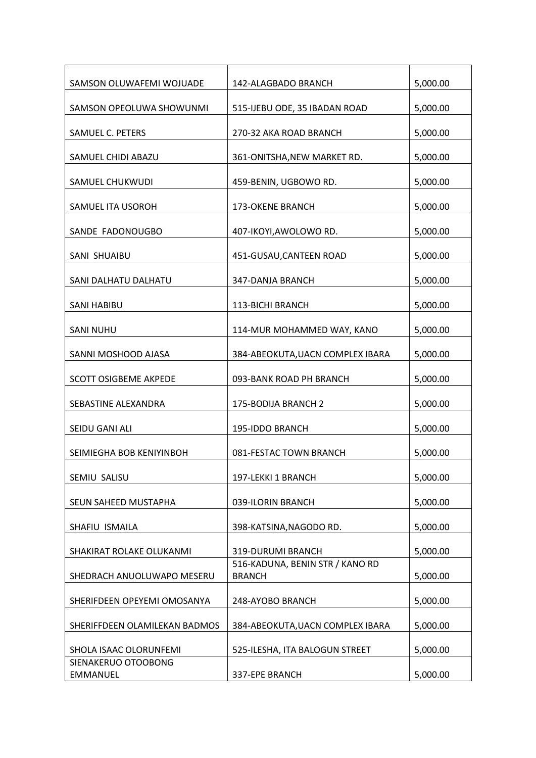| | | |
|---|---|---|
| SAMSON OLUWAFEMI WOJUADE | 142-ALAGBADO BRANCH | 5,000.00 |
| SAMSON OPEOLUWA SHOWUNMI | 515-IJEBU ODE, 35 IBADAN ROAD | 5,000.00 |
| SAMUEL C. PETERS | 270-32 AKA ROAD BRANCH | 5,000.00 |
| SAMUEL CHIDI ABAZU | 361-ONITSHA,NEW MARKET RD. | 5,000.00 |
| SAMUEL CHUKWUDI | 459-BENIN, UGBOWO RD. | 5,000.00 |
| SAMUEL ITA USOROH | 173-OKENE BRANCH | 5,000.00 |
| SANDE FADONOUGBO | 407-IKOYI,AWOLOWO RD. | 5,000.00 |
| SANI SHUAIBU | 451-GUSAU,CANTEEN ROAD | 5,000.00 |
| SANI DALHATU DALHATU | 347-DANJA BRANCH | 5,000.00 |
| SANI HABIBU | 113-BICHI BRANCH | 5,000.00 |
| SANI NUHU | 114-MUR MOHAMMED WAY, KANO | 5,000.00 |
| SANNI MOSHOOD AJASA | 384-ABEOKUTA,UACN COMPLEX IBARA | 5,000.00 |
| SCOTT OSIGBEME AKPEDE | 093-BANK ROAD PH BRANCH | 5,000.00 |
| SEBASTINE ALEXANDRA | 175-BODIJA BRANCH 2 | 5,000.00 |
| SEIDU GANI ALI | 195-IDDO BRANCH | 5,000.00 |
| SEIMIEGHA BOB KENIYINBOH | 081-FESTAC TOWN BRANCH | 5,000.00 |
| SEMIU SALISU | 197-LEKKI 1 BRANCH | 5,000.00 |
| SEUN SAHEED MUSTAPHA | 039-ILORIN BRANCH | 5,000.00 |
| SHAFIU ISMAILA | 398-KATSINA,NAGODO RD. | 5,000.00 |
| SHAKIRAT ROLAKE OLUKANMI | 319-DURUMI BRANCH | 5,000.00 |
| SHEDRACH ANUOLUWAPO MESERU | 516-KADUNA, BENIN STR / KANO RD BRANCH | 5,000.00 |
| SHERIFDEEN OPEYEMI OMOSANYA | 248-AYOBO BRANCH | 5,000.00 |
| SHERIFFDEEN OLAMILEKAN BADMOS | 384-ABEOKUTA,UACN COMPLEX IBARA | 5,000.00 |
| SHOLA ISAAC OLORUNFEMI | 525-ILESHA, ITA BALOGUN STREET | 5,000.00 |
| SIENAKERUO OTOOBONG EMMANUEL | 337-EPE BRANCH | 5,000.00 |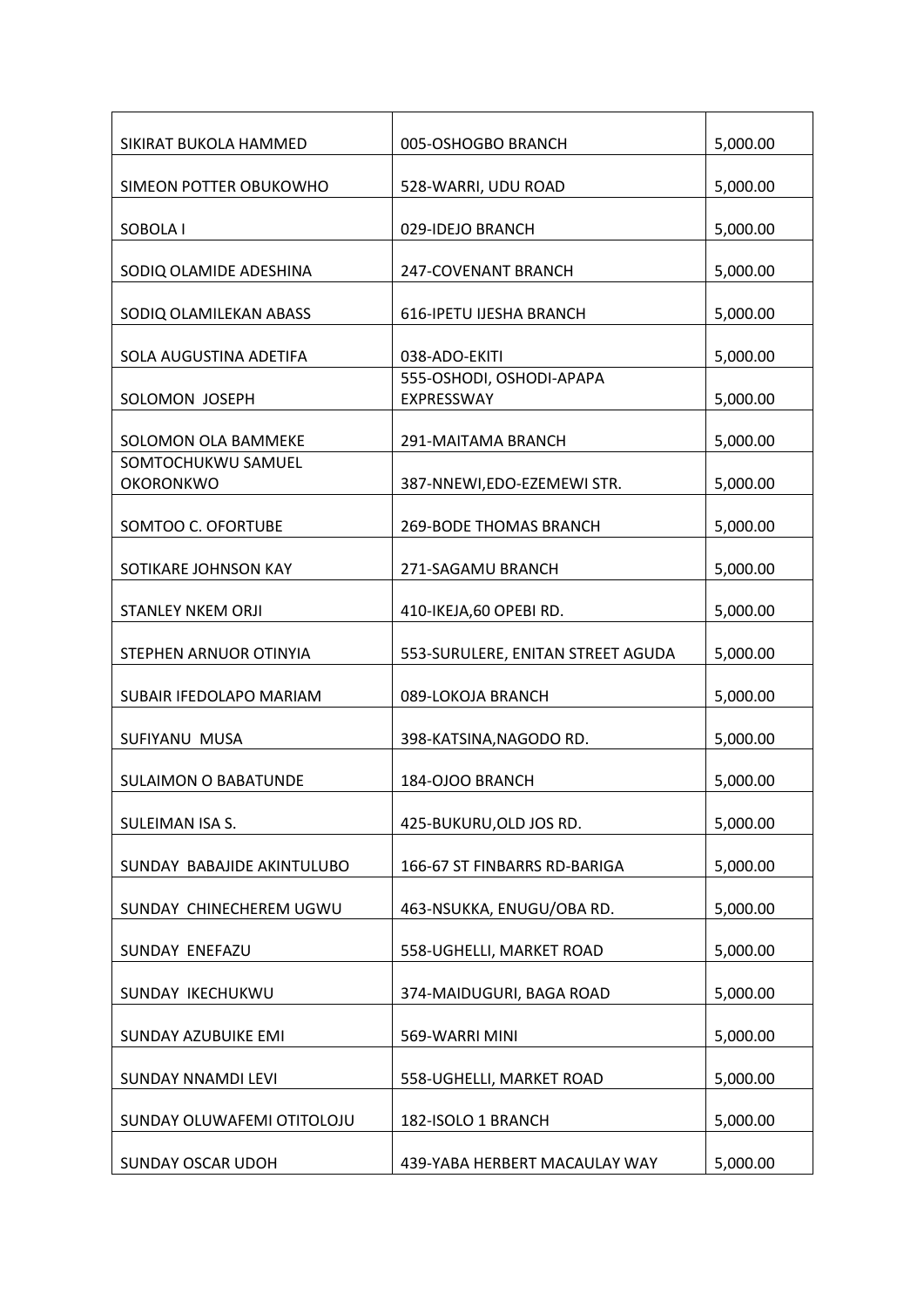| | | |
|---|---|---|
| SIKIRAT BUKOLA HAMMED | 005-OSHOGBO BRANCH | 5,000.00 |
| SIMEON POTTER OBUKOWHO | 528-WARRI, UDU ROAD | 5,000.00 |
| SOBOLA I | 029-IDEJO BRANCH | 5,000.00 |
| SODIQ OLAMIDE ADESHINA | 247-COVENANT BRANCH | 5,000.00 |
| SODIQ OLAMILEKAN ABASS | 616-IPETU IJESHA BRANCH | 5,000.00 |
| SOLA AUGUSTINA ADETIFA | 038-ADO-EKITI | 5,000.00 |
| SOLOMON JOSEPH | 555-OSHODI, OSHODI-APAPA EXPRESSWAY | 5,000.00 |
| SOLOMON OLA BAMMEKE | 291-MAITAMA BRANCH | 5,000.00 |
| SOMTOCHUKWU SAMUEL OKORONKWO | 387-NNEWI,EDO-EZEMEWI STR. | 5,000.00 |
| SOMTOO C. OFORTUBE | 269-BODE THOMAS BRANCH | 5,000.00 |
| SOTIKARE JOHNSON KAY | 271-SAGAMU BRANCH | 5,000.00 |
| STANLEY NKEM ORJI | 410-IKEJA,60 OPEBI RD. | 5,000.00 |
| STEPHEN ARNUOR OTINYIA | 553-SURULERE, ENITAN STREET AGUDA | 5,000.00 |
| SUBAIR IFEDOLAPO MARIAM | 089-LOKOJA BRANCH | 5,000.00 |
| SUFIYANU MUSA | 398-KATSINA,NAGODO RD. | 5,000.00 |
| SULAIMON O BABATUNDE | 184-OJOO BRANCH | 5,000.00 |
| SULEIMAN ISA S. | 425-BUKURU,OLD JOS RD. | 5,000.00 |
| SUNDAY BABAJIDE AKINTULUBO | 166-67 ST FINBARRS RD-BARIGA | 5,000.00 |
| SUNDAY CHINECHEREM UGWU | 463-NSUKKA, ENUGU/OBA RD. | 5,000.00 |
| SUNDAY ENEFAZU | 558-UGHELLI, MARKET ROAD | 5,000.00 |
| SUNDAY IKECHUKWU | 374-MAIDUGURI, BAGA ROAD | 5,000.00 |
| SUNDAY AZUBUIKE EMI | 569-WARRI MINI | 5,000.00 |
| SUNDAY NNAMDI LEVI | 558-UGHELLI, MARKET ROAD | 5,000.00 |
| SUNDAY OLUWAFEMI OTITOLOJU | 182-ISOLO 1 BRANCH | 5,000.00 |
| SUNDAY OSCAR UDOH | 439-YABA HERBERT MACAULAY WAY | 5,000.00 |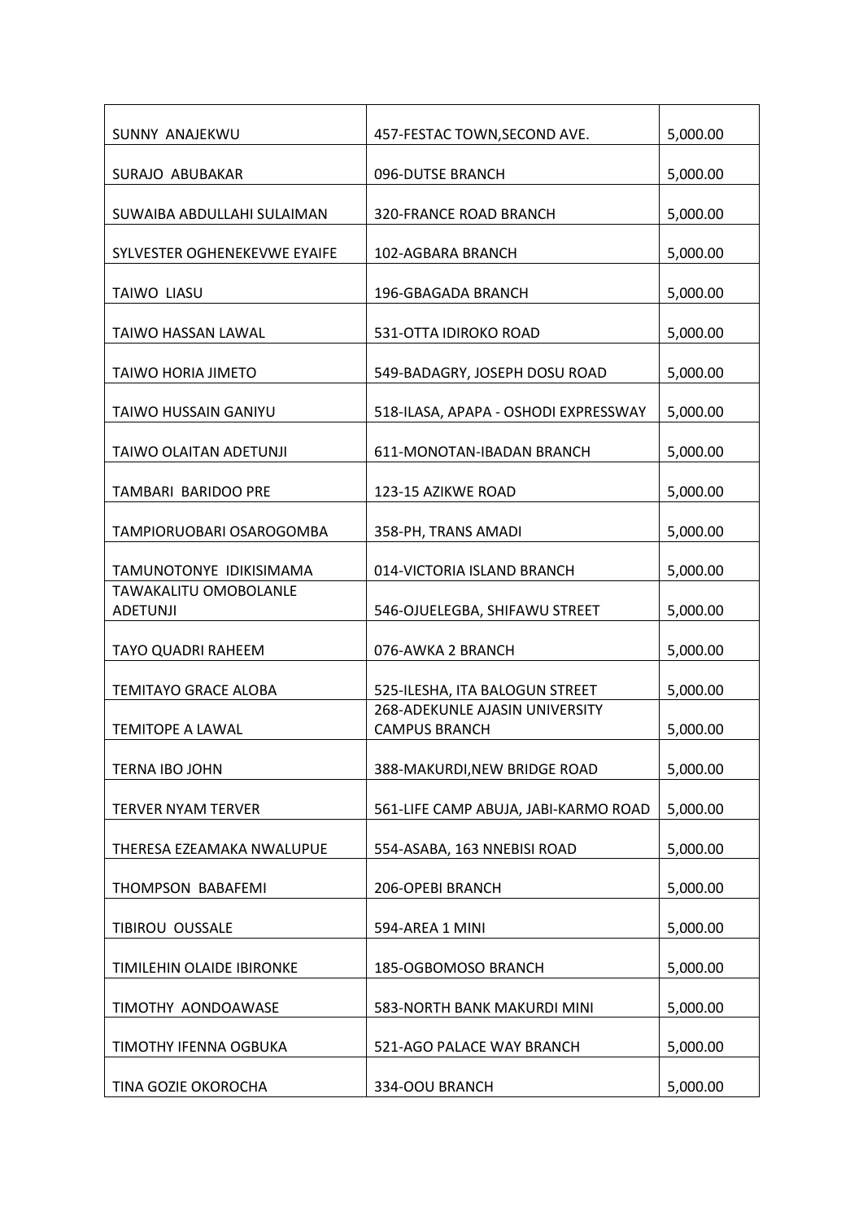| | | |
|---|---|---|
| SUNNY  ANAJEKWU | 457-FESTAC TOWN,SECOND AVE. | 5,000.00 |
| SURAJO  ABUBAKAR | 096-DUTSE BRANCH | 5,000.00 |
| SUWAIBA ABDULLAHI SULAIMAN | 320-FRANCE ROAD BRANCH | 5,000.00 |
| SYLVESTER OGHENEKEVWE EYAIFE | 102-AGBARA BRANCH | 5,000.00 |
| TAIWO  LIASU | 196-GBAGADA BRANCH | 5,000.00 |
| TAIWO HASSAN LAWAL | 531-OTTA IDIROKO ROAD | 5,000.00 |
| TAIWO HORIA JIMETO | 549-BADAGRY, JOSEPH DOSU ROAD | 5,000.00 |
| TAIWO HUSSAIN GANIYU | 518-ILASA, APAPA - OSHODI EXPRESSWAY | 5,000.00 |
| TAIWO OLAITAN ADETUNJI | 611-MONOTAN-IBADAN BRANCH | 5,000.00 |
| TAMBARI  BARIDOO PRE | 123-15 AZIKWE ROAD | 5,000.00 |
| TAMPIORUOBARI OSAROGOMBA | 358-PH, TRANS AMADI | 5,000.00 |
| TAMUNOTONYE  IDIKISIMAMA | 014-VICTORIA ISLAND BRANCH | 5,000.00 |
| TAWAKALITU OMOBOLANLE ADETUNJI | 546-OJUELEGBA, SHIFAWU STREET | 5,000.00 |
| TAYO QUADRI RAHEEM | 076-AWKA 2 BRANCH | 5,000.00 |
| TEMITAYO GRACE ALOBA | 525-ILESHA, ITA BALOGUN STREET | 5,000.00 |
| TEMITOPE A LAWAL | 268-ADEKUNLE AJASIN UNIVERSITY CAMPUS BRANCH | 5,000.00 |
| TERNA IBO JOHN | 388-MAKURDI,NEW BRIDGE ROAD | 5,000.00 |
| TERVER NYAM TERVER | 561-LIFE CAMP ABUJA, JABI-KARMO ROAD | 5,000.00 |
| THERESA EZEAMAKA NWALUPUE | 554-ASABA, 163 NNEBISI ROAD | 5,000.00 |
| THOMPSON  BABAFEMI | 206-OPEBI BRANCH | 5,000.00 |
| TIBIROU  OUSSALE | 594-AREA 1 MINI | 5,000.00 |
| TIMILEHIN OLAIDE IBIRONKE | 185-OGBOMOSO BRANCH | 5,000.00 |
| TIMOTHY  AONDOAWASE | 583-NORTH BANK MAKURDI MINI | 5,000.00 |
| TIMOTHY IFENNA OGBUKA | 521-AGO PALACE WAY BRANCH | 5,000.00 |
| TINA GOZIE OKOROCHA | 334-OOU BRANCH | 5,000.00 |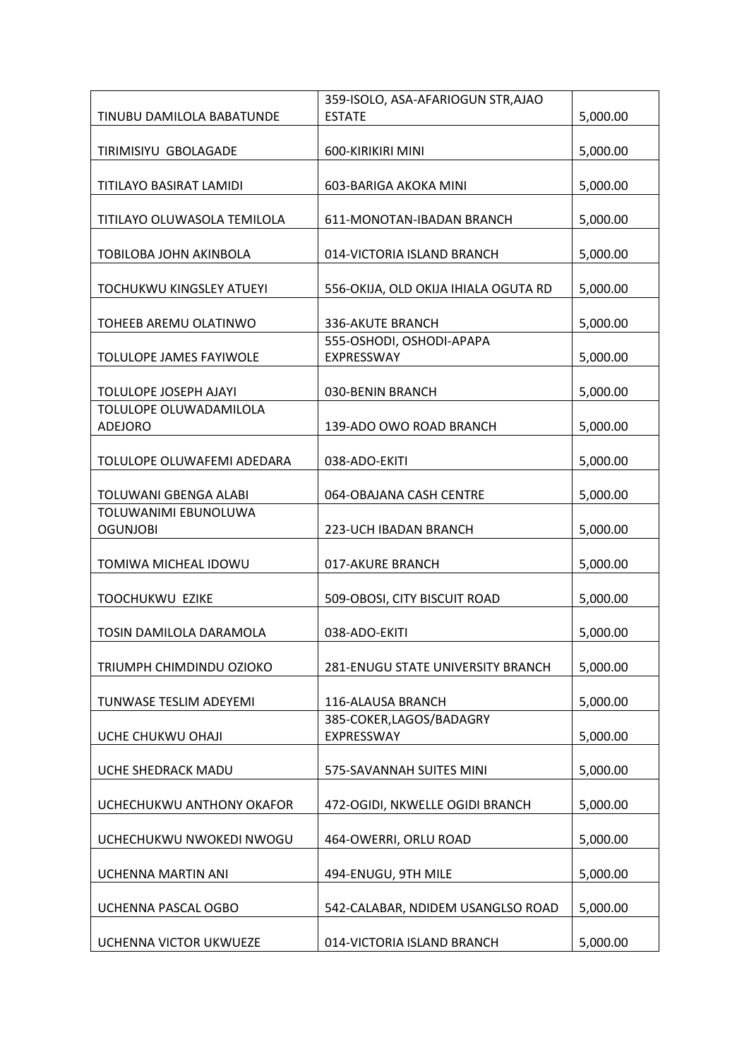| | | |
|---|---|---|
| TINUBU DAMILOLA BABATUNDE | 359-ISOLO, ASA-AFARIOGUN STR,AJAO ESTATE | 5,000.00 |
| TIRIMISIYU GBOLAGADE | 600-KIRIKIRI MINI | 5,000.00 |
| TITILAYO BASIRAT LAMIDI | 603-BARIGA AKOKA MINI | 5,000.00 |
| TITILAYO OLUWASOLA TEMILOLA | 611-MONOTAN-IBADAN BRANCH | 5,000.00 |
| TOBILOBA JOHN AKINBOLA | 014-VICTORIA ISLAND BRANCH | 5,000.00 |
| TOCHUKWU KINGSLEY ATUEYI | 556-OKIJA, OLD OKIJA IHIALA OGUTA RD | 5,000.00 |
| TOHEEB AREMU OLATINWO | 336-AKUTE BRANCH | 5,000.00 |
| TOLULOPE JAMES FAYIWOLE | 555-OSHODI, OSHODI-APAPA EXPRESSWAY | 5,000.00 |
| TOLULOPE JOSEPH AJAYI | 030-BENIN BRANCH | 5,000.00 |
| TOLULOPE OLUWADAMILOLA ADEJORO | 139-ADO OWO ROAD BRANCH | 5,000.00 |
| TOLULOPE OLUWAFEMI ADEDARA | 038-ADO-EKITI | 5,000.00 |
| TOLUWANI GBENGA ALABI | 064-OBAJANA CASH CENTRE | 5,000.00 |
| TOLUWANIMI EBUNOLUWA OGUNJOBI | 223-UCH IBADAN BRANCH | 5,000.00 |
| TOMIWA MICHEAL IDOWU | 017-AKURE BRANCH | 5,000.00 |
| TOOCHUKWU EZIKE | 509-OBOSI, CITY BISCUIT ROAD | 5,000.00 |
| TOSIN DAMILOLA DARAMOLA | 038-ADO-EKITI | 5,000.00 |
| TRIUMPH CHIMDINDU OZIOKO | 281-ENUGU STATE UNIVERSITY BRANCH | 5,000.00 |
| TUNWASE TESLIM ADEYEMI | 116-ALAUSA BRANCH | 5,000.00 |
| UCHE CHUKWU OHAJI | 385-COKER,LAGOS/BADAGRY EXPRESSWAY | 5,000.00 |
| UCHE SHEDRACK MADU | 575-SAVANNAH SUITES MINI | 5,000.00 |
| UCHECHUKWU ANTHONY OKAFOR | 472-OGIDI, NKWELLE OGIDI BRANCH | 5,000.00 |
| UCHECHUKWU NWOKEDI NWOGU | 464-OWERRI, ORLU ROAD | 5,000.00 |
| UCHENNA MARTIN ANI | 494-ENUGU, 9TH MILE | 5,000.00 |
| UCHENNA PASCAL OGBO | 542-CALABAR, NDIDEM USANGLSO ROAD | 5,000.00 |
| UCHENNA VICTOR UKWUEZE | 014-VICTORIA ISLAND BRANCH | 5,000.00 |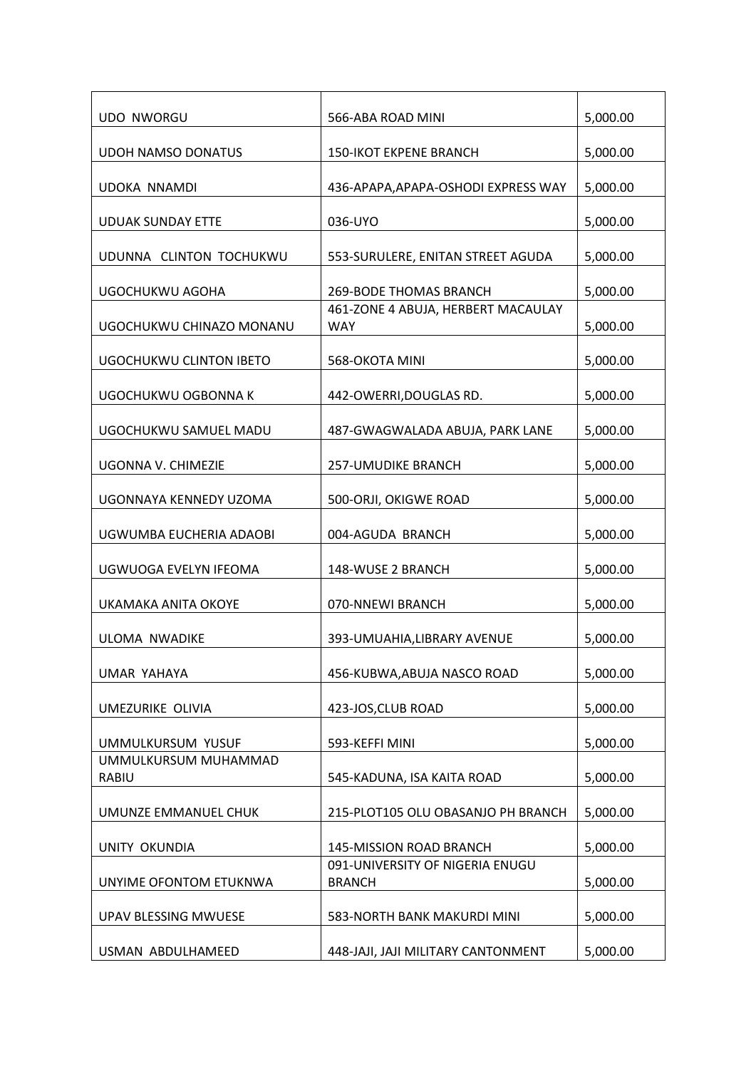| | | |
|---|---|---|
| UDO NWORGU | 566-ABA ROAD MINI | 5,000.00 |
| UDOH NAMSO DONATUS | 150-IKOT EKPENE BRANCH | 5,000.00 |
| UDOKA NNAMDI | 436-APAPA,APAPA-OSHODI EXPRESS WAY | 5,000.00 |
| UDUAK SUNDAY ETTE | 036-UYO | 5,000.00 |
| UDUNNA CLINTON TOCHUKWU | 553-SURULERE, ENITAN STREET AGUDA | 5,000.00 |
| UGOCHUKWU AGOHA | 269-BODE THOMAS BRANCH | 5,000.00 |
| UGOCHUKWU CHINAZO MONANU | 461-ZONE 4 ABUJA, HERBERT MACAULAY WAY | 5,000.00 |
| UGOCHUKWU CLINTON IBETO | 568-OKOTA MINI | 5,000.00 |
| UGOCHUKWU OGBONNA K | 442-OWERRI,DOUGLAS RD. | 5,000.00 |
| UGOCHUKWU SAMUEL MADU | 487-GWAGWALADA ABUJA, PARK LANE | 5,000.00 |
| UGONNA V. CHIMEZIE | 257-UMUDIKE BRANCH | 5,000.00 |
| UGONNAYA KENNEDY UZOMA | 500-ORJI, OKIGWE ROAD | 5,000.00 |
| UGWUMBA EUCHERIA ADAOBI | 004-AGUDA BRANCH | 5,000.00 |
| UGWUOGA EVELYN IFEOMA | 148-WUSE 2 BRANCH | 5,000.00 |
| UKAMAKA ANITA OKOYE | 070-NNEWI BRANCH | 5,000.00 |
| ULOMA NWADIKE | 393-UMUAHIA,LIBRARY AVENUE | 5,000.00 |
| UMAR YAHAYA | 456-KUBWA,ABUJA NASCO ROAD | 5,000.00 |
| UMEZURIKE OLIVIA | 423-JOS,CLUB ROAD | 5,000.00 |
| UMMULKURSUM YUSUF | 593-KEFFI MINI | 5,000.00 |
| UMMULKURSUM MUHAMMAD RABIU | 545-KADUNA, ISA KAITA ROAD | 5,000.00 |
| UMUNZE EMMANUEL CHUK | 215-PLOT105 OLU OBASANJO PH BRANCH | 5,000.00 |
| UNITY OKUNDIA | 145-MISSION ROAD BRANCH | 5,000.00 |
| UNYIME OFONTOM ETUKNWA | 091-UNIVERSITY OF NIGERIA ENUGU BRANCH | 5,000.00 |
| UPAV BLESSING MWUESE | 583-NORTH BANK MAKURDI MINI | 5,000.00 |
| USMAN ABDULHAMEED | 448-JAJI, JAJI MILITARY CANTONMENT | 5,000.00 |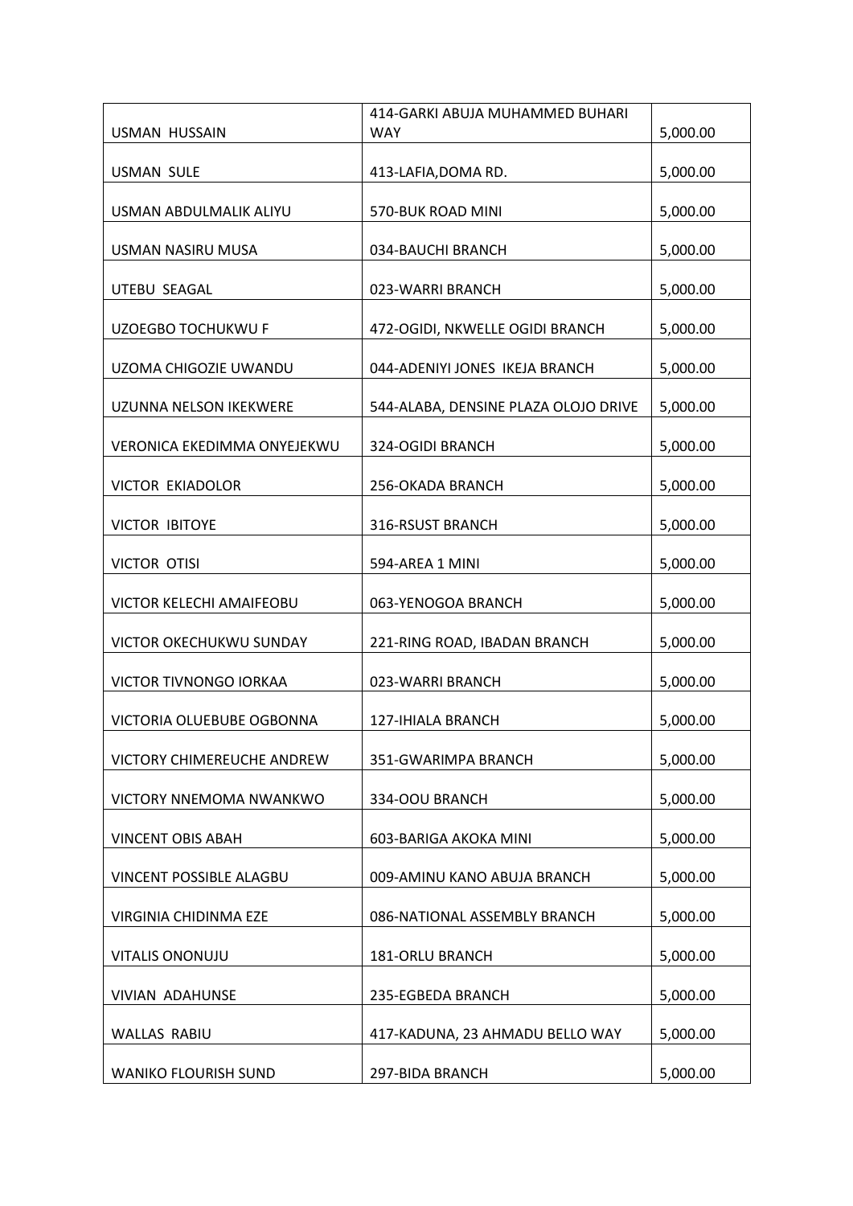| | | |
|---|---|---|
| USMAN HUSSAIN | 414-GARKI ABUJA MUHAMMED BUHARI WAY | 5,000.00 |
| USMAN SULE | 413-LAFIA,DOMA RD. | 5,000.00 |
| USMAN ABDULMALIK ALIYU | 570-BUK ROAD MINI | 5,000.00 |
| USMAN NASIRU MUSA | 034-BAUCHI BRANCH | 5,000.00 |
| UTEBU SEAGAL | 023-WARRI BRANCH | 5,000.00 |
| UZOEGBO TOCHUKWU F | 472-OGIDI, NKWELLE OGIDI BRANCH | 5,000.00 |
| UZOMA CHIGOZIE UWANDU | 044-ADENIYI JONES IKEJA BRANCH | 5,000.00 |
| UZUNNA NELSON IKEKWERE | 544-ALABA, DENSINE PLAZA OLOJO DRIVE | 5,000.00 |
| VERONICA EKEDIMMA ONYEJEKWU | 324-OGIDI BRANCH | 5,000.00 |
| VICTOR EKIADOLOR | 256-OKADA BRANCH | 5,000.00 |
| VICTOR IBITOYE | 316-RSUST BRANCH | 5,000.00 |
| VICTOR OTISI | 594-AREA 1 MINI | 5,000.00 |
| VICTOR KELECHI AMAIFEOBU | 063-YENOGOA BRANCH | 5,000.00 |
| VICTOR OKECHUKWU SUNDAY | 221-RING ROAD, IBADAN BRANCH | 5,000.00 |
| VICTOR TIVNONGO IORKAA | 023-WARRI BRANCH | 5,000.00 |
| VICTORIA OLUEBUBE OGBONNA | 127-IHIALA BRANCH | 5,000.00 |
| VICTORY CHIMEREUCHE ANDREW | 351-GWARIMPA BRANCH | 5,000.00 |
| VICTORY NNEMOMA NWANKWO | 334-OOU BRANCH | 5,000.00 |
| VINCENT OBIS ABAH | 603-BARIGA AKOKA MINI | 5,000.00 |
| VINCENT POSSIBLE ALAGBU | 009-AMINU KANO ABUJA BRANCH | 5,000.00 |
| VIRGINIA CHIDINMA EZE | 086-NATIONAL ASSEMBLY BRANCH | 5,000.00 |
| VITALIS ONONUJU | 181-ORLU BRANCH | 5,000.00 |
| VIVIAN ADAHUNSE | 235-EGBEDA BRANCH | 5,000.00 |
| WALLAS RABIU | 417-KADUNA, 23 AHMADU BELLO WAY | 5,000.00 |
| WANIKO FLOURISH SUND | 297-BIDA BRANCH | 5,000.00 |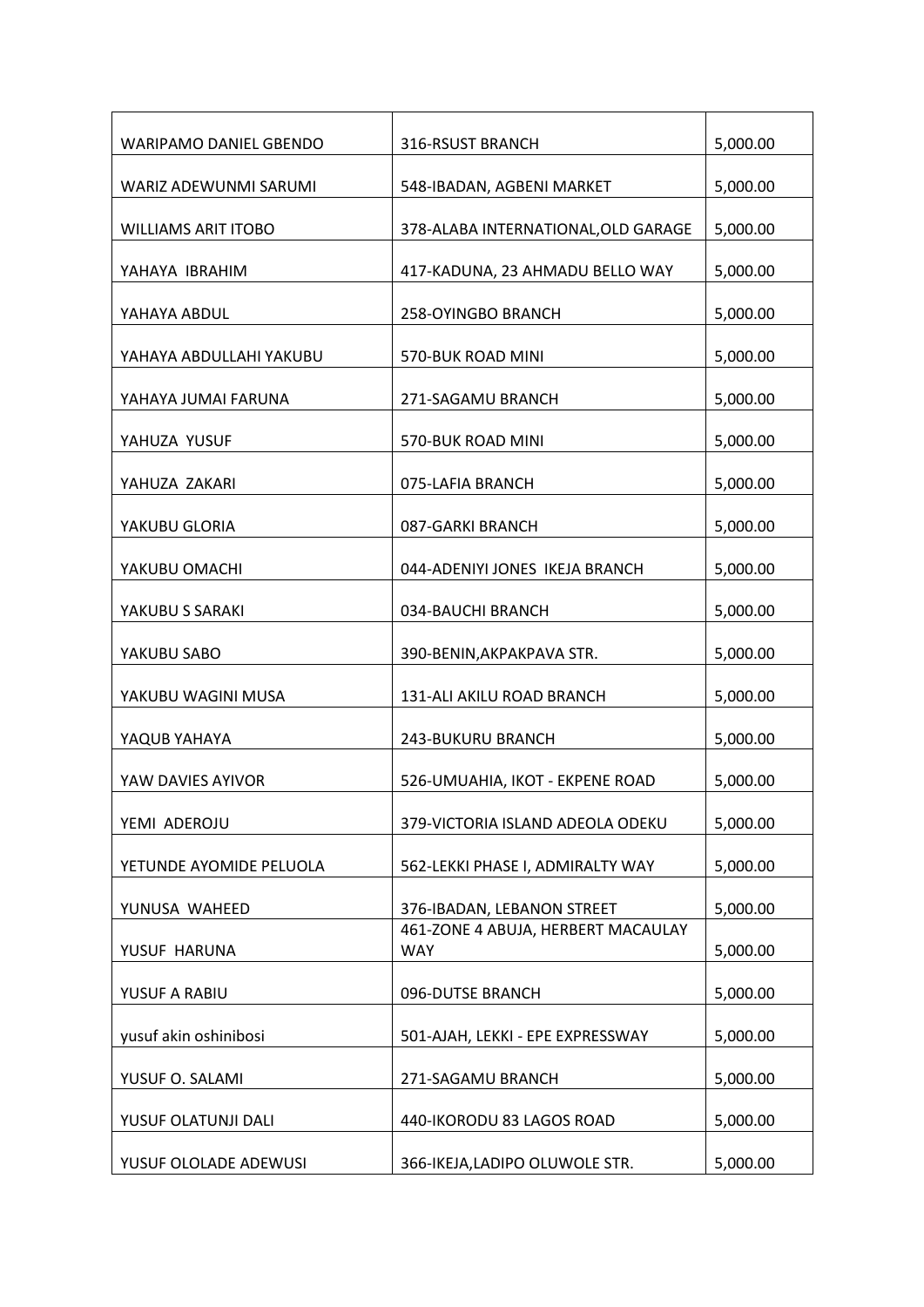| WARIPAMO DANIEL GBENDO | 316-RSUST BRANCH | 5,000.00 |
|---|---|---|
| WARIZ ADEWUNMI SARUMI | 548-IBADAN, AGBENI MARKET | 5,000.00 |
| WILLIAMS ARIT ITOBO | 378-ALABA INTERNATIONAL,OLD GARAGE | 5,000.00 |
| YAHAYA IBRAHIM | 417-KADUNA, 23 AHMADU BELLO WAY | 5,000.00 |
| YAHAYA ABDUL | 258-OYINGBO BRANCH | 5,000.00 |
| YAHAYA ABDULLAHI YAKUBU | 570-BUK ROAD MINI | 5,000.00 |
| YAHAYA JUMAI FARUNA | 271-SAGAMU BRANCH | 5,000.00 |
| YAHUZA YUSUF | 570-BUK ROAD MINI | 5,000.00 |
| YAHUZA ZAKARI | 075-LAFIA BRANCH | 5,000.00 |
| YAKUBU GLORIA | 087-GARKI BRANCH | 5,000.00 |
| YAKUBU OMACHI | 044-ADENIYI JONES IKEJA BRANCH | 5,000.00 |
| YAKUBU S SARAKI | 034-BAUCHI BRANCH | 5,000.00 |
| YAKUBU SABO | 390-BENIN,AKPAKPAVA STR. | 5,000.00 |
| YAKUBU WAGINI MUSA | 131-ALI AKILU ROAD BRANCH | 5,000.00 |
| YAQUB YAHAYA | 243-BUKURU BRANCH | 5,000.00 |
| YAW DAVIES AYIVOR | 526-UMUAHIA, IKOT - EKPENE ROAD | 5,000.00 |
| YEMI ADEROJU | 379-VICTORIA ISLAND ADEOLA ODEKU | 5,000.00 |
| YETUNDE AYOMIDE PELUOLA | 562-LEKKI PHASE I, ADMIRALTY WAY | 5,000.00 |
| YUNUSA WAHEED | 376-IBADAN, LEBANON STREET | 5,000.00 |
| YUSUF HARUNA | 461-ZONE 4 ABUJA, HERBERT MACAULAY WAY | 5,000.00 |
| YUSUF A RABIU | 096-DUTSE BRANCH | 5,000.00 |
| yusuf akin oshinibosi | 501-AJAH, LEKKI - EPE EXPRESSWAY | 5,000.00 |
| YUSUF O. SALAMI | 271-SAGAMU BRANCH | 5,000.00 |
| YUSUF OLATUNJI DALI | 440-IKORODU 83 LAGOS ROAD | 5,000.00 |
| YUSUF OLOLADE ADEWUSI | 366-IKEJA,LADIPO OLUWOLE STR. | 5,000.00 |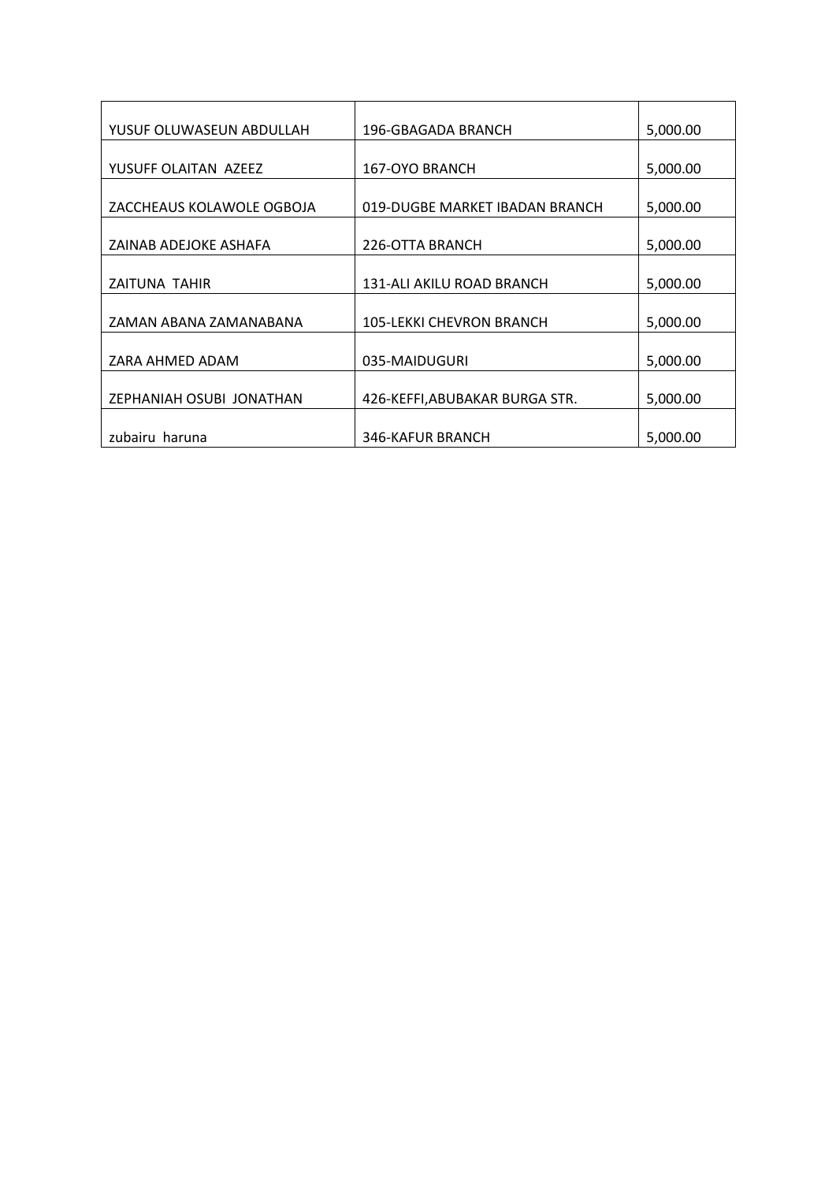| | | |
|---|---|---|
| YUSUF OLUWASEUN ABDULLAH | 196-GBAGADA BRANCH | 5,000.00 |
| YUSUFF OLAITAN AZEEZ | 167-OYO BRANCH | 5,000.00 |
| ZACCHEAUS KOLAWOLE OGBOJA | 019-DUGBE MARKET IBADAN BRANCH | 5,000.00 |
| ZAINAB ADEJOKE ASHAFA | 226-OTTA BRANCH | 5,000.00 |
| ZAITUNA TAHIR | 131-ALI AKILU ROAD BRANCH | 5,000.00 |
| ZAMAN ABANA ZAMANABANA | 105-LEKKI CHEVRON BRANCH | 5,000.00 |
| ZARA AHMED ADAM | 035-MAIDUGURI | 5,000.00 |
| ZEPHANIAH OSUBI JONATHAN | 426-KEFFI,ABUBAKAR BURGA STR. | 5,000.00 |
| zubairu haruna | 346-KAFUR BRANCH | 5,000.00 |